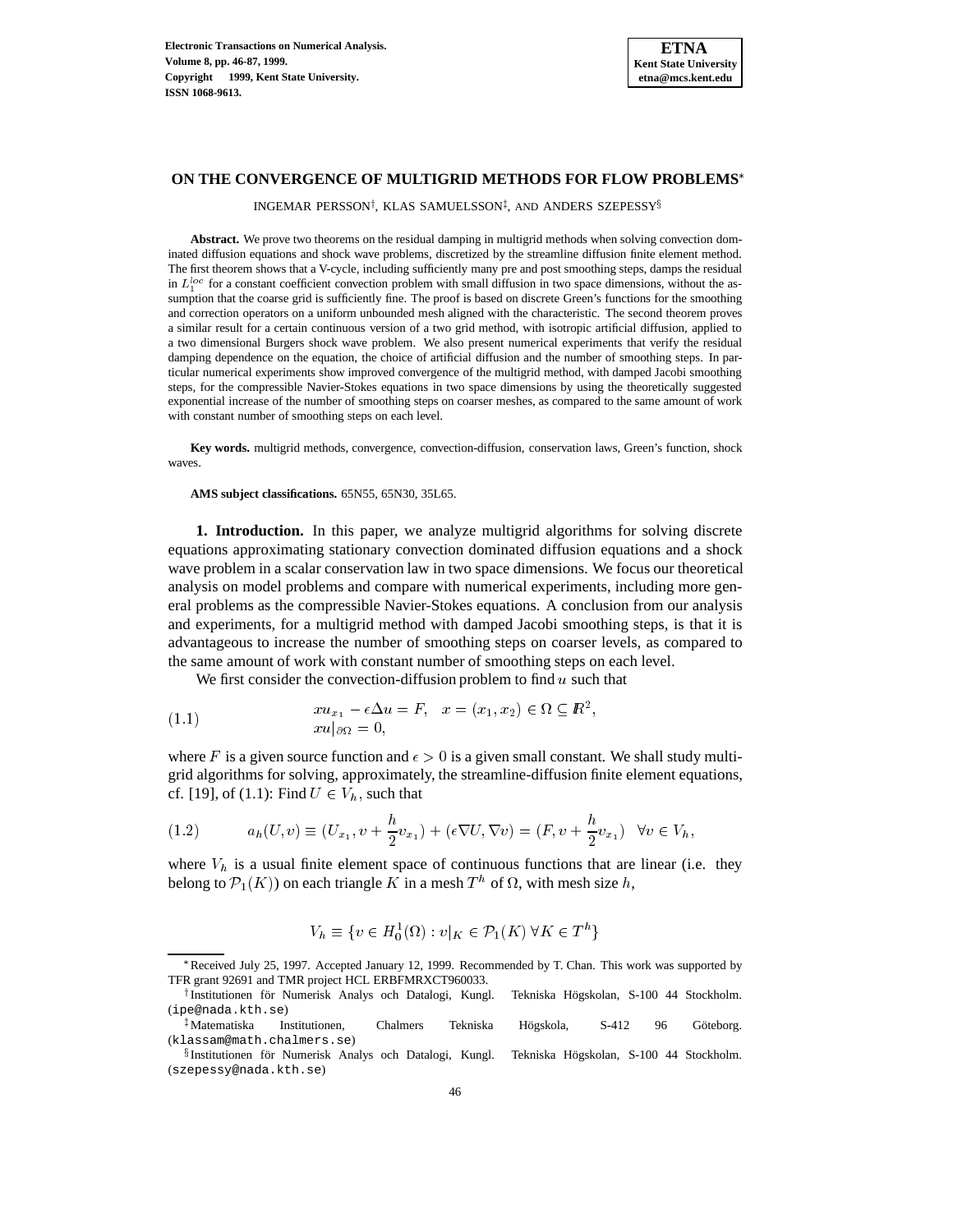# ON THE CONVERGENCE OF MULTIGRID METHODS FOR FLOW PROBLEMS*

INGEMAR PERSSON†, KLAS SAMUELSSON‡, AND ANDERS SZEPESSY§

**Abstract.** We prove two theorems on the residual damping in multigrid methods when solving convection dominated diffusion equations and shock wave problems, discretized by the streamline diffusion finite element method. The first theorem shows that a V-cycle, including sufficiently many pre and post smoothing steps, damps the residual in $L_1^{loc}$ for a constant coefficient convection problem with small diffusion in two space dimensions, without the assumption that the coarse grid is sufficiently fine. The proof is based on discrete Green's functions for the smoothing and correction operators on a uniform unbounded mesh aligned with the characteristic. The second theorem proves a similar result for a certain continuous version of a two grid method, with isotropic artificial diffusion, applied to a two dimensional Burgers shock wave problem. We also present numerical experiments that verify the residual damping dependence on the equation, the choice of artificial diffusion and the number of smoothing steps. In particular numerical experiments show improved convergence of the multigrid method, with damped Jacobi smoothing steps, for the compressible Navier-Stokes equations in two space dimensions by using the theoretically suggested exponential increase of the number of smoothing steps on coarser meshes, as compared to the same amount of work with constant number of smoothing steps on each level.

**Key words.** multigrid methods, convergence, convection-diffusion, conservation laws, Green's function, shock waves.

**AMS subject classifications.** 65N55, 65N30, 35L65.

**1. Introduction.** In this paper, we analyze multigrid algorithms for solving discrete equations approximating stationary convection dominated diffusion equations and a shock wave problem in a scalar conservation law in two space dimensions. We focus our theoretical analysis on model problems and compare with numerical experiments, including more general problems as the compressible Navier-Stokes equations. A conclusion from our analysis and experiments, for a multigrid method with damped Jacobi smoothing steps, is that it is advantageous to increase the number of smoothing steps on coarser levels, as compared to the same amount of work with constant number of smoothing steps on each level.

We first consider the convection-diffusion problem to find $u$ such that

$$
\begin{aligned}
&xu_{x_1} - \epsilon\Delta u = F, \quad x = (x_1, x_2) \in \Omega \subseteq I\!R^2, \\
&xu|_{\partial\Omega} = 0,
\end{aligned}
\tag{1.1}
$$

where $F$ is a given source function and $\epsilon > 0$ is a given small constant. We shall study multigrid algorithms for solving, approximately, the streamline-diffusion finite element equations, cf. [19], of (1.1): Find $U \in V_h$, such that

$$
a_h(U, v) \equiv (U_{x_1}, v + \frac{h}{2}v_{x_1}) + (\epsilon\nabla U, \nabla v) = (F, v + \frac{h}{2}v_{x_1}) \quad \forall v \in V_h,
\tag{1.2}
$$

where $V_h$ is a usual finite element space of continuous functions that are linear (i.e. they belong to $\mathcal{P}_1(K)$) on each triangle $K$ in a mesh $T^h$ of $\Omega$, with mesh size $h$,

$$
V_h \equiv \{v \in H_0^1(\Omega) : v|_K \in \mathcal{P}_1(K)\ \forall K \in T^h\}
$$

---

*Received July 25, 1997. Accepted January 12, 1999. Recommended by T. Chan. This work was supported by TFR grant 92691 and TMR project HCL ERBFMRXCT960033.

†Institutionen för Numerisk Analys och Datalogi, Kungl. Tekniska Högskolan, S-100 44 Stockholm. (ipe@nada.kth.se)

‡Matematiska Institutionen, Chalmers Tekniska Högskola, S-412 96 Göteborg. (klassam@math.chalmers.se)

§Institutionen för Numerisk Analys och Datalogi, Kungl. Tekniska Högskolan, S-100 44 Stockholm. (szepessy@nada.kth.se)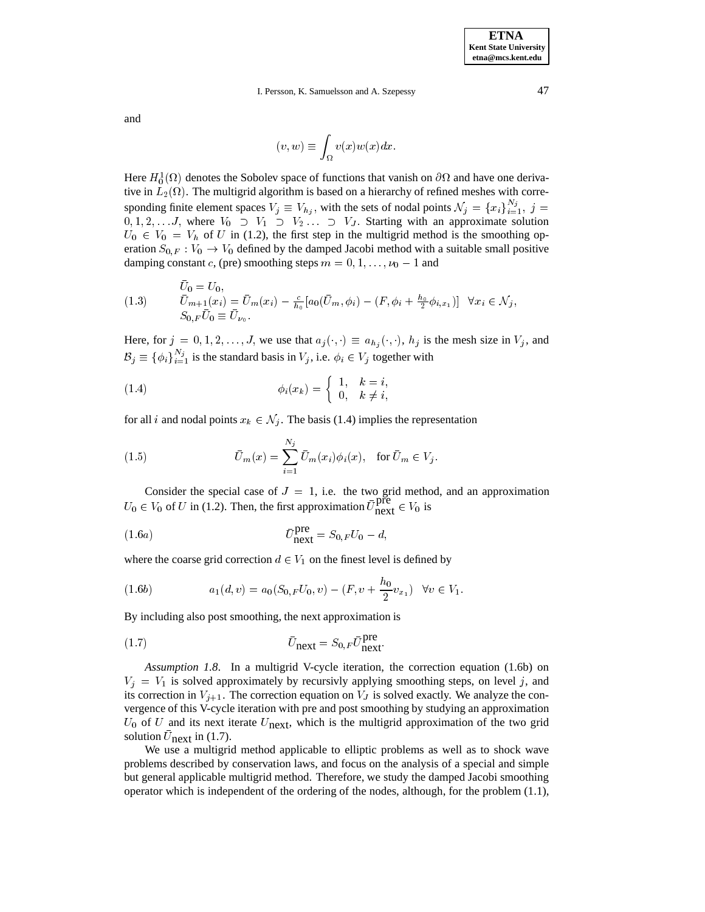and

$$(v, w) \equiv \int_\Omega v(x)w(x)dx.$$

Here $H_0^1(\Omega)$ denotes the Sobolev space of functions that vanish on $\partial\Omega$ and have one derivative in $L_2(\Omega)$. The multigrid algorithm is based on a hierarchy of refined meshes with corresponding finite element spaces $V_j \equiv V_{h_j}$, with the sets of nodal points $\mathcal{N}_j = \{x_i\}_{i=1}^{N_j}$, $j = 0, 1, 2, \ldots J$, where $V_0 \supset V_1 \supset V_2 \ldots \supset V_J$. Starting with an approximate solution $U_0 \in V_0 = V_h$ of $U$ in (1.2), the first step in the multigrid method is the smoothing operation $S_{0,F} : V_0 \to V_0$ defined by the damped Jacobi method with a suitable small positive damping constant $c$, (pre) smoothing steps $m = 0, 1, \ldots, \nu_0 - 1$ and

$$
\begin{array}{l}
\bar{U}_0 = U_0, \\
\bar{U}_{m+1}(x_i) = \bar{U}_m(x_i) - \frac{c}{h_0}[a_0(\bar{U}_m, \phi_i) - (F, \phi_i + \frac{h_0}{2}\phi_{i,x_1})] \quad \forall x_i \in \mathcal{N}_j, \\
S_{0,F}\bar{U}_0 \equiv \bar{U}_{\nu_0}.
\end{array} \tag{1.3}
$$

Here, for $j = 0, 1, 2, \ldots, J$, we use that $a_j(\cdot, \cdot) \equiv a_{h_j}(\cdot, \cdot)$, $h_j$ is the mesh size in $V_j$, and $\mathcal{B}_j \equiv \{\phi_i\}_{i=1}^{N_j}$ is the standard basis in $V_j$, i.e. $\phi_i \in V_j$ together with

$$\phi_i(x_k) = \begin{cases} 1, & k = i, \\ 0, & k \neq i, \end{cases} \tag{1.4}$$

for all $i$ and nodal points $x_k \in \mathcal{N}_j$. The basis (1.4) implies the representation

$$\bar{U}_m(x) = \sum_{i=1}^{N_j} \bar{U}_m(x_i)\phi_i(x), \quad \text{for } \bar{U}_m \in V_j. \tag{1.5}$$

Consider the special case of $J = 1$, i.e. the two grid method, and an approximation $U_0 \in V_0$ of $U$ in (1.2). Then, the first approximation $\bar{U}_{\text{next}}^{\text{pre}} \in V_0$ is

$$\bar{U}_{\text{next}}^{\text{pre}} = S_{0,F}U_0 - d, \tag{1.6a}$$

where the coarse grid correction $d \in V_1$ on the finest level is defined by

$$a_1(d, v) = a_0(S_{0,F}U_0, v) - (F, v + \frac{h_0}{2}v_{x_1}) \quad \forall v \in V_1. \tag{1.6b}$$

By including also post smoothing, the next approximation is

$$\bar{U}_{\text{next}} = S_{0,F}\bar{U}_{\text{next}}^{\text{pre}}. \tag{1.7}$$

*Assumption 1.8*. In a multigrid V-cycle iteration, the correction equation (1.6b) on $V_j = V_1$ is solved approximately by recursivly applying smoothing steps, on level $j$, and its correction in $V_{j+1}$. The correction equation on $V_J$ is solved exactly. We analyze the convergence of this V-cycle iteration with pre and post smoothing by studying an approximation $U_0$ of $U$ and its next iterate $U_{\text{next}}$, which is the multigrid approximation of the two grid solution $\bar{U}_{\text{next}}$ in (1.7).

We use a multigrid method applicable to elliptic problems as well as to shock wave problems described by conservation laws, and focus on the analysis of a special and simple but general applicable multigrid method. Therefore, we study the damped Jacobi smoothing operator which is independent of the ordering of the nodes, although, for the problem (1.1),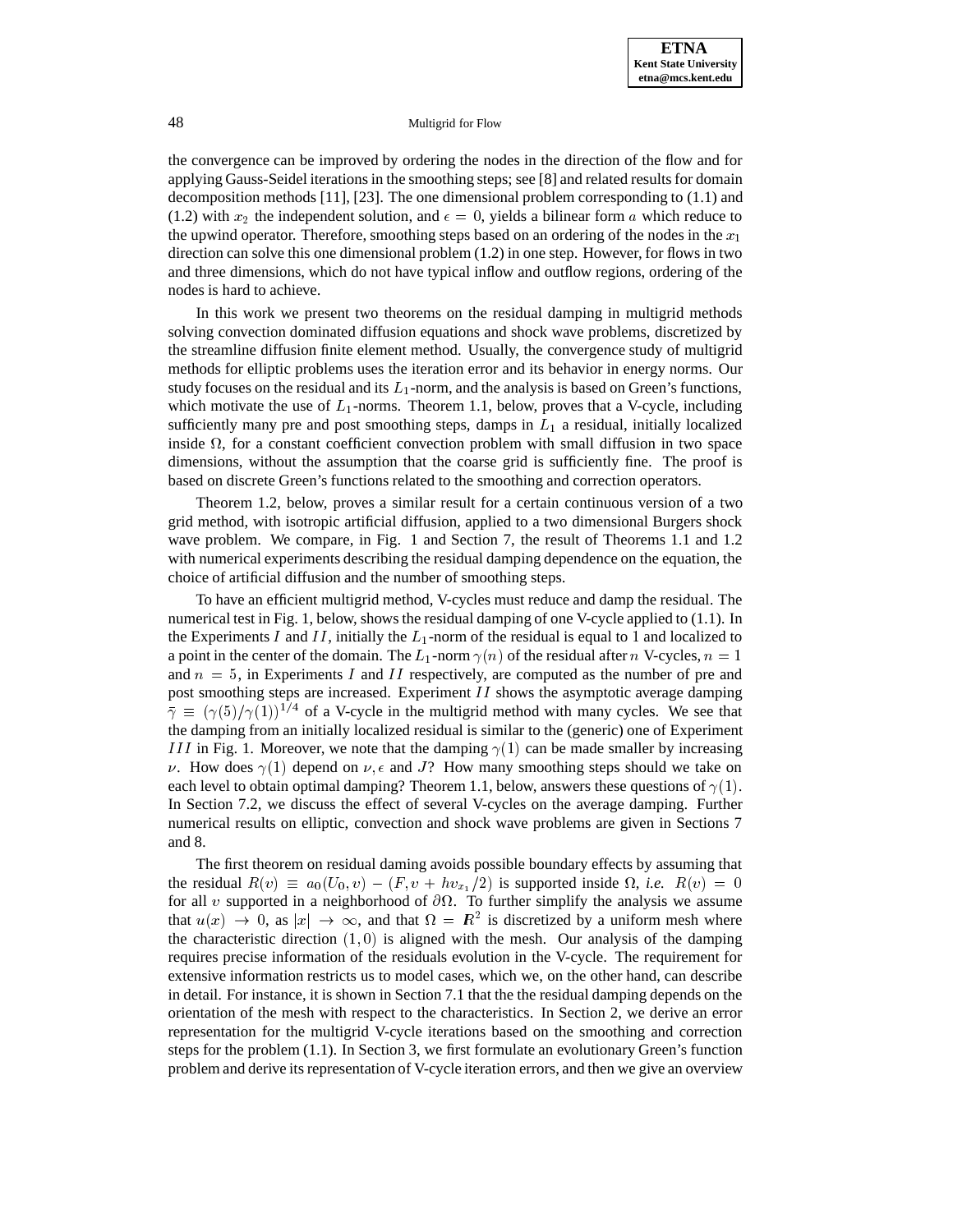the convergence can be improved by ordering the nodes in the direction of the flow and for applying Gauss-Seidel iterations in the smoothing steps; see [8] and related results for domain decomposition methods [11], [23]. The one dimensional problem corresponding to (1.1) and (1.2) with $x_2$ the independent solution, and $\epsilon = 0$, yields a bilinear form $a$ which reduce to the upwind operator. Therefore, smoothing steps based on an ordering of the nodes in the $x_1$ direction can solve this one dimensional problem (1.2) in one step. However, for flows in two and three dimensions, which do not have typical inflow and outflow regions, ordering of the nodes is hard to achieve.

In this work we present two theorems on the residual damping in multigrid methods solving convection dominated diffusion equations and shock wave problems, discretized by the streamline diffusion finite element method. Usually, the convergence study of multigrid methods for elliptic problems uses the iteration error and its behavior in energy norms. Our study focuses on the residual and its $L_1$-norm, and the analysis is based on Green's functions, which motivate the use of $L_1$-norms. Theorem 1.1, below, proves that a V-cycle, including sufficiently many pre and post smoothing steps, damps in $L_1$ a residual, initially localized inside $\Omega$, for a constant coefficient convection problem with small diffusion in two space dimensions, without the assumption that the coarse grid is sufficiently fine. The proof is based on discrete Green's functions related to the smoothing and correction operators.

Theorem 1.2, below, proves a similar result for a certain continuous version of a two grid method, with isotropic artificial diffusion, applied to a two dimensional Burgers shock wave problem. We compare, in Fig. 1 and Section 7, the result of Theorems 1.1 and 1.2 with numerical experiments describing the residual damping dependence on the equation, the choice of artificial diffusion and the number of smoothing steps.

To have an efficient multigrid method, V-cycles must reduce and damp the residual. The numerical test in Fig. 1, below, shows the residual damping of one V-cycle applied to (1.1). In the Experiments $I$ and $II$, initially the $L_1$-norm of the residual is equal to 1 and localized to a point in the center of the domain. The $L_1$-norm $\gamma(n)$ of the residual after $n$ V-cycles, $n = 1$ and $n = 5$, in Experiments $I$ and $II$ respectively, are computed as the number of pre and post smoothing steps are increased. Experiment $II$ shows the asymptotic average damping $\bar{\gamma} \equiv (\gamma(5)/\gamma(1))^{1/4}$ of a V-cycle in the multigrid method with many cycles. We see that the damping from an initially localized residual is similar to the (generic) one of Experiment $III$ in Fig. 1. Moreover, we note that the damping $\gamma(1)$ can be made smaller by increasing $\nu$. How does $\gamma(1)$ depend on $\nu, \epsilon$ and $J$? How many smoothing steps should we take on each level to obtain optimal damping? Theorem 1.1, below, answers these questions of $\gamma(1)$. In Section 7.2, we discuss the effect of several V-cycles on the average damping. Further numerical results on elliptic, convection and shock wave problems are given in Sections 7 and 8.

The first theorem on residual daming avoids possible boundary effects by assuming that the residual $R(v) \equiv a_0(U_0, v) - (F, v + hv_{x_1}/2)$ is supported inside $\Omega$, *i.e.* $R(v) = 0$ for all $v$ supported in a neighborhood of $\partial\Omega$. To further simplify the analysis we assume that $u(x) \to 0$, as $|x| \to \infty$, and that $\Omega = \boldsymbol{R}^2$ is discretized by a uniform mesh where the characteristic direction $(1, 0)$ is aligned with the mesh. Our analysis of the damping requires precise information of the residuals evolution in the V-cycle. The requirement for extensive information restricts us to model cases, which we, on the other hand, can describe in detail. For instance, it is shown in Section 7.1 that the the residual damping depends on the orientation of the mesh with respect to the characteristics. In Section 2, we derive an error representation for the multigrid V-cycle iterations based on the smoothing and correction steps for the problem (1.1). In Section 3, we first formulate an evolutionary Green's function problem and derive its representation of V-cycle iteration errors, and then we give an overview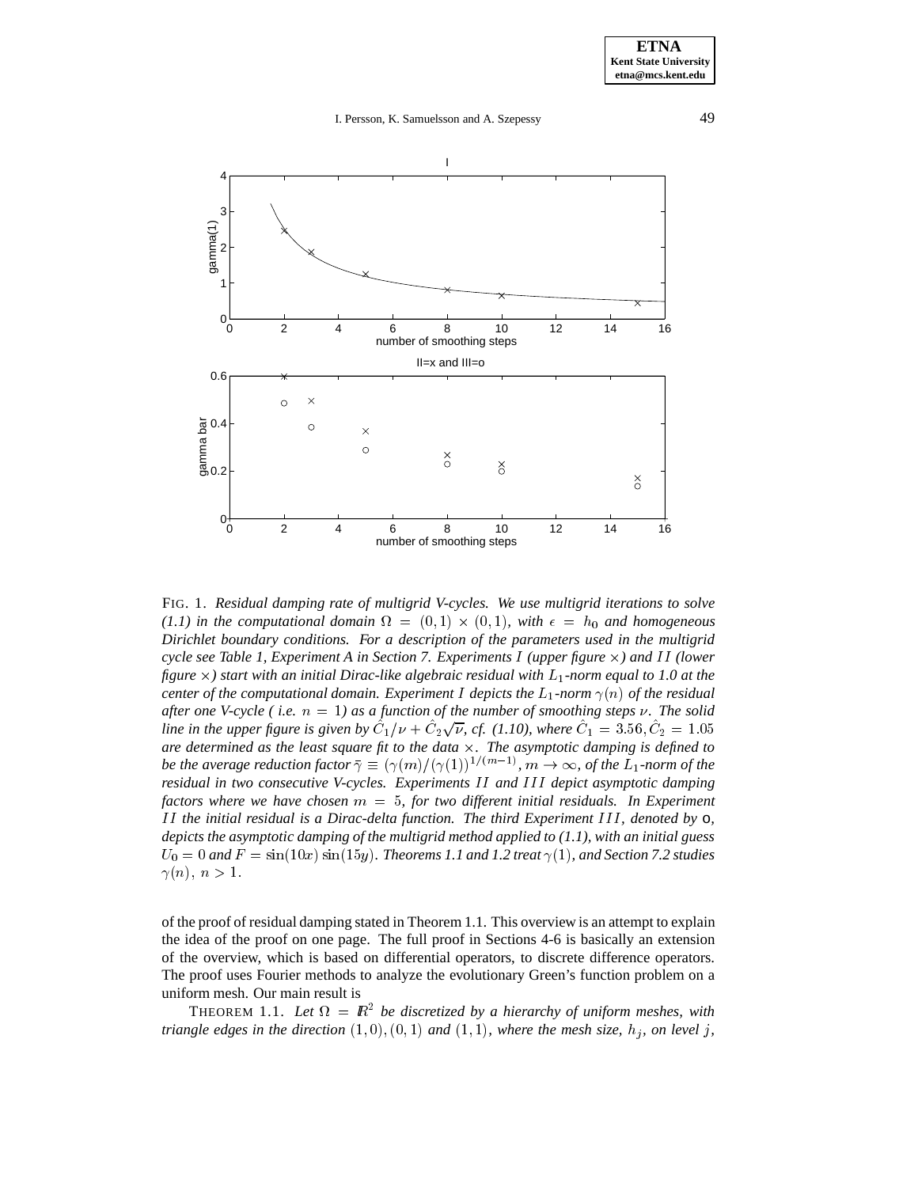FIG. 1. *Residual damping rate of multigrid V-cycles. We use multigrid iterations to solve (1.1) in the computational domain $\Omega = (0,1) \times (0,1)$, with $\epsilon = h_0$ and homogeneous Dirichlet boundary conditions. For a description of the parameters used in the multigrid cycle see Table 1, Experiment A in Section 7. Experiments $I$ (upper figure $\times$) and $II$ (lower figure $\times$) start with an initial Dirac-like algebraic residual with $L_1$-norm equal to 1.0 at the center of the computational domain. Experiment $I$ depicts the $L_1$-norm $\gamma(n)$ of the residual after one V-cycle ( i.e. $n = 1$) as a function of the number of smoothing steps $\nu$. The solid line in the upper figure is given by $\hat{C}_1/\nu + \hat{C}_2\sqrt{\nu}$, cf. (1.10), where $\hat{C}_1 = 3.56, \hat{C}_2 = 1.05$ are determined as the least square fit to the data $\times$. The asymptotic damping is defined to be the average reduction factor $\bar{\gamma} \equiv (\gamma(m)/(\gamma(1))^{1/(m-1)}, m \to \infty$, of the $L_1$-norm of the residual in two consecutive V-cycles. Experiments $II$ and $III$ depict asymptotic damping factors where we have chosen $m = 5$, for two different initial residuals. In Experiment $II$ the initial residual is a Dirac-delta function. The third Experiment $III$, denoted by o, depicts the asymptotic damping of the multigrid method applied to (1.1), with an initial guess $U_0 = 0$ and $F = \sin(10x)\sin(15y)$. Theorems 1.1 and 1.2 treat $\gamma(1)$, and Section 7.2 studies $\gamma(n)$, $n > 1$.*

of the proof of residual damping stated in Theorem 1.1. This overview is an attempt to explain the idea of the proof on one page. The full proof in Sections 4-6 is basically an extension of the overview, which is based on differential operators, to discrete difference operators. The proof uses Fourier methods to analyze the evolutionary Green's function problem on a uniform mesh. Our main result is

THEOREM 1.1. *Let $\Omega = \mathbb{R}^2$ be discretized by a hierarchy of uniform meshes, with triangle edges in the direction $(1,0), (0,1)$ and $(1,1)$, where the mesh size, $h_j$, on level $j$,*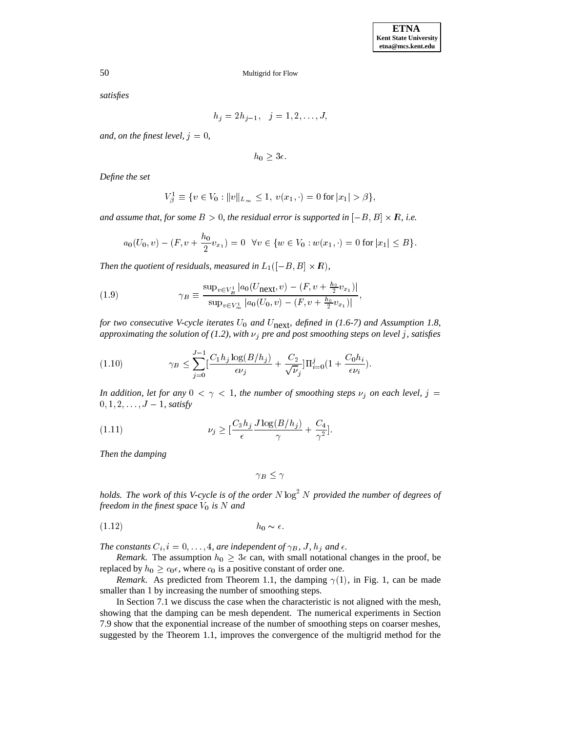*satisfies*

$$h_j = 2h_{j-1}, \quad j = 1, 2, \ldots, J,$$

*and, on the finest level, $j = 0$,*

$$h_0 \geq 3\epsilon.$$

*Define the set*

$$V_\beta^1 \equiv \{v \in V_0 : \|v\|_{L_\infty} \leq 1,\ v(x_1, \cdot) = 0 \text{ for } |x_1| > \beta\},$$

*and assume that, for some $B > 0$, the residual error is supported in $[-B, B] \times \boldsymbol{R}$, i.e.*

$$a_0(U_0, v) - (F, v + \frac{h_0}{2} v_{x_1}) = 0 \quad \forall v \in \{w \in V_0 : w(x_1, \cdot) = 0 \text{ for } |x_1| \leq B\}.$$

*Then the quotient of residuals, measured in $L_1([-B, B] \times \boldsymbol{R})$,*

$$\gamma_B \equiv \frac{\sup_{v \in V_B^1} |a_0(U_{\text{next}}, v) - (F, v + \frac{h_0}{2} v_{x_1})|}{\sup_{v \in V_\infty^1} |a_0(U_0, v) - (F, v + \frac{h_0}{2} v_{x_1})|}, \tag{1.9}$$

*for two consecutive V-cycle iterates $U_0$ and $U_{\text{next}}$, defined in (1.6-7) and Assumption 1.8, approximating the solution of (1.2), with $\nu_j$ pre and post smoothing steps on level $j$, satisfies*

$$\gamma_B \leq \sum_{j=0}^{J-1} [\frac{C_1 h_j \log(B/h_j)}{\epsilon \nu_j} + \frac{C_2}{\sqrt{\nu_j}}] \Pi_{i=0}^{j} (1 + \frac{C_0 h_i}{\epsilon \nu_i}). \tag{1.10}$$

*In addition, let for any $0 < \gamma < 1$, the number of smoothing steps $\nu_j$ on each level, $j = 0, 1, 2, \ldots, J-1$, satisfy*

$$\nu_j \geq [\frac{C_3 h_j}{\epsilon} \frac{J \log(B/h_j)}{\gamma} + \frac{C_4}{\gamma^2}]. \tag{1.11}$$

*Then the damping*

$$\gamma_B \leq \gamma$$

*holds. The work of this V-cycle is of the order $N \log^2 N$ provided the number of degrees of freedom in the finest space $V_0$ is $N$ and*

$$h_0 \sim \epsilon. \tag{1.12}$$

*The constants $C_i, i = 0, \ldots, 4$, are independent of $\gamma_B$, $J$, $h_j$ and $\epsilon$.*

*Remark.* The assumption $h_0 \geq 3\epsilon$ can, with small notational changes in the proof, be replaced by $h_0 \geq c_0 \epsilon$, where $c_0$ is a positive constant of order one.

*Remark.* As predicted from Theorem 1.1, the damping $\gamma(1)$, in Fig. 1, can be made smaller than 1 by increasing the number of smoothing steps.

In Section 7.1 we discuss the case when the characteristic is not aligned with the mesh, showing that the damping can be mesh dependent. The numerical experiments in Section 7.9 show that the exponential increase of the number of smoothing steps on coarser meshes, suggested by the Theorem 1.1, improves the convergence of the multigrid method for the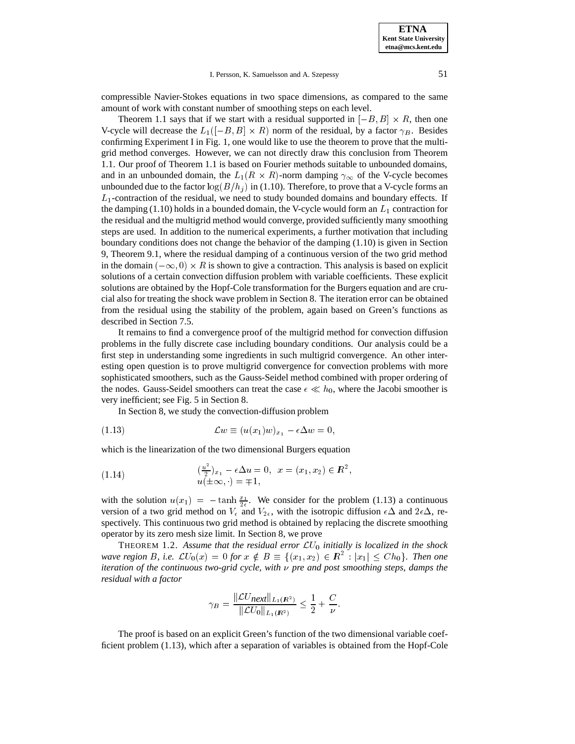compressible Navier-Stokes equations in two space dimensions, as compared to the same amount of work with constant number of smoothing steps on each level.

Theorem 1.1 says that if we start with a residual supported in $[-B, B] \times R$, then one V-cycle will decrease the $L_1([-B, B] \times R)$ norm of the residual, by a factor $\gamma_B$. Besides confirming Experiment I in Fig. 1, one would like to use the theorem to prove that the multigrid method converges. However, we can not directly draw this conclusion from Theorem 1.1. Our proof of Theorem 1.1 is based on Fourier methods suitable to unbounded domains, and in an unbounded domain, the $L_1(R \times R)$-norm damping $\gamma_\infty$ of the V-cycle becomes unbounded due to the factor $\log(B/h_j)$ in (1.10). Therefore, to prove that a V-cycle forms an $L_1$-contraction of the residual, we need to study bounded domains and boundary effects. If the damping (1.10) holds in a bounded domain, the V-cycle would form an $L_1$ contraction for the residual and the multigrid method would converge, provided sufficiently many smoothing steps are used. In addition to the numerical experiments, a further motivation that including boundary conditions does not change the behavior of the damping (1.10) is given in Section 9, Theorem 9.1, where the residual damping of a continuous version of the two grid method in the domain $(-\infty, 0) \times R$ is shown to give a contraction. This analysis is based on explicit solutions of a certain convection diffusion problem with variable coefficients. These explicit solutions are obtained by the Hopf-Cole transformation for the Burgers equation and are crucial also for treating the shock wave problem in Section 8. The iteration error can be obtained from the residual using the stability of the problem, again based on Green's functions as described in Section 7.5.

It remains to find a convergence proof of the multigrid method for convection diffusion problems in the fully discrete case including boundary conditions. Our analysis could be a first step in understanding some ingredients in such multigrid convergence. An other interesting open question is to prove multigrid convergence for convection problems with more sophisticated smoothers, such as the Gauss-Seidel method combined with proper ordering of the nodes. Gauss-Seidel smoothers can treat the case $\epsilon \ll h_0$, where the Jacobi smoother is very inefficient; see Fig. 5 in Section 8.

In Section 8, we study the convection-diffusion problem

$$\mathcal{L}w \equiv (u(x_1)w)_{x_1} - \epsilon \Delta w = 0, \tag{1.13}$$

which is the linearization of the two dimensional Burgers equation

$$\begin{aligned} &(\tfrac{u^2}{2})_{x_1} - \epsilon \Delta u = 0, \ \ x = (x_1, x_2) \in \boldsymbol{R}^2, \\ &u(\pm\infty, \cdot) = \mp 1, \end{aligned} \tag{1.14}$$

with the solution $u(x_1) = -\tanh \frac{x_1}{2\epsilon}$. We consider for the problem (1.13) a continuous version of a two grid method on $V_\epsilon$ and $V_{2\epsilon}$, with the isotropic diffusion $\epsilon\Delta$ and $2\epsilon\Delta$, respectively. This continuous two grid method is obtained by replacing the discrete smoothing operator by its zero mesh size limit. In Section 8, we prove

THEOREM 1.2. *Assume that the residual error $\mathcal{L}U_0$ initially is localized in the shock wave region $B$, i.e. $\mathcal{L}U_0(x) = 0$ for $x \notin B \equiv \{(x_1, x_2) \in \boldsymbol{R}^2 : |x_1| \le Ch_0\}$. Then one iteration of the continuous two-grid cycle, with $\nu$ pre and post smoothing steps, damps the residual with a factor*

$$\gamma_B = \frac{\|\mathcal{L}U_{next}\|_{L_1(\boldsymbol{R}^2)}}{\|\mathcal{L}U_0\|_{L_1(\boldsymbol{R}^2)}} \le \frac{1}{2} + \frac{C}{\nu}.$$

The proof is based on an explicit Green's function of the two dimensional variable coefficient problem (1.13), which after a separation of variables is obtained from the Hopf-Cole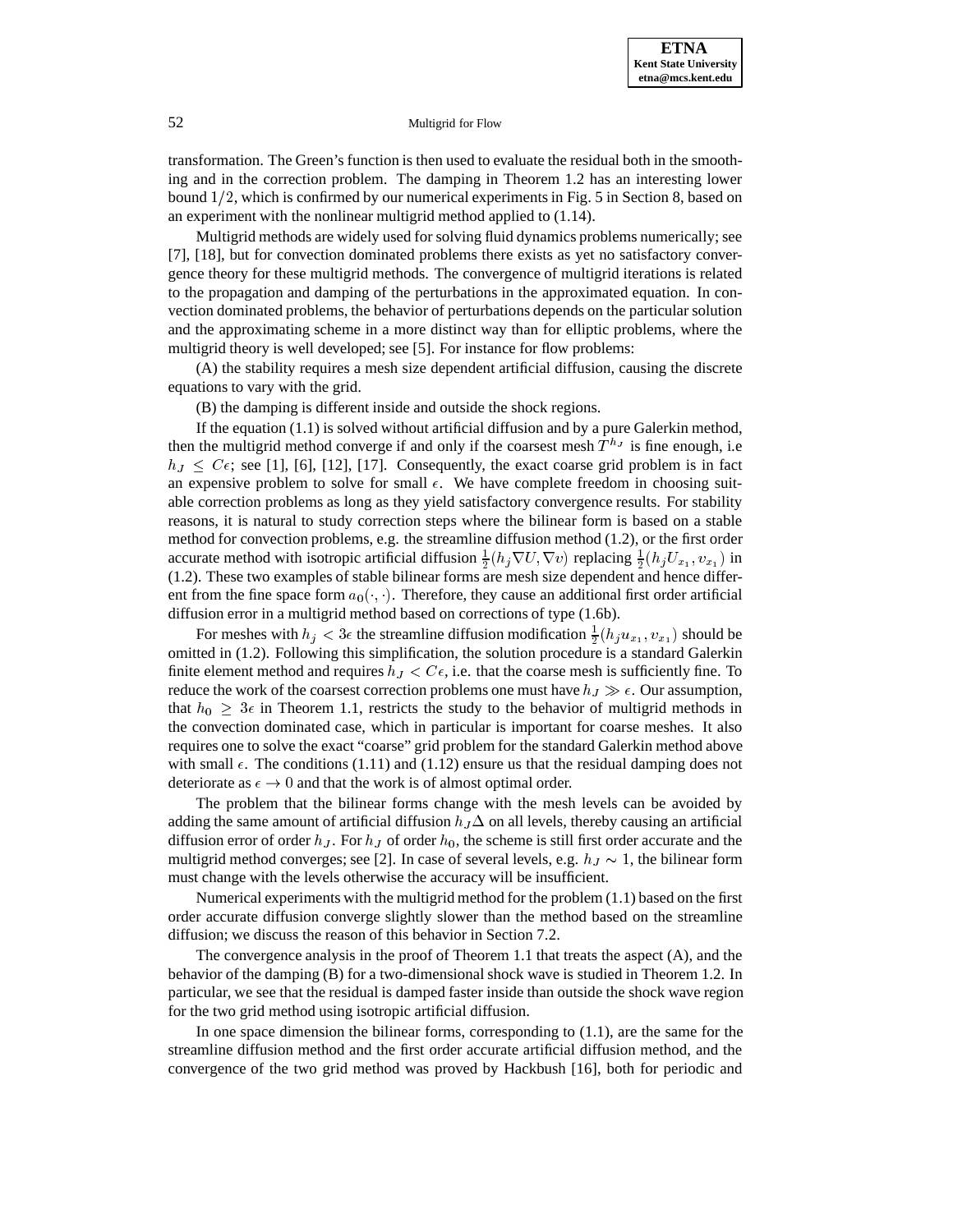transformation. The Green's function is then used to evaluate the residual both in the smoothing and in the correction problem. The damping in Theorem 1.2 has an interesting lower bound $1/2$, which is confirmed by our numerical experiments in Fig. 5 in Section 8, based on an experiment with the nonlinear multigrid method applied to (1.14).

Multigrid methods are widely used for solving fluid dynamics problems numerically; see [7], [18], but for convection dominated problems there exists as yet no satisfactory convergence theory for these multigrid methods. The convergence of multigrid iterations is related to the propagation and damping of the perturbations in the approximated equation. In convection dominated problems, the behavior of perturbations depends on the particular solution and the approximating scheme in a more distinct way than for elliptic problems, where the multigrid theory is well developed; see [5]. For instance for flow problems:

(A) the stability requires a mesh size dependent artificial diffusion, causing the discrete equations to vary with the grid.

(B) the damping is different inside and outside the shock regions.

If the equation (1.1) is solved without artificial diffusion and by a pure Galerkin method, then the multigrid method converge if and only if the coarsest mesh $T^{h_J}$ is fine enough, i.e $h_J \leq C\epsilon$; see [1], [6], [12], [17]. Consequently, the exact coarse grid problem is in fact an expensive problem to solve for small $\epsilon$. We have complete freedom in choosing suitable correction problems as long as they yield satisfactory convergence results. For stability reasons, it is natural to study correction steps where the bilinear form is based on a stable method for convection problems, e.g. the streamline diffusion method (1.2), or the first order accurate method with isotropic artificial diffusion $\frac{1}{2}(h_j \nabla U, \nabla v)$ replacing $\frac{1}{2}(h_j U_{x_1}, v_{x_1})$ in (1.2). These two examples of stable bilinear forms are mesh size dependent and hence different from the fine space form $a_0(\cdot,\cdot)$. Therefore, they cause an additional first order artificial diffusion error in a multigrid method based on corrections of type (1.6b).

For meshes with $h_j < 3\epsilon$ the streamline diffusion modification $\frac{1}{2}(h_j u_{x_1}, v_{x_1})$ should be omitted in (1.2). Following this simplification, the solution procedure is a standard Galerkin finite element method and requires $h_J < C\epsilon$, i.e. that the coarse mesh is sufficiently fine. To reduce the work of the coarsest correction problems one must have $h_J \gg \epsilon$. Our assumption, that $h_0 \geq 3\epsilon$ in Theorem 1.1, restricts the study to the behavior of multigrid methods in the convection dominated case, which in particular is important for coarse meshes. It also requires one to solve the exact "coarse" grid problem for the standard Galerkin method above with small $\epsilon$. The conditions (1.11) and (1.12) ensure us that the residual damping does not deteriorate as $\epsilon \to 0$ and that the work is of almost optimal order.

The problem that the bilinear forms change with the mesh levels can be avoided by adding the same amount of artificial diffusion $h_J \Delta$ on all levels, thereby causing an artificial diffusion error of order $h_J$. For $h_J$ of order $h_0$, the scheme is still first order accurate and the multigrid method converges; see [2]. In case of several levels, e.g. $h_J \sim 1$, the bilinear form must change with the levels otherwise the accuracy will be insufficient.

Numerical experiments with the multigrid method for the problem (1.1) based on the first order accurate diffusion converge slightly slower than the method based on the streamline diffusion; we discuss the reason of this behavior in Section 7.2.

The convergence analysis in the proof of Theorem 1.1 that treats the aspect (A), and the behavior of the damping (B) for a two-dimensional shock wave is studied in Theorem 1.2. In particular, we see that the residual is damped faster inside than outside the shock wave region for the two grid method using isotropic artificial diffusion.

In one space dimension the bilinear forms, corresponding to (1.1), are the same for the streamline diffusion method and the first order accurate artificial diffusion method, and the convergence of the two grid method was proved by Hackbush [16], both for periodic and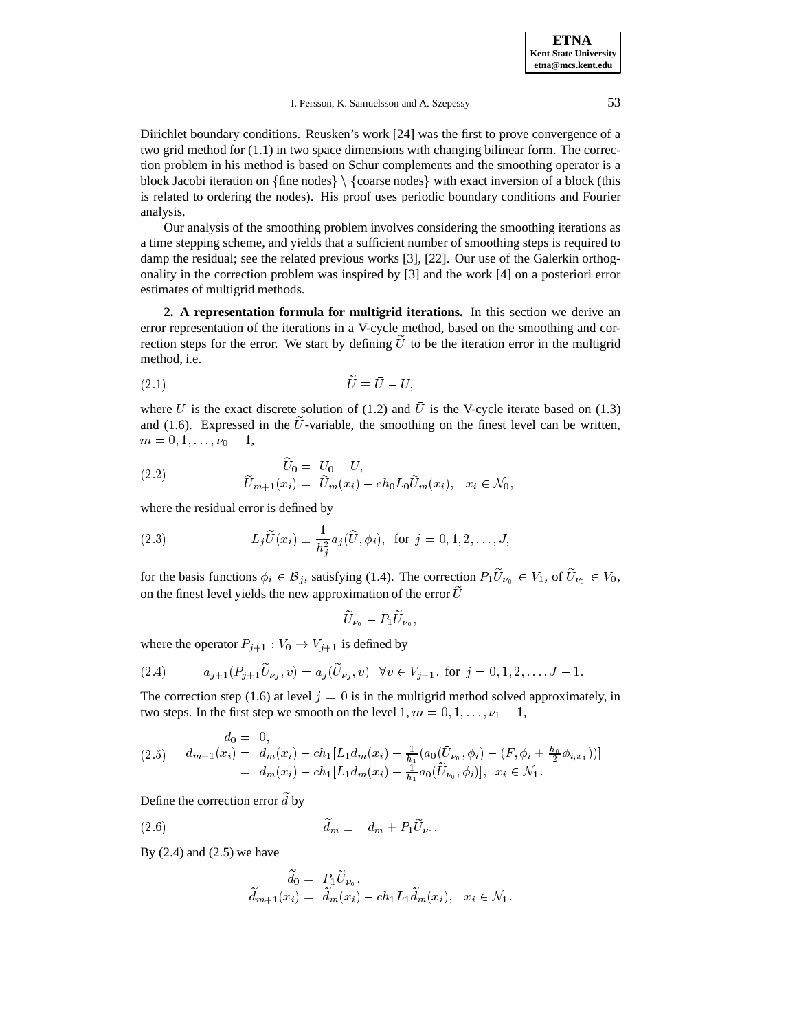Dirichlet boundary conditions. Reusken's work [24] was the first to prove convergence of a two grid method for (1.1) in two space dimensions with changing bilinear form. The correction problem in his method is based on Schur complements and the smoothing operator is a block Jacobi iteration on $\{\text{fine nodes}\} \setminus \{\text{coarse nodes}\}$ with exact inversion of a block (this is related to ordering the nodes). His proof uses periodic boundary conditions and Fourier analysis.

Our analysis of the smoothing problem involves considering the smoothing iterations as a time stepping scheme, and yields that a sufficient number of smoothing steps is required to damp the residual; see the related previous works [3], [22]. Our use of the Galerkin orthogonality in the correction problem was inspired by [3] and the work [4] on a posteriori error estimates of multigrid methods.

**2. A representation formula for multigrid iterations.** In this section we derive an error representation of the iterations in a V-cycle method, based on the smoothing and correction steps for the error. We start by defining $\widetilde{U}$ to be the iteration error in the multigrid method, i.e.

$$\widetilde{U} \equiv \bar{U} - U, \tag{2.1}$$

where $U$ is the exact discrete solution of (1.2) and $\bar{U}$ is the V-cycle iterate based on (1.3) and (1.6). Expressed in the $\widetilde{U}$-variable, the smoothing on the finest level can be written, $m = 0, 1, \ldots, \nu_0 - 1$,

$$\begin{aligned} \widetilde{U}_0 &= U_0 - U, \\ \widetilde{U}_{m+1}(x_i) &= \widetilde{U}_m(x_i) - ch_0 L_0 \widetilde{U}_m(x_i), \quad x_i \in \mathcal{N}_0, \end{aligned} \tag{2.2}$$

where the residual error is defined by

$$L_j \widetilde{U}(x_i) \equiv \frac{1}{h_j^2} a_j(\widetilde{U}, \phi_i), \text{ for } j = 0, 1, 2, \ldots, J, \tag{2.3}$$

for the basis functions $\phi_i \in \mathcal{B}_j$, satisfying (1.4). The correction $P_1 \widetilde{U}_{\nu_0} \in V_1$, of $\widetilde{U}_{\nu_0} \in V_0$, on the finest level yields the new approximation of the error $\widetilde{U}$

$$\widetilde{U}_{\nu_0} - P_1 \widetilde{U}_{\nu_0},$$

where the operator $P_{j+1} : V_0 \to V_{j+1}$ is defined by

$$a_{j+1}(P_{j+1}\widetilde{U}_{\nu_j}, v) = a_j(\widetilde{U}_{\nu_j}, v) \quad \forall v \in V_{j+1}, \text{ for } j = 0, 1, 2, \ldots, J-1. \tag{2.4}$$

The correction step (1.6) at level $j = 0$ is in the multigrid method solved approximately, in two steps. In the first step we smooth on the level $1$, $m = 0, 1, \ldots, \nu_1 - 1$,

$$\begin{aligned} d_0 &= 0, \\ d_{m+1}(x_i) &= d_m(x_i) - ch_1[L_1 d_m(x_i) - \tfrac{1}{h_1}(a_0(\bar{U}_{\nu_0}, \phi_i) - (F, \phi_i + \tfrac{h_0}{2}\phi_{i,x_1}))] \\ &= d_m(x_i) - ch_1[L_1 d_m(x_i) - \tfrac{1}{h_1} a_0(\widetilde{U}_{\nu_0}, \phi_i)], \quad x_i \in \mathcal{N}_1. \end{aligned} \tag{2.5}$$

Define the correction error $\widetilde{d}$ by

$$\widetilde{d}_m \equiv -d_m + P_1 \widetilde{U}_{\nu_0}. \tag{2.6}$$

By (2.4) and (2.5) we have

$$\begin{aligned} \widetilde{d}_0 &= P_1 \widetilde{U}_{\nu_0}, \\ \widetilde{d}_{m+1}(x_i) &= \widetilde{d}_m(x_i) - ch_1 L_1 \widetilde{d}_m(x_i), \quad x_i \in \mathcal{N}_1. \end{aligned}$$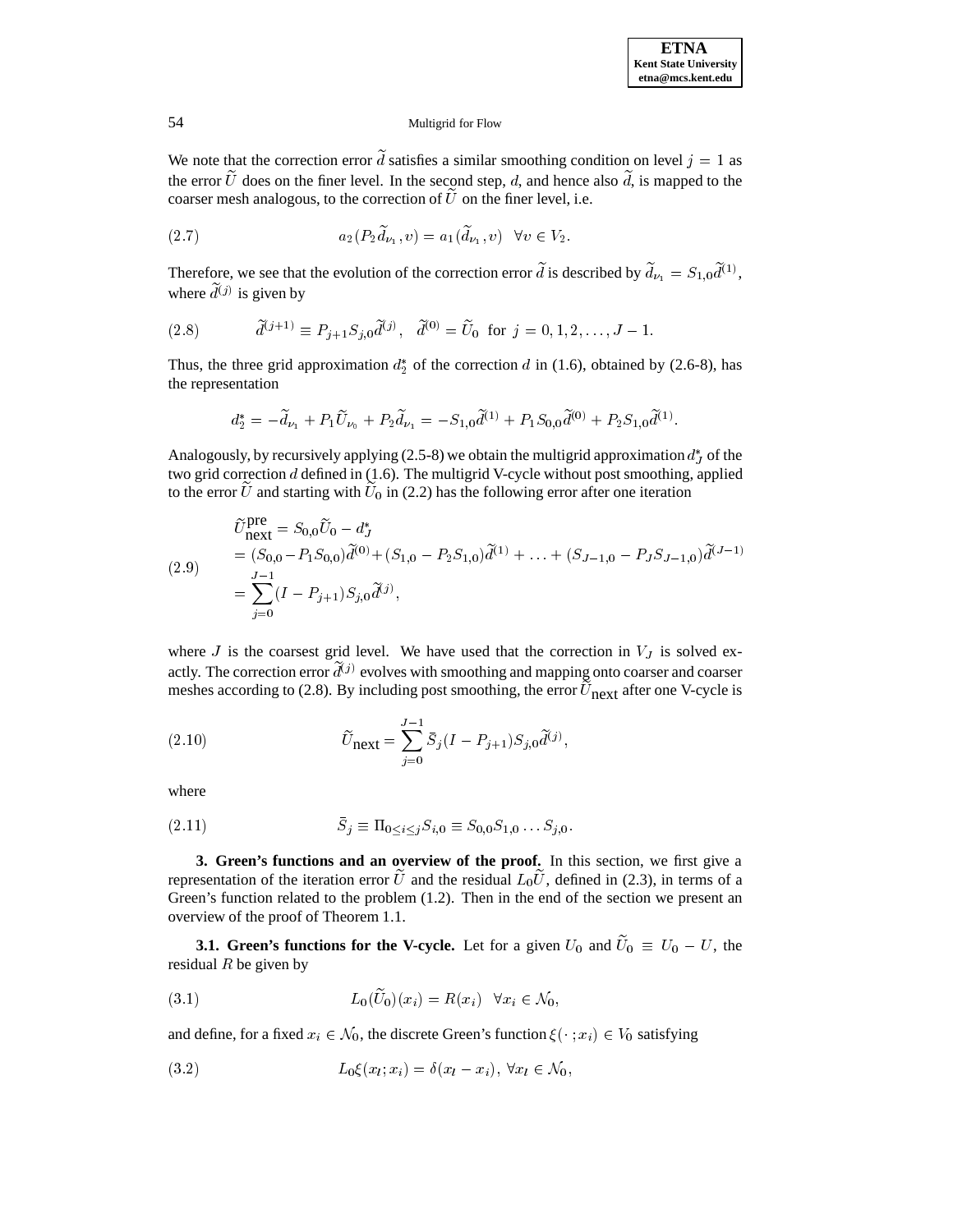We note that the correction error $\widetilde{d}$ satisfies a similar smoothing condition on level $j = 1$ as the error $\widetilde{U}$ does on the finer level. In the second step, $d$, and hence also $\widetilde{d}$, is mapped to the coarser mesh analogous, to the correction of $\widetilde{U}$ on the finer level, i.e.

$$a_2(P_2\widetilde{d}_{\nu_1}, v) = a_1(\widetilde{d}_{\nu_1}, v) \quad \forall v \in V_2. \tag{2.7}$$

Therefore, we see that the evolution of the correction error $\widetilde{d}$ is described by $\widetilde{d}_{\nu_1} = S_{1,0}\widetilde{d}^{(1)}$, where $\widetilde{d}^{(j)}$ is given by

$$\widetilde{d}^{(j+1)} \equiv P_{j+1}S_{j,0}\widetilde{d}^{(j)}, \quad \widetilde{d}^{(0)} = \widetilde{U}_0 \text{ for } j = 0, 1, 2, \ldots, J-1. \tag{2.8}$$

Thus, the three grid approximation $d_2^*$ of the correction $d$ in (1.6), obtained by (2.6-8), has the representation

$$d_2^* = -\widetilde{d}_{\nu_1} + P_1\widetilde{U}_{\nu_0} + P_2\widetilde{d}_{\nu_1} = -S_{1,0}\widetilde{d}^{(1)} + P_1S_{0,0}\widetilde{d}^{(0)} + P_2S_{1,0}\widetilde{d}^{(1)}.$$

Analogously, by recursively applying (2.5-8) we obtain the multigrid approximation $d_J^*$ of the two grid correction $d$ defined in (1.6). The multigrid V-cycle without post smoothing, applied to the error $\widetilde{U}$ and starting with $\widetilde{U}_0$ in (2.2) has the following error after one iteration

$$\begin{aligned}
\widetilde{U}^{\text{pre}}_{\text{next}} &= S_{0,0}\widetilde{U}_0 - d_J^* \\
&= (S_{0,0} - P_1S_{0,0})\widetilde{d}^{(0)} + (S_{1,0} - P_2S_{1,0})\widetilde{d}^{(1)} + \ldots + (S_{J-1,0} - P_JS_{J-1,0})\widetilde{d}^{(J-1)} \\
&= \sum_{j=0}^{J-1}(I - P_{j+1})S_{j,0}\widetilde{d}^{(j)},
\end{aligned} \tag{2.9}$$

where $J$ is the coarsest grid level. We have used that the correction in $V_J$ is solved exactly. The correction error $\widetilde{d}^{(j)}$ evolves with smoothing and mapping onto coarser and coarser meshes according to (2.8). By including post smoothing, the error $\widetilde{U}_{\text{next}}$ after one V-cycle is

$$\widetilde{U}_{\text{next}} = \sum_{j=0}^{J-1}\bar{S}_j(I - P_{j+1})S_{j,0}\widetilde{d}^{(j)}, \tag{2.10}$$

where

$$\bar{S}_j \equiv \Pi_{0 \le i \le j}S_{i,0} \equiv S_{0,0}S_{1,0}\ldots S_{j,0}. \tag{2.11}$$

## 3. Green's functions and an overview of the proof.

In this section, we first give a representation of the iteration error $\widetilde{U}$ and the residual $L_0\widetilde{U}$, defined in (2.3), in terms of a Green's function related to the problem (1.2). Then in the end of the section we present an overview of the proof of Theorem 1.1.

### 3.1. Green's functions for the V-cycle.

Let for a given $U_0$ and $\widetilde{U}_0 \equiv U_0 - U$, the residual $R$ be given by

$$L_0(\widetilde{U}_0)(x_i) = R(x_i) \quad \forall x_i \in \mathcal{N}_0, \tag{3.1}$$

and define, for a fixed $x_i \in \mathcal{N}_0$, the discrete Green's function $\xi(\cdot\,; x_i) \in V_0$ satisfying

$$L_0\xi(x_l; x_i) = \delta(x_l - x_i), \; \forall x_l \in \mathcal{N}_0, \tag{3.2}$$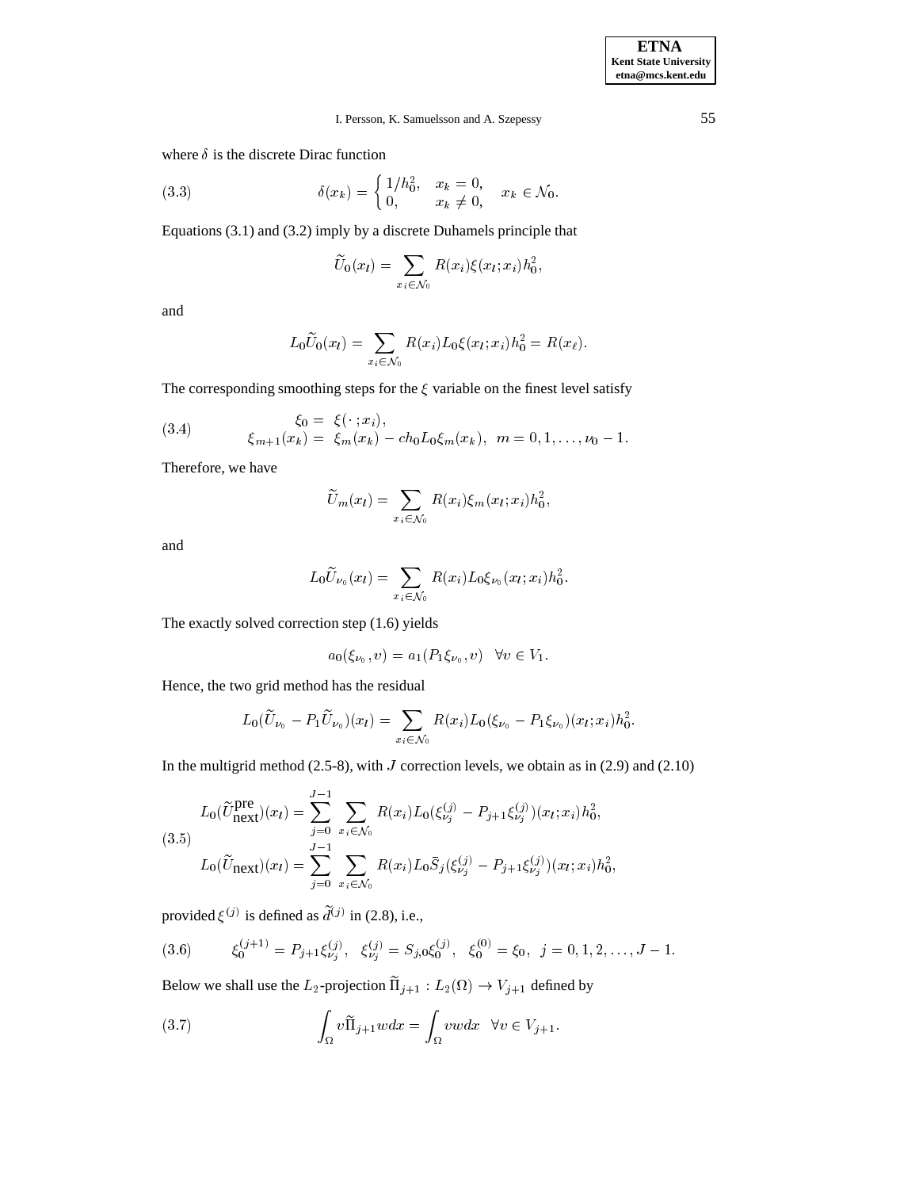where $\delta$ is the discrete Dirac function

$$\delta(x_k) = \begin{cases} 1/h_0^2, & x_k = 0, \\ 0, & x_k \neq 0, \end{cases} \quad x_k \in \mathcal{N}_0. \tag{3.3}$$

Equations (3.1) and (3.2) imply by a discrete Duhamels principle that

$$\widetilde{U}_0(x_l) = \sum_{x_i \in \mathcal{N}_0} R(x_i)\xi(x_l; x_i)h_0^2,$$

and

$$L_0\widetilde{U}_0(x_l) = \sum_{x_i \in \mathcal{N}_0} R(x_i)L_0\xi(x_l; x_i)h_0^2 = R(x_\ell).$$

The corresponding smoothing steps for the $\xi$ variable on the finest level satisfy

$$\begin{aligned} \xi_0 &= \xi(\cdot\,; x_i), \\ \xi_{m+1}(x_k) &= \xi_m(x_k) - ch_0 L_0 \xi_m(x_k), \;\; m = 0, 1, \ldots, \nu_0 - 1. \end{aligned} \tag{3.4}$$

Therefore, we have

$$\widetilde{U}_m(x_l) = \sum_{x_i \in \mathcal{N}_0} R(x_i)\xi_m(x_l; x_i)h_0^2,$$

and

$$L_0\widetilde{U}_{\nu_0}(x_l) = \sum_{x_i \in \mathcal{N}_0} R(x_i)L_0\xi_{\nu_0}(x_l; x_i)h_0^2.$$

The exactly solved correction step (1.6) yields

$$a_0(\xi_{\nu_0}, v) = a_1(P_1\xi_{\nu_0}, v) \quad \forall v \in V_1.$$

Hence, the two grid method has the residual

$$L_0(\widetilde{U}_{\nu_0} - P_1\widetilde{U}_{\nu_0})(x_l) = \sum_{x_i \in \mathcal{N}_0} R(x_i)L_0(\xi_{\nu_0} - P_1\xi_{\nu_0})(x_l; x_i)h_0^2.$$

In the multigrid method (2.5-8), with $J$ correction levels, we obtain as in (2.9) and (2.10)

$$\begin{aligned} L_0(\widetilde{U}^{\text{pre}}_{\text{next}})(x_l) &= \sum_{j=0}^{J-1} \sum_{x_i \in \mathcal{N}_0} R(x_i)L_0(\xi_{\nu_j}^{(j)} - P_{j+1}\xi_{\nu_j}^{(j)})(x_l; x_i)h_0^2, \\ L_0(\widetilde{U}_{\text{next}})(x_l) &= \sum_{j=0}^{J-1} \sum_{x_i \in \mathcal{N}_0} R(x_i)L_0\bar{S}_j(\xi_{\nu_j}^{(j)} - P_{j+1}\xi_{\nu_j}^{(j)})(x_l; x_i)h_0^2, \end{aligned} \tag{3.5}$$

provided $\xi^{(j)}$ is defined as $\widetilde{d}^{(j)}$ in (2.8), i.e.,

$$\xi_0^{(j+1)} = P_{j+1}\xi_{\nu_j}^{(j)}, \;\; \xi_{\nu_j}^{(j)} = S_{j,0}\xi_0^{(j)}, \;\; \xi_0^{(0)} = \xi_0, \;\; j = 0, 1, 2, \ldots, J-1. \tag{3.6}$$

Below we shall use the $L_2$-projection $\widetilde{\Pi}_{j+1} : L_2(\Omega) \to V_{j+1}$ defined by

$$\int_\Omega v\widetilde{\Pi}_{j+1}w\,dx = \int_\Omega vw\,dx \quad \forall v \in V_{j+1}. \tag{3.7}$$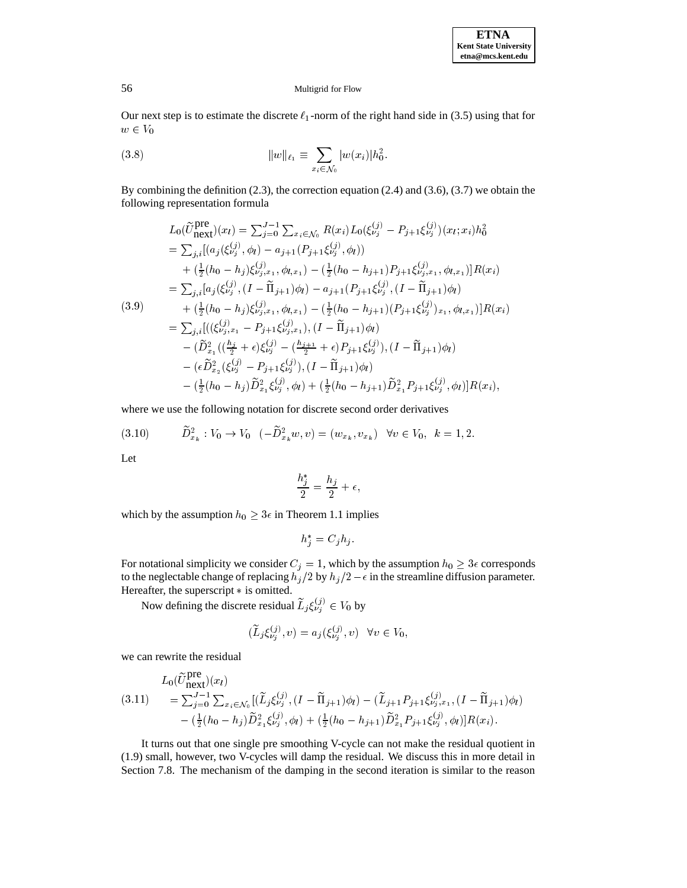Our next step is to estimate the discrete $\ell_1$-norm of the right hand side in (3.5) using that for $w \in V_0$

$$\|w\|_{\ell_1} \equiv \sum_{x_i \in \mathcal{N}_0} |w(x_i)| h_0^2. \tag{3.8}$$

By combining the definition (2.3), the correction equation (2.4) and (3.6), (3.7) we obtain the following representation formula

$$\begin{aligned}
L_0(\widetilde{U}^{\text{pre}}_{\text{next}})(x_l) &= \textstyle\sum_{j=0}^{J-1} \sum_{x_i \in \mathcal{N}_0} R(x_i) L_0(\xi^{(j)}_{\nu_j} - P_{j+1}\xi^{(j)}_{\nu_j})(x_l; x_i) h_0^2 \\
&= \textstyle\sum_{j,i} [(a_j(\xi^{(j)}_{\nu_j}, \phi_l) - a_{j+1}(P_{j+1}\xi^{(j)}_{\nu_j}, \phi_l)) \\
&\quad + (\tfrac{1}{2}(h_0 - h_j)\xi^{(j)}_{\nu_j, x_1}, \phi_{l,x_1}) - (\tfrac{1}{2}(h_0 - h_{j+1})P_{j+1}\xi^{(j)}_{\nu_j, x_1}, \phi_{l,x_1})] R(x_i) \\
&= \textstyle\sum_{j,i} [a_j(\xi^{(j)}_{\nu_j}, (I - \widetilde{\Pi}_{j+1})\phi_l) - a_{j+1}(P_{j+1}\xi^{(j)}_{\nu_j}, (I - \widetilde{\Pi}_{j+1})\phi_l) \\
&\quad + (\tfrac{1}{2}(h_0 - h_j)\xi^{(j)}_{\nu_j, x_1}, \phi_{l,x_1}) - (\tfrac{1}{2}(h_0 - h_{j+1})(P_{j+1}\xi^{(j)}_{\nu_j})_{x_1}, \phi_{l,x_1})] R(x_i) \\
&= \textstyle\sum_{j,i} [((\xi^{(j)}_{\nu_j, x_1} - P_{j+1}\xi^{(j)}_{\nu_j, x_1}), (I - \widetilde{\Pi}_{j+1})\phi_l) \\
&\quad - (\widetilde{D}^2_{x_1}((\tfrac{h_j}{2} + \epsilon)\xi^{(j)}_{\nu_j} - (\tfrac{h_{j+1}}{2} + \epsilon)P_{j+1}\xi^{(j)}_{\nu_j}), (I - \widetilde{\Pi}_{j+1})\phi_l) \\
&\quad - (\epsilon \widetilde{D}^2_{x_2}(\xi^{(j)}_{\nu_j} - P_{j+1}\xi^{(j)}_{\nu_j}), (I - \widetilde{\Pi}_{j+1})\phi_l) \\
&\quad - (\tfrac{1}{2}(h_0 - h_j)\widetilde{D}^2_{x_1}\xi^{(j)}_{\nu_j}, \phi_l) + (\tfrac{1}{2}(h_0 - h_{j+1})\widetilde{D}^2_{x_1}P_{j+1}\xi^{(j)}_{\nu_j}, \phi_l)] R(x_i),
\end{aligned} \tag{3.9}$$

where we use the following notation for discrete second order derivatives

$$\widetilde{D}^2_{x_k} : V_0 \to V_0 \quad (-\widetilde{D}^2_{x_k} w, v) = (w_{x_k}, v_{x_k}) \quad \forall v \in V_0, \; k = 1, 2. \tag{3.10}$$

Let

$$\frac{h_j^*}{2} = \frac{h_j}{2} + \epsilon,$$

which by the assumption $h_0 \geq 3\epsilon$ in Theorem 1.1 implies

$$h_j^* = C_j h_j.$$

For notational simplicity we consider $C_j = 1$, which by the assumption $h_0 \geq 3\epsilon$ corresponds to the neglectable change of replacing $h_j/2$ by $h_j/2 - \epsilon$ in the streamline diffusion parameter. Hereafter, the superscript $*$ is omitted.

Now defining the discrete residual $\widetilde{L}_j \xi^{(j)}_{\nu_j} \in V_0$ by

$$(\widetilde{L}_j \xi^{(j)}_{\nu_j}, v) = a_j(\xi^{(j)}_{\nu_j}, v) \quad \forall v \in V_0,$$

we can rewrite the residual

$$\begin{aligned}
&L_0(\widetilde{U}^{\text{pre}}_{\text{next}})(x_l) \\
&= \textstyle\sum_{j=0}^{J-1} \sum_{x_i \in \mathcal{N}_0} [(\widetilde{L}_j \xi^{(j)}_{\nu_j}, (I - \widetilde{\Pi}_{j+1})\phi_l) - (\widetilde{L}_{j+1} P_{j+1}\xi^{(j)}_{\nu_j, x_1}, (I - \widetilde{\Pi}_{j+1})\phi_l) \\
&\quad - (\tfrac{1}{2}(h_0 - h_j)\widetilde{D}^2_{x_1}\xi^{(j)}_{\nu_j}, \phi_l) + (\tfrac{1}{2}(h_0 - h_{j+1})\widetilde{D}^2_{x_1}P_{j+1}\xi^{(j)}_{\nu_j}, \phi_l)] R(x_i).
\end{aligned} \tag{3.11}$$

It turns out that one single pre smoothing V-cycle can not make the residual quotient in (1.9) small, however, two V-cycles will damp the residual. We discuss this in more detail in Section 7.8. The mechanism of the damping in the second iteration is similar to the reason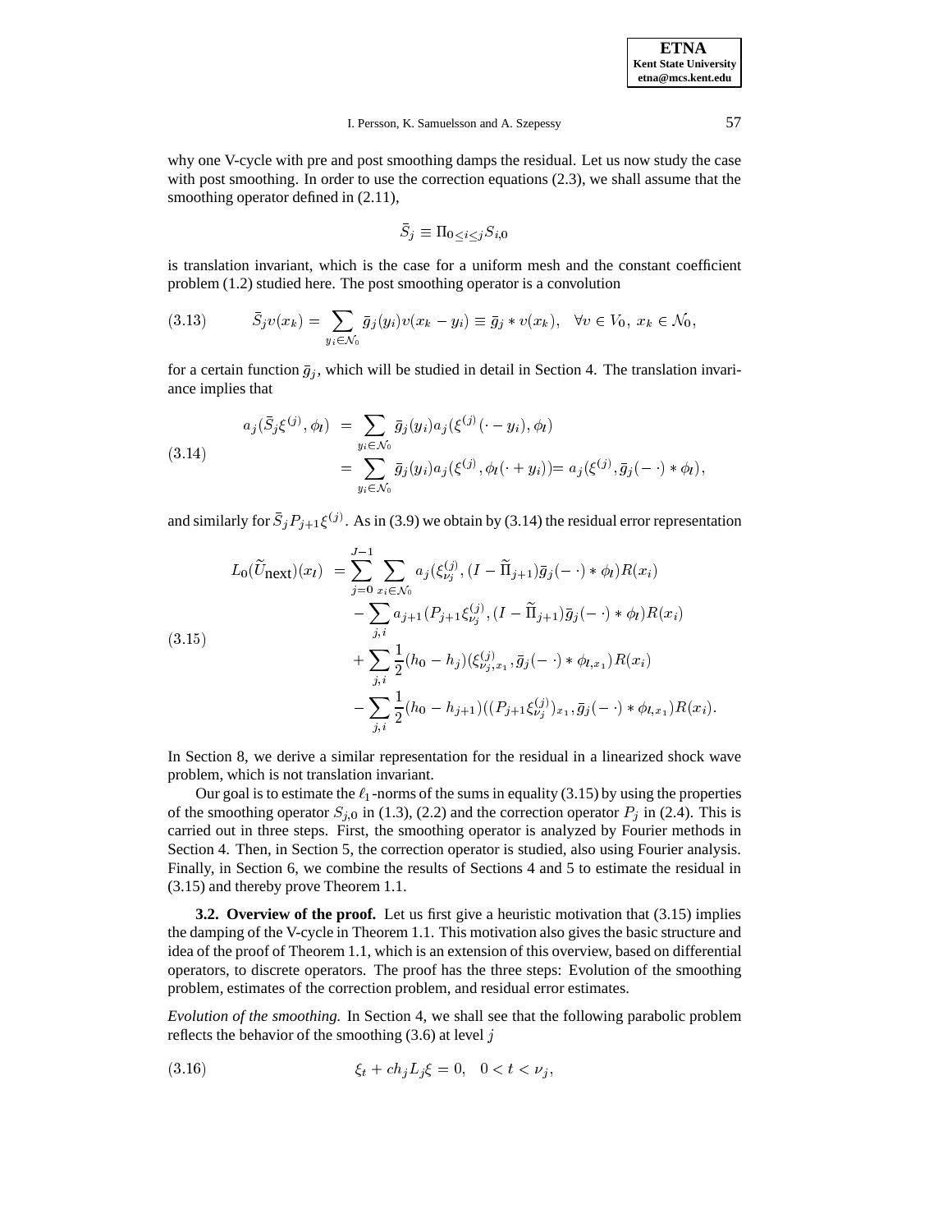why one V-cycle with pre and post smoothing damps the residual. Let us now study the case with post smoothing. In order to use the correction equations (2.3), we shall assume that the smoothing operator defined in (2.11),

$$\bar{S}_j \equiv \Pi_{0\le i\le j} S_{i,0}$$

is translation invariant, which is the case for a uniform mesh and the constant coefficient problem (1.2) studied here. The post smoothing operator is a convolution

$$\bar{S}_j v(x_k) = \sum_{y_i \in \mathcal{N}_0} \bar{g}_j(y_i) v(x_k - y_i) \equiv \bar{g}_j * v(x_k), \quad \forall v \in V_0,\ x_k \in \mathcal{N}_0, \tag{3.13}$$

for a certain function $\bar{g}_j$, which will be studied in detail in Section 4. The translation invariance implies that

$$\begin{aligned} a_j(\bar{S}_j \xi^{(j)}, \phi_l) &= \sum_{y_i \in \mathcal{N}_0} \bar{g}_j(y_i) a_j(\xi^{(j)}(\cdot - y_i), \phi_l) \\ &= \sum_{y_i \in \mathcal{N}_0} \bar{g}_j(y_i) a_j(\xi^{(j)}, \phi_l(\cdot + y_i)) = a_j(\xi^{(j)}, \bar{g}_j(-\,\cdot) * \phi_l), \end{aligned} \tag{3.14}$$

and similarly for $\bar{S}_j P_{j+1} \xi^{(j)}$. As in (3.9) we obtain by (3.14) the residual error representation

$$\begin{aligned} L_0(\widetilde{U}_{\text{next}})(x_l) &= \sum_{j=0}^{J-1} \sum_{x_i \in \mathcal{N}_0} a_j(\xi^{(j)}_{\nu_j}, (I - \widetilde{\Pi}_{j+1}) \bar{g}_j(-\,\cdot) * \phi_l) R(x_i) \\ &\quad - \sum_{j,i} a_{j+1}(P_{j+1} \xi^{(j)}_{\nu_j}, (I - \widetilde{\Pi}_{j+1}) \bar{g}_j(-\,\cdot) * \phi_l) R(x_i) \\ &\quad + \sum_{j,i} \frac{1}{2}(h_0 - h_j)(\xi^{(j)}_{\nu_j, x_1}, \bar{g}_j(-\,\cdot) * \phi_{l,x_1}) R(x_i) \\ &\quad - \sum_{j,i} \frac{1}{2}(h_0 - h_{j+1})((P_{j+1} \xi^{(j)}_{\nu_j})_{x_1}, \bar{g}_j(-\,\cdot) * \phi_{l,x_1}) R(x_i). \end{aligned} \tag{3.15}$$

In Section 8, we derive a similar representation for the residual in a linearized shock wave problem, which is not translation invariant.

Our goal is to estimate the $\ell_1$-norms of the sums in equality (3.15) by using the properties of the smoothing operator $S_{j,0}$ in (1.3), (2.2) and the correction operator $P_j$ in (2.4). This is carried out in three steps. First, the smoothing operator is analyzed by Fourier methods in Section 4. Then, in Section 5, the correction operator is studied, also using Fourier analysis. Finally, in Section 6, we combine the results of Sections 4 and 5 to estimate the residual in (3.15) and thereby prove Theorem 1.1.

**3.2. Overview of the proof.** Let us first give a heuristic motivation that (3.15) implies the damping of the V-cycle in Theorem 1.1. This motivation also gives the basic structure and idea of the proof of Theorem 1.1, which is an extension of this overview, based on differential operators, to discrete operators. The proof has the three steps: Evolution of the smoothing problem, estimates of the correction problem, and residual error estimates.

*Evolution of the smoothing.* In Section 4, we shall see that the following parabolic problem reflects the behavior of the smoothing (3.6) at level $j$

$$\xi_t + c h_j L_j \xi = 0, \quad 0 < t < \nu_j, \tag{3.16}$$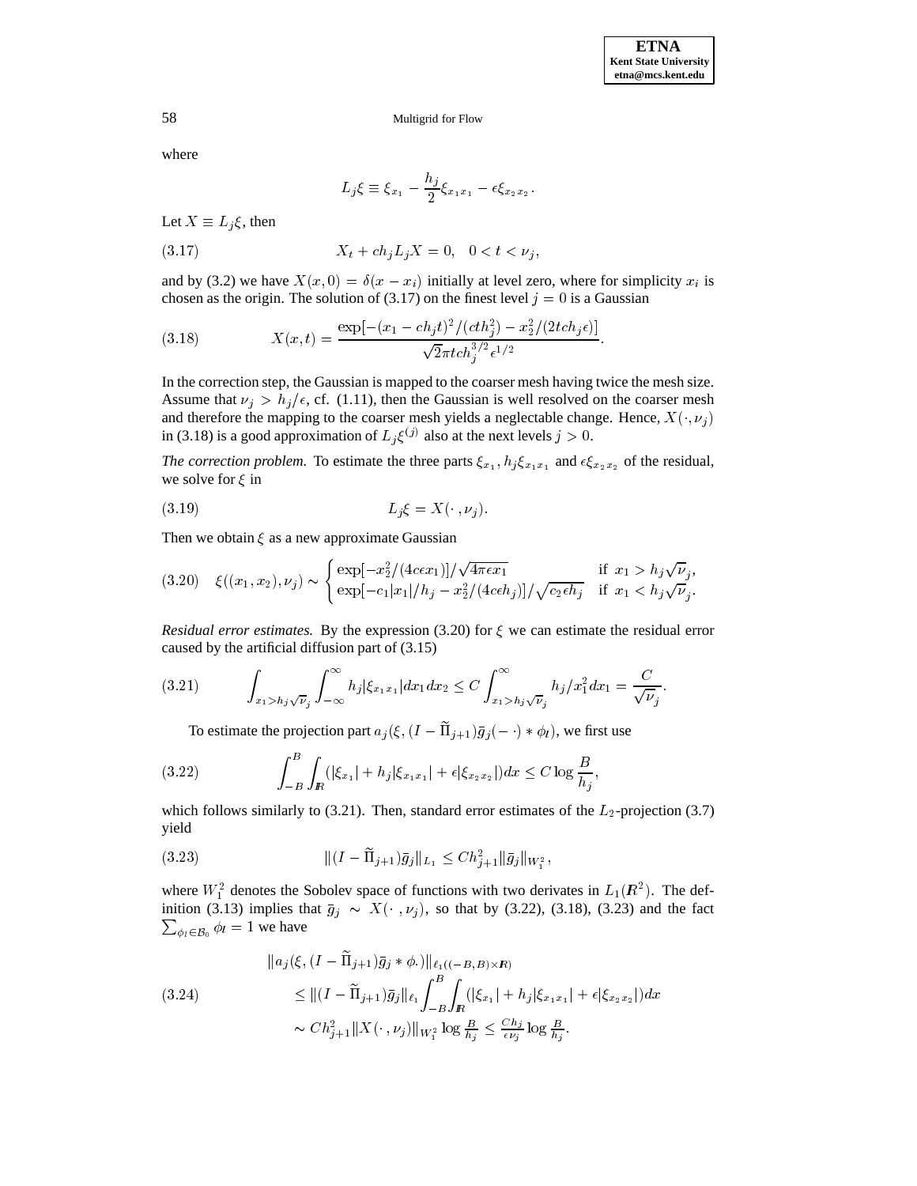where

$$L_j\xi \equiv \xi_{x_1} - \frac{h_j}{2}\xi_{x_1x_1} - \epsilon\xi_{x_2x_2}.$$

Let $X \equiv L_j\xi$, then

$$X_t + ch_jL_jX = 0, \quad 0 < t < \nu_j, \tag{3.17}$$

and by (3.2) we have $X(x,0) = \delta(x - x_i)$ initially at level zero, where for simplicity $x_i$ is chosen as the origin. The solution of (3.17) on the finest level $j = 0$ is a Gaussian

$$X(x,t) = \frac{\exp[-(x_1 - ch_jt)^2/(cth_j^2) - x_2^2/(2tch_j\epsilon)]}{\sqrt{2}\pi tch_j^{3/2}\epsilon^{1/2}}. \tag{3.18}$$

In the correction step, the Gaussian is mapped to the coarser mesh having twice the mesh size. Assume that $\nu_j > h_j/\epsilon$, cf. (1.11), then the Gaussian is well resolved on the coarser mesh and therefore the mapping to the coarser mesh yields a neglectable change. Hence, $X(\cdot,\nu_j)$ in (3.18) is a good approximation of $L_j\xi^{(j)}$ also at the next levels $j > 0$.

*The correction problem.* To estimate the three parts $\xi_{x_1}$, $h_j\xi_{x_1x_1}$ and $\epsilon\xi_{x_2x_2}$ of the residual, we solve for $\xi$ in

$$L_j\xi = X(\cdot\,,\nu_j). \tag{3.19}$$

Then we obtain $\xi$ as a new approximate Gaussian

$$\xi((x_1,x_2),\nu_j) \sim \begin{cases} \exp[-x_2^2/(4c\epsilon x_1)]/\sqrt{4\pi\epsilon x_1} & \text{if } x_1 > h_j\sqrt{\nu}_j, \\ \exp[-c_1|x_1|/h_j - x_2^2/(4c\epsilon h_j)]/\sqrt{c_2\epsilon h_j} & \text{if } x_1 < h_j\sqrt{\nu}_j. \end{cases} \tag{3.20}$$

*Residual error estimates.* By the expression (3.20) for $\xi$ we can estimate the residual error caused by the artificial diffusion part of (3.15)

$$\int_{x_1 > h_j\sqrt{\nu}_j}\int_{-\infty}^{\infty} h_j|\xi_{x_1x_1}|dx_1dx_2 \le C\int_{x_1 > h_j\sqrt{\nu}_j}^{\infty} h_j/x_1^2dx_1 = \frac{C}{\sqrt{\nu}_j}. \tag{3.21}$$

To estimate the projection part $a_j(\xi,(I - \widetilde{\Pi}_{j+1})\bar{g}_j(-\,\cdot) * \phi_l)$, we first use

$$\int_{-B}^{B}\int_{\mathbb{R}}(|\xi_{x_1}| + h_j|\xi_{x_1x_1}| + \epsilon|\xi_{x_2x_2}|)dx \le C\log\frac{B}{h_j}, \tag{3.22}$$

which follows similarly to (3.21). Then, standard error estimates of the $L_2$-projection (3.7) yield

$$\|(I - \widetilde{\Pi}_{j+1})\bar{g}_j\|_{L_1} \le Ch_{j+1}^2\|\bar{g}_j\|_{W_1^2}, \tag{3.23}$$

where $W_1^2$ denotes the Sobolev space of functions with two derivates in $L_1(\mathbb{R}^2)$. The definition (3.13) implies that $\bar{g}_j \sim X(\cdot\,,\nu_j)$, so that by (3.22), (3.18), (3.23) and the fact $\sum_{\phi_l\in\mathcal{B}_0}\phi_l = 1$ we have

$$\begin{aligned} &\|a_j(\xi,(I - \widetilde{\Pi}_{j+1})\bar{g}_j * \phi_\cdot)\|_{\ell_1((-B,B)\times\mathbb{R})} \\ &\quad\le \|(I - \widetilde{\Pi}_{j+1})\bar{g}_j\|_{\ell_1}\int_{-B}^{B}\int_{\mathbb{R}}(|\xi_{x_1}| + h_j|\xi_{x_1x_1}| + \epsilon|\xi_{x_2x_2}|)dx \\ &\quad\sim Ch_{j+1}^2\|X(\cdot\,,\nu_j)\|_{W_1^2}\log\tfrac{B}{h_j} \le \tfrac{Ch_j}{\epsilon\nu_j}\log\tfrac{B}{h_j}. \end{aligned} \tag{3.24}$$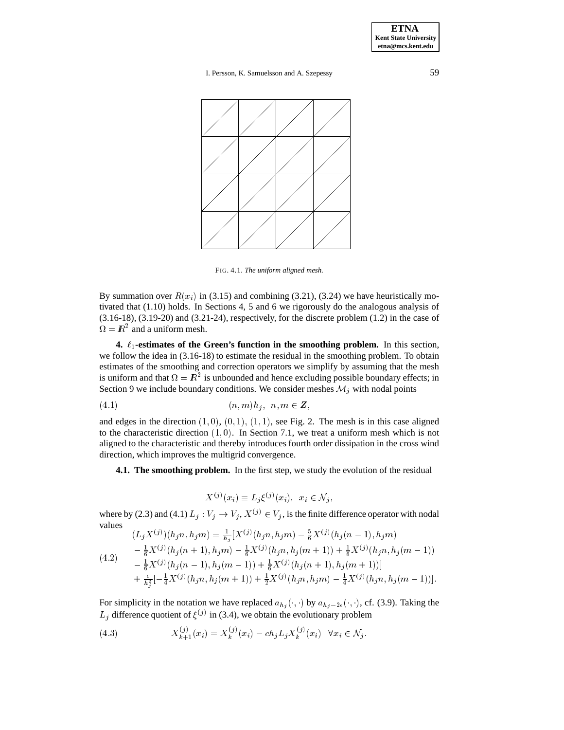FIG. 4.1. *The uniform aligned mesh.*

By summation over $R(x_i)$ in (3.15) and combining (3.21), (3.24) we have heuristically motivated that (1.10) holds. In Sections 4, 5 and 6 we rigorously do the analogous analysis of (3.16-18), (3.19-20) and (3.21-24), respectively, for the discrete problem (1.2) in the case of $\Omega = \mathbb{R}^2$ and a uniform mesh.

## 4. $\ell_1$-estimates of the Green's function in the smoothing problem.

In this section, we follow the idea in (3.16-18) to estimate the residual in the smoothing problem. To obtain estimates of the smoothing and correction operators we simplify by assuming that the mesh is uniform and that $\Omega = \mathbb{R}^2$ is unbounded and hence excluding possible boundary effects; in Section 9 we include boundary conditions. We consider meshes $\mathcal{M}_j$ with nodal points

$$(n,m)h_j, \;\; n,m \in \mathbb{Z}, \tag{4.1}$$

and edges in the direction $(1,0)$, $(0,1)$, $(1,1)$, see Fig. 2. The mesh is in this case aligned to the characteristic direction $(1,0)$. In Section 7.1, we treat a uniform mesh which is not aligned to the characteristic and thereby introduces fourth order dissipation in the cross wind direction, which improves the multigrid convergence.

### 4.1. The smoothing problem.

In the first step, we study the evolution of the residual

$$X^{(j)}(x_i) \equiv L_j \xi^{(j)}(x_i), \;\; x_i \in \mathcal{N}_j,$$

where by (2.3) and (4.1) $L_j : V_j \to V_j$, $X^{(j)} \in V_j$, is the finite difference operator with nodal values

$$\begin{aligned}
(L_j X^{(j)})(h_j n, h_j m) &= \tfrac{1}{h_j}[X^{(j)}(h_j n, h_j m) - \tfrac{5}{6}X^{(j)}(h_j(n-1), h_j m) \\
&- \tfrac{1}{6}X^{(j)}(h_j(n+1), h_j m) - \tfrac{1}{6}X^{(j)}(h_j n, h_j(m+1)) + \tfrac{1}{6}X^{(j)}(h_j n, h_j(m-1)) \\
&- \tfrac{1}{6}X^{(j)}(h_j(n-1), h_j(m-1)) + \tfrac{1}{6}X^{(j)}(h_j(n+1), h_j(m+1))] \\
&+ \tfrac{\epsilon}{h_j^2}[-\tfrac{1}{4}X^{(j)}(h_j n, h_j(m+1)) + \tfrac{1}{2}X^{(j)}(h_j n, h_j m) - \tfrac{1}{4}X^{(j)}(h_j n, h_j(m-1))].
\end{aligned} \tag{4.2}$$

For simplicity in the notation we have replaced $a_{h_j}(\cdot,\cdot)$ by $a_{h_j - 2\epsilon}(\cdot,\cdot)$, cf. (3.9). Taking the $L_j$ difference quotient of $\xi^{(j)}$ in (3.4), we obtain the evolutionary problem

$$X^{(j)}_{k+1}(x_i) = X^{(j)}_k(x_i) - c h_j L_j X^{(j)}_k(x_i) \;\; \forall x_i \in \mathcal{N}_j. \tag{4.3}$$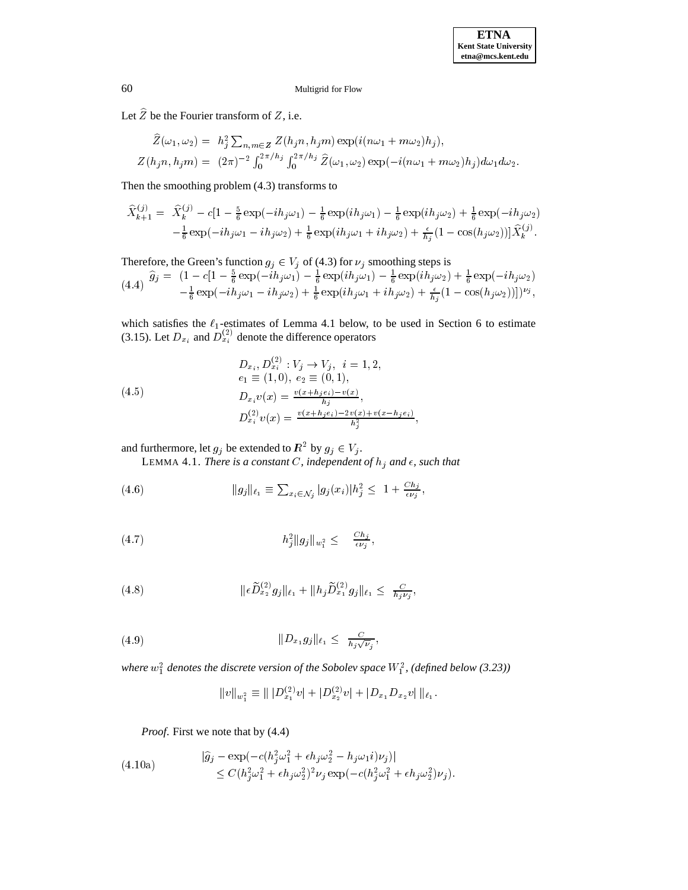Let $\widehat{Z}$ be the Fourier transform of $Z$, i.e.

$$
\begin{aligned}
\widehat{Z}(\omega_1,\omega_2) &= h_j^2 \sum_{n,m\in Z} Z(h_j n, h_j m)\exp(i(n\omega_1+m\omega_2)h_j),\\
Z(h_j n, h_j m) &= (2\pi)^{-2}\int_0^{2\pi/h_j}\int_0^{2\pi/h_j} \widehat{Z}(\omega_1,\omega_2)\exp(-i(n\omega_1+m\omega_2)h_j)d\omega_1 d\omega_2.
\end{aligned}
$$

Then the smoothing problem (4.3) transforms to

$$
\begin{aligned}
\widehat{X}_{k+1}^{(j)} = \; & \widehat{X}_k^{(j)} - c[1-\tfrac{5}{6}\exp(-ih_j\omega_1) - \tfrac{1}{6}\exp(ih_j\omega_1) - \tfrac{1}{6}\exp(ih_j\omega_2) + \tfrac{1}{6}\exp(-ih_j\omega_2)\\
& -\tfrac{1}{6}\exp(-ih_j\omega_1 - ih_j\omega_2) + \tfrac{1}{6}\exp(ih_j\omega_1 + ih_j\omega_2) + \tfrac{\epsilon}{h_j}(1-\cos(h_j\omega_2))]\widehat{X}_k^{(j)}.
\end{aligned}
$$

Therefore, the Green's function $g_j \in V_j$ of (4.3) for $\nu_j$ smoothing steps is

$$
\begin{aligned}
\widehat{g}_j = \; & (1 - c[1-\tfrac{5}{6}\exp(-ih_j\omega_1) - \tfrac{1}{6}\exp(ih_j\omega_1) - \tfrac{1}{6}\exp(ih_j\omega_2) + \tfrac{1}{6}\exp(-ih_j\omega_2)\\
& -\tfrac{1}{6}\exp(-ih_j\omega_1 - ih_j\omega_2) + \tfrac{1}{6}\exp(ih_j\omega_1 + ih_j\omega_2) + \tfrac{\epsilon}{h_j}(1-\cos(h_j\omega_2))])^{\nu_j},
\end{aligned} \tag{4.4}
$$

which satisfies the $\ell_1$-estimates of Lemma 4.1 below, to be used in Section 6 to estimate (3.15). Let $D_{x_i}$ and $D_{x_i}^{(2)}$ denote the difference operators

$$
\begin{aligned}
& D_{x_i}, D_{x_i}^{(2)} : V_j \to V_j, \;\; i = 1,2,\\
& e_1 \equiv (1,0), \; e_2 \equiv (0,1),\\
& D_{x_i} v(x) = \tfrac{v(x+h_j e_i) - v(x)}{h_j},\\
& D_{x_i}^{(2)} v(x) = \tfrac{v(x+h_j e_i) - 2v(x) + v(x-h_j e_i)}{h_j^2},
\end{aligned} \tag{4.5}
$$

and furthermore, let $g_j$ be extended to $\boldsymbol{R}^2$ by $g_j \in V_j$.

LEMMA 4.1. *There is a constant $C$, independent of $h_j$ and $\epsilon$, such that*

$$
\|g_j\|_{\ell_1} \equiv \sum_{x_i\in\mathcal{N}_j} |g_j(x_i)| h_j^2 \le \; 1 + \frac{Ch_j}{\epsilon\nu_j}, \tag{4.6}
$$

$$
h_j^2 \|g_j\|_{w_1^2} \le \; \frac{Ch_j}{\epsilon\nu_j}, \tag{4.7}
$$

$$
\|\epsilon \widetilde{D}_{x_2}^{(2)} g_j\|_{\ell_1} + \|h_j \widetilde{D}_{x_1}^{(2)} g_j\|_{\ell_1} \le \; \frac{C}{h_j\nu_j}, \tag{4.8}
$$

$$
\|D_{x_1} g_j\|_{\ell_1} \le \; \frac{C}{h_j\sqrt{\nu_j}}, \tag{4.9}
$$

*where $w_1^2$ denotes the discrete version of the Sobolev space $W_1^2$, (defined below (3.23))*

$$
\|v\|_{w_1^2} \equiv \| \, |D_{x_1}^{(2)} v| + |D_{x_2}^{(2)} v| + |D_{x_1} D_{x_2} v| \, \|_{\ell_1}.
$$

*Proof.* First we note that by (4.4)

$$
\begin{aligned}
& |\widehat{g}_j - \exp(-c(h_j^2\omega_1^2 + \epsilon h_j \omega_2^2 - h_j\omega_1 i)\nu_j)|\\
& \quad \le C(h_j^2\omega_1^2 + \epsilon h_j\omega_2^2)^2 \nu_j \exp(-c(h_j^2\omega_1^2 + \epsilon h_j \omega_2^2)\nu_j).
\end{aligned} \tag{4.10a}
$$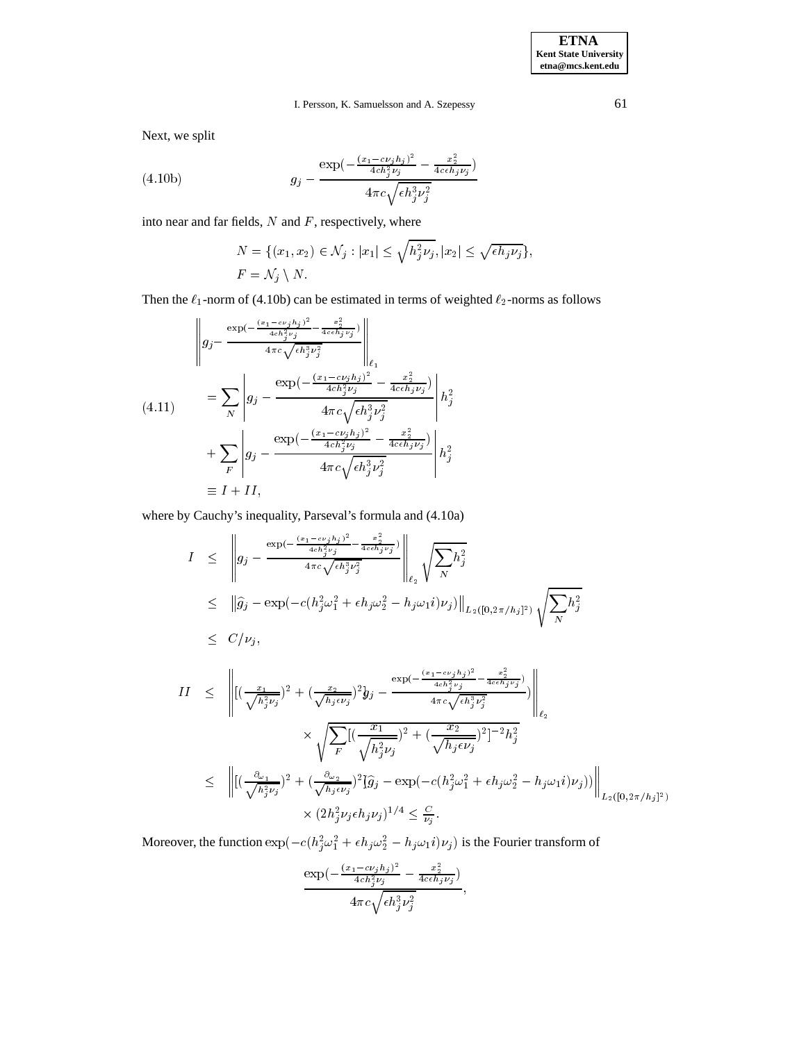Next, we split

$$
g_j - \frac{\exp(-\frac{(x_1 - c\nu_j h_j)^2}{4ch_j^2\nu_j} - \frac{x_2^2}{4c\epsilon h_j \nu_j})}{4\pi c\sqrt{\epsilon h_j^3 \nu_j^2}} \tag{4.10b}
$$

into near and far fields, $N$ and $F$, respectively, where

$$
\begin{aligned}
N &= \{(x_1, x_2) \in \mathcal{N}_j : |x_1| \le \sqrt{h_j^2 \nu_j}, |x_2| \le \sqrt{\epsilon h_j \nu_j}\},\\
F &= \mathcal{N}_j \setminus N.
\end{aligned}
$$

Then the $\ell_1$-norm of (4.10b) can be estimated in terms of weighted $\ell_2$-norms as follows

$$
\begin{aligned}
&\left\| g_j - \frac{\exp(-\frac{(x_1 - c\nu_j h_j)^2}{4ch_j^2\nu_j} - \frac{x_2^2}{4c\epsilon h_j \nu_j})}{4\pi c\sqrt{\epsilon h_j^3 \nu_j^2}} \right\|_{\ell_1}\\
&\quad = \sum_N \left| g_j - \frac{\exp(-\frac{(x_1 - c\nu_j h_j)^2}{4ch_j^2\nu_j} - \frac{x_2^2}{4c\epsilon h_j \nu_j})}{4\pi c\sqrt{\epsilon h_j^3 \nu_j^2}} \right| h_j^2\\
&\quad + \sum_F \left| g_j - \frac{\exp(-\frac{(x_1 - c\nu_j h_j)^2}{4ch_j^2\nu_j} - \frac{x_2^2}{4c\epsilon h_j \nu_j})}{4\pi c\sqrt{\epsilon h_j^3 \nu_j^2}} \right| h_j^2\\
&\quad \equiv I + II,
\end{aligned} \tag{4.11}
$$

where by Cauchy's inequality, Parseval's formula and (4.10a)

$$
\begin{aligned}
I &\le \left\| g_j - \frac{\exp(-\frac{(x_1 - c\nu_j h_j)^2}{4ch_j^2\nu_j} - \frac{x_2^2}{4c\epsilon h_j \nu_j})}{4\pi c\sqrt{\epsilon h_j^3 \nu_j^2}} \right\|_{\ell_2} \sqrt{\sum_N h_j^2}\\
&\le \left\| \widehat{g}_j - \exp(-c(h_j^2\omega_1^2 + \epsilon h_j \omega_2^2 - h_j\omega_1 i)\nu_j) \right\|_{L_2([0,2\pi/h_j]^2)} \sqrt{\sum_N h_j^2}\\
&\le C/\nu_j,
\end{aligned}
$$

$$
\begin{aligned}
II &\le \left\| [(\tfrac{x_1}{\sqrt{h_j^2\nu_j}})^2 + (\tfrac{x_2}{\sqrt{h_j \epsilon \nu_j}})^2] g_j - \frac{\exp(-\frac{(x_1 - c\nu_j h_j)^2}{4ch_j^2\nu_j} - \frac{x_2^2}{4c\epsilon h_j \nu_j})}{4\pi c\sqrt{\epsilon h_j^3 \nu_j^2}}) \right\|_{\ell_2}\\
&\qquad \times \sqrt{\sum_F [(\frac{x_1}{\sqrt{h_j^2 \nu_j}})^2 + (\frac{x_2}{\sqrt{h_j \epsilon \nu_j}})^2]^{-2} h_j^2}\\
&\le \left\| [(\tfrac{\partial_{\omega_1}}{\sqrt{h_j^2\nu_j}})^2 + (\tfrac{\partial_{\omega_2}}{\sqrt{h_j \epsilon \nu_j}})^2] [\widehat{g}_j - \exp(-c(h_j^2\omega_1^2 + \epsilon h_j \omega_2^2 - h_j\omega_1 i)\nu_j)) \right\|_{L_2([0,2\pi/h_j]^2)}\\
&\qquad \times (2h_j^2\nu_j \epsilon h_j \nu_j)^{1/4} \le \frac{C}{\nu_j}.
\end{aligned}
$$

Moreover, the function $\exp(-c(h_j^2\omega_1^2 + \epsilon h_j\omega_2^2 - h_j\omega_1 i)\nu_j)$ is the Fourier transform of

$$
\frac{\exp(-\frac{(x_1 - c\nu_j h_j)^2}{4ch_j^2\nu_j} - \frac{x_2^2}{4c\epsilon h_j \nu_j})}{4\pi c\sqrt{\epsilon h_j^3 \nu_j^2}},
$$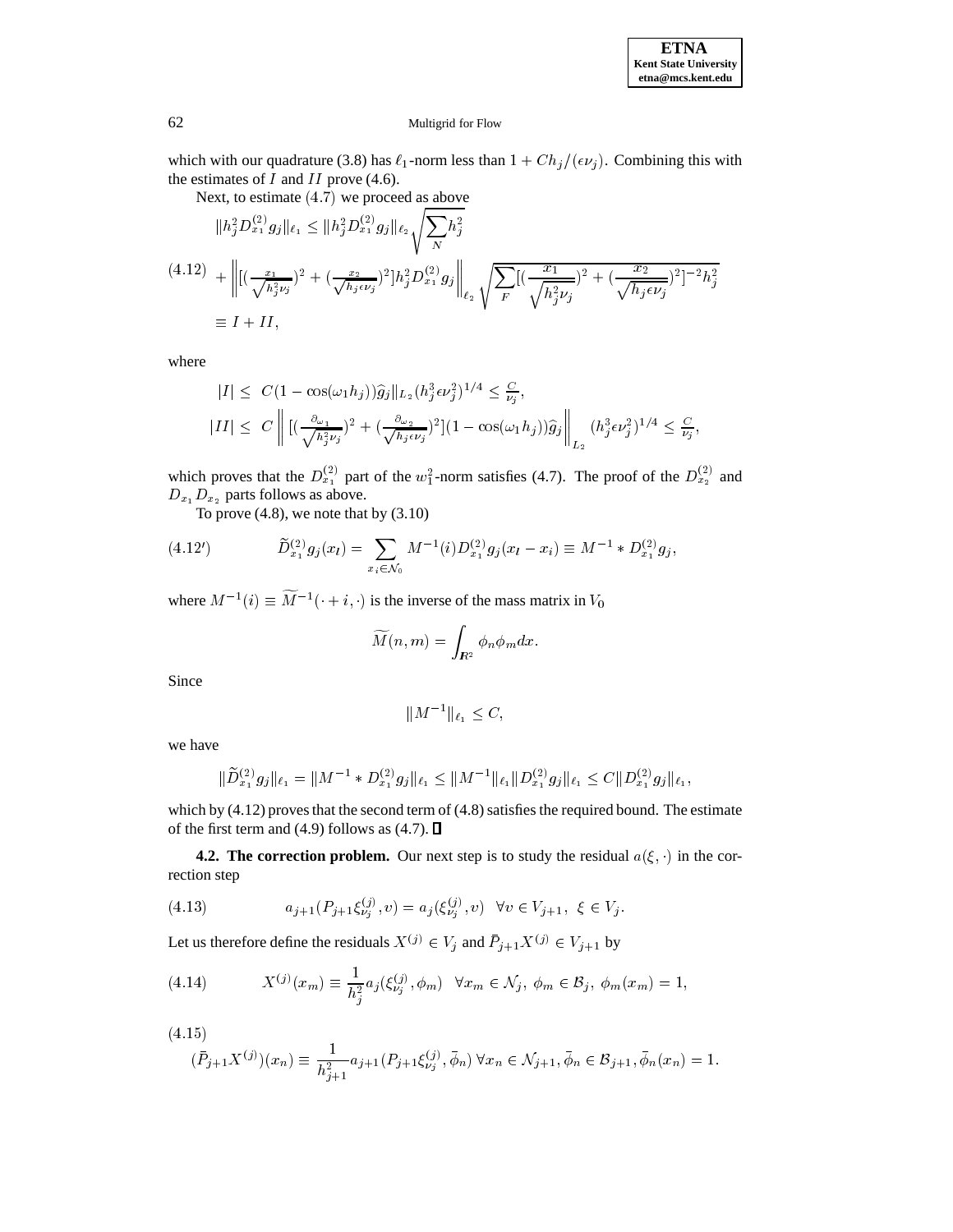which with our quadrature (3.8) has $\ell_1$-norm less than $1 + Ch_j/(\epsilon\nu_j)$. Combining this with the estimates of $I$ and $II$ prove (4.6).

Next, to estimate (4.7) we proceed as above

$$
\begin{aligned}
&\|h_j^2 D_{x_1}^{(2)} g_j\|_{\ell_1} \leq \|h_j^2 D_{x_1}^{(2)} g_j\|_{\ell_2} \sqrt{\sum_N h_j^2} \\
(4.12)\quad &+ \left\| [(\tfrac{x_1}{\sqrt{h_j^2 \nu_j}})^2 + (\tfrac{x_2}{\sqrt{h_j \epsilon \nu_j}})^2] h_j^2 D_{x_1}^{(2)} g_j \right\|_{\ell_2} \sqrt{\sum_F [(\frac{x_1}{\sqrt{h_j^2 \nu_j}})^2 + (\frac{x_2}{\sqrt{h_j \epsilon \nu_j}})^2]^{-2} h_j^2} \\
&\equiv I + II,
\end{aligned}
$$

where

$$
\begin{aligned}
|I| &\leq \; C(1 - \cos(\omega_1 h_j))\widehat{g}_j\|_{L_2} (h_j^3 \epsilon \nu_j^2)^{1/4} \leq \tfrac{C}{\nu_j}, \\
|II| &\leq \; C \left\| [(\tfrac{\partial_{\omega_1}}{\sqrt{h_j^2 \nu_j}})^2 + (\tfrac{\partial_{\omega_2}}{\sqrt{h_j \epsilon \nu_j}})^2](1 - \cos(\omega_1 h_j))\widehat{g}_j \right\|_{L_2} (h_j^3 \epsilon \nu_j^2)^{1/4} \leq \tfrac{C}{\nu_j},
\end{aligned}
$$

which proves that the $D_{x_1}^{(2)}$ part of the $w_1^2$-norm satisfies (4.7). The proof of the $D_{x_2}^{(2)}$ and $D_{x_1} D_{x_2}$ parts follows as above.

To prove (4.8), we note that by (3.10)

$$
(4.12') \qquad \widetilde{D}_{x_1}^{(2)} g_j(x_l) = \sum_{x_i \in \mathcal{N}_0} M^{-1}(i) D_{x_1}^{(2)} g_j(x_l - x_i) \equiv M^{-1} * D_{x_1}^{(2)} g_j,
$$

where $M^{-1}(i) \equiv \widetilde{M}^{-1}(\cdot + i, \cdot)$ is the inverse of the mass matrix in $V_0$

$$
\widetilde{M}(n, m) = \int_{\mathbf{R}^2} \phi_n \phi_m dx.
$$

Since

$$
\|M^{-1}\|_{\ell_1} \leq C,
$$

we have

$$
\|\widetilde{D}_{x_1}^{(2)} g_j\|_{\ell_1} = \|M^{-1} * D_{x_1}^{(2)} g_j\|_{\ell_1} \leq \|M^{-1}\|_{\ell_1} \|D_{x_1}^{(2)} g_j\|_{\ell_1} \leq C \|D_{x_1}^{(2)} g_j\|_{\ell_1},
$$

which by (4.12) proves that the second term of (4.8) satisfies the required bound. The estimate of the first term and (4.9) follows as (4.7). ∎

**4.2. The correction problem.** Our next step is to study the residual $a(\xi, \cdot)$ in the correction step

$$
(4.13) \qquad a_{j+1}(P_{j+1}\xi_{\nu_j}^{(j)}, v) = a_j(\xi_{\nu_j}^{(j)}, v) \quad \forall v \in V_{j+1}, \; \xi \in V_j.
$$

Let us therefore define the residuals $X^{(j)} \in V_j$ and $\bar{P}_{j+1} X^{(j)} \in V_{j+1}$ by

$$
(4.14) \qquad X^{(j)}(x_m) \equiv \frac{1}{h_j^2} a_j(\xi_{\nu_j}^{(j)}, \phi_m) \quad \forall x_m \in \mathcal{N}_j, \; \phi_m \in \mathcal{B}_j, \; \phi_m(x_m) = 1,
$$

$$
(4.15) \qquad (\bar{P}_{j+1} X^{(j)})(x_n) \equiv \frac{1}{h_{j+1}^2} a_{j+1}(P_{j+1}\xi_{\nu_j}^{(j)}, \bar{\phi}_n) \, \forall x_n \in \mathcal{N}_{j+1}, \bar{\phi}_n \in \mathcal{B}_{j+1}, \bar{\phi}_n(x_n) = 1.
$$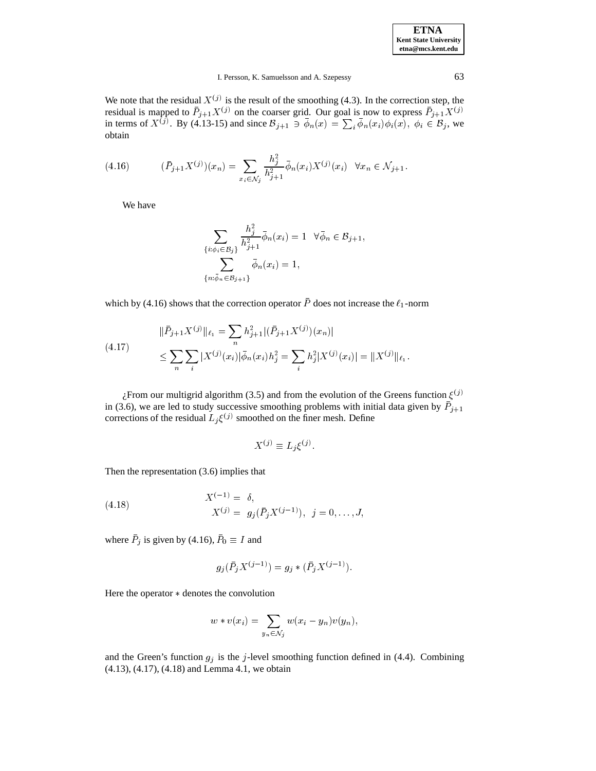We note that the residual $X^{(j)}$ is the result of the smoothing (4.3). In the correction step, the residual is mapped to $\bar{P}_{j+1}X^{(j)}$ on the coarser grid. Our goal is now to express $\bar{P}_{j+1}X^{(j)}$ in terms of $X^{(j)}$. By (4.13-15) and since $\mathcal{B}_{j+1} \ni \bar{\phi}_n(x) = \sum_i \bar{\phi}_n(x_i)\phi_i(x),\ \phi_i \in \mathcal{B}_j$, we obtain

$$
(\bar{P}_{j+1}X^{(j)})(x_n) = \sum_{x_i \in \mathcal{N}_j} \frac{h_j^2}{h_{j+1}^2} \bar{\phi}_n(x_i) X^{(j)}(x_i) \quad \forall x_n \in \mathcal{N}_{j+1}. \tag{4.16}
$$

We have

$$
\begin{aligned}
\sum_{\{i:\phi_i \in \mathcal{B}_j\}} \frac{h_j^2}{h_{j+1}^2} \bar{\phi}_n(x_i) = 1 \quad \forall \bar{\phi}_n \in \mathcal{B}_{j+1}, \\
\sum_{\{n:\bar{\phi}_n \in \mathcal{B}_{j+1}\}} \bar{\phi}_n(x_i) = 1,
\end{aligned}
$$

which by (4.16) shows that the correction operator $\bar{P}$ does not increase the $\ell_1$-norm

$$
\begin{aligned}
\|\bar{P}_{j+1}X^{(j)}\|_{\ell_1} &= \sum_n h_{j+1}^2 |(\bar{P}_{j+1}X^{(j)})(x_n)| \\
&\leq \sum_n \sum_i |X^{(j)}(x_i)| \bar{\phi}_n(x_i) h_j^2 = \sum_i h_j^2 |X^{(j)}(x_i)| = \|X^{(j)}\|_{\ell_1}.
\end{aligned} \tag{4.17}
$$

¿From our multigrid algorithm (3.5) and from the evolution of the Greens function $\xi^{(j)}$ in (3.6), we are led to study successive smoothing problems with initial data given by $\bar{P}_{j+1}$ corrections of the residual $L_j\xi^{(j)}$ smoothed on the finer mesh. Define

$$
X^{(j)} \equiv L_j \xi^{(j)}.
$$

Then the representation (3.6) implies that

$$
\begin{aligned}
X^{(-1)} &= \delta, \\
X^{(j)} &= g_j(\bar{P}_j X^{(j-1)}), \quad j = 0, \ldots, J,
\end{aligned} \tag{4.18}
$$

where $\bar{P}_j$ is given by (4.16), $\bar{P}_0 \equiv I$ and

$$
g_j(\bar{P}_j X^{(j-1)}) = g_j * (\bar{P}_j X^{(j-1)}).
$$

Here the operator $*$ denotes the convolution

$$
w * v(x_i) = \sum_{y_n \in \mathcal{N}_j} w(x_i - y_n) v(y_n),
$$

and the Green's function $g_j$ is the $j$-level smoothing function defined in (4.4). Combining (4.13), (4.17), (4.18) and Lemma 4.1, we obtain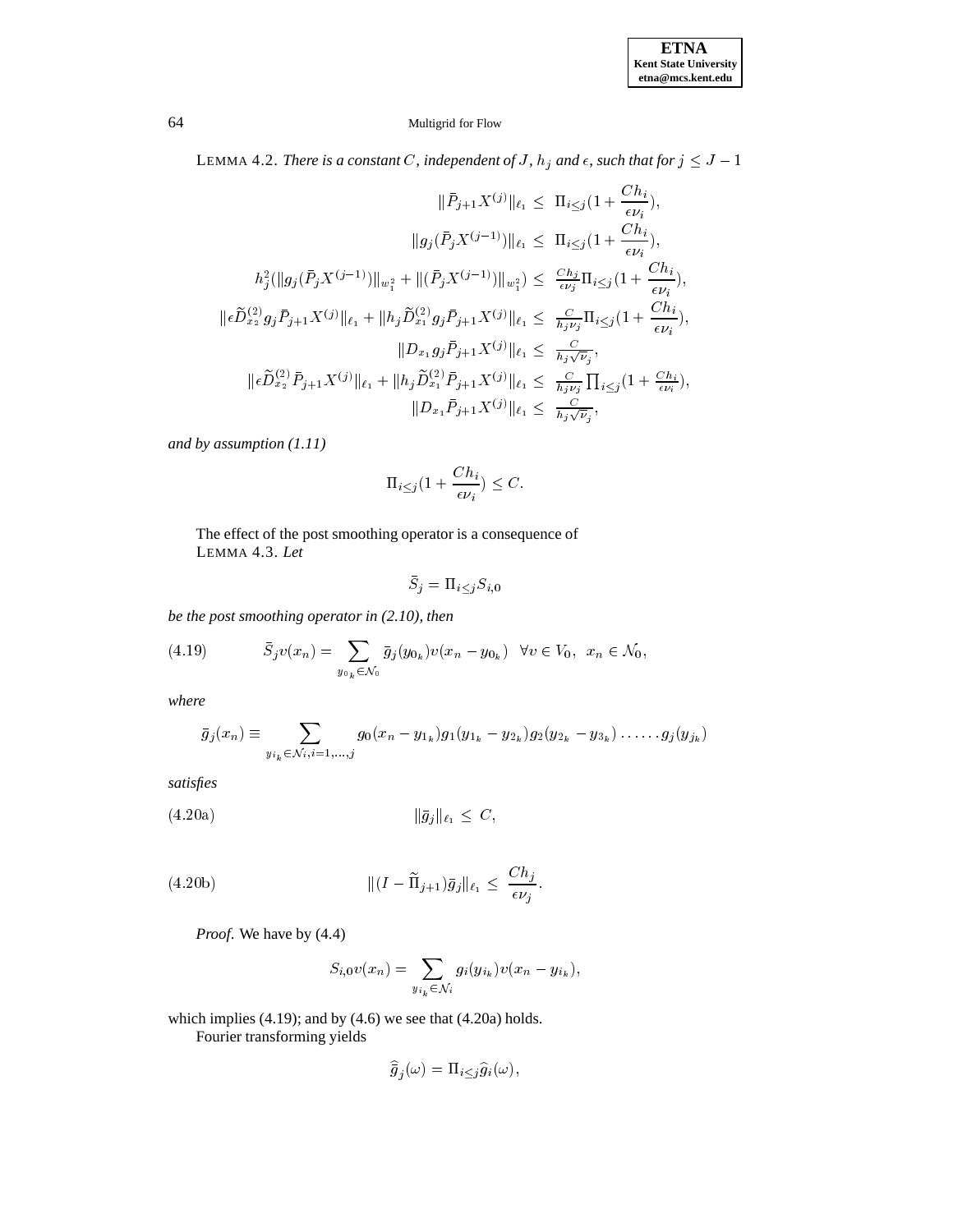LEMMA 4.2. *There is a constant $C$, independent of $J$, $h_j$ and $\epsilon$, such that for $j \le J-1$*

$$
\begin{aligned}
\|\bar{P}_{j+1}X^{(j)}\|_{\ell_1} &\le \Pi_{i\le j}(1+\frac{Ch_i}{\epsilon\nu_i}),\\
\|g_j(\bar{P}_jX^{(j-1)})\|_{\ell_1} &\le \Pi_{i\le j}(1+\frac{Ch_i}{\epsilon\nu_i}),\\
h_j^2(\|g_j(\bar{P}_jX^{(j-1)})\|_{w_1^2}+\|(\bar{P}_jX^{(j-1)})\|_{w_1^2}) &\le \frac{Ch_j}{\epsilon\nu_j}\Pi_{i\le j}(1+\frac{Ch_i}{\epsilon\nu_i}),\\
\|\epsilon\widetilde{D}^{(2)}_{x_2}g_j\bar{P}_{j+1}X^{(j)}\|_{\ell_1}+\|h_j\widetilde{D}^{(2)}_{x_1}g_j\bar{P}_{j+1}X^{(j)}\|_{\ell_1} &\le \frac{C}{h_j\nu_j}\Pi_{i\le j}(1+\frac{Ch_i}{\epsilon\nu_i}),\\
\|D_{x_1}g_j\bar{P}_{j+1}X^{(j)}\|_{\ell_1} &\le \frac{C}{h_j\sqrt{\nu_j}},\\
\|\epsilon\widetilde{D}^{(2)}_{x_2}\bar{P}_{j+1}X^{(j)}\|_{\ell_1}+\|h_j\widetilde{D}^{(2)}_{x_1}\bar{P}_{j+1}X^{(j)}\|_{\ell_1} &\le \frac{C}{h_j\nu_j}\prod_{i\le j}(1+\frac{Ch_i}{\epsilon\nu_i}),\\
\|D_{x_1}\bar{P}_{j+1}X^{(j)}\|_{\ell_1} &\le \frac{C}{h_j\sqrt{\nu_j}},
\end{aligned}
$$

*and by assumption (1.11)*

$$
\Pi_{i\le j}(1+\frac{Ch_i}{\epsilon\nu_i}) \le C.
$$

The effect of the post smoothing operator is a consequence of

LEMMA 4.3. *Let*

$$
\bar{S}_j = \Pi_{i\le j}S_{i,0}
$$

*be the post smoothing operator in (2.10), then*

$$
\bar{S}_jv(x_n) = \sum_{y_{0_k}\in\mathcal{N}_0}\bar{g}_j(y_{0_k})v(x_n-y_{0_k}) \quad \forall v\in V_0,\ x_n\in\mathcal{N}_0, \tag{4.19}
$$

*where*

$$
\bar{g}_j(x_n) \equiv \sum_{y_{i_k}\in\mathcal{N}_i, i=1,\dots,j} g_0(x_n-y_{1_k})g_1(y_{1_k}-y_{2_k})g_2(y_{2_k}-y_{3_k})\dots\dots g_j(y_{j_k})
$$

*satisfies*

$$
\|\bar{g}_j\|_{\ell_1} \le C, \tag{4.20a}
$$

$$
\|(I-\widetilde{\Pi}_{j+1})\bar{g}_j\|_{\ell_1} \le \frac{Ch_j}{\epsilon\nu_j}. \tag{4.20b}
$$

*Proof.* We have by (4.4)

$$
S_{i,0}v(x_n) = \sum_{y_{i_k}\in\mathcal{N}_i} g_i(y_{i_k})v(x_n-y_{i_k}),
$$

which implies (4.19); and by (4.6) we see that (4.20a) holds.

Fourier transforming yields

$$
\widehat{\bar{g}}_j(\omega) = \Pi_{i\le j}\widehat{g}_i(\omega),
$$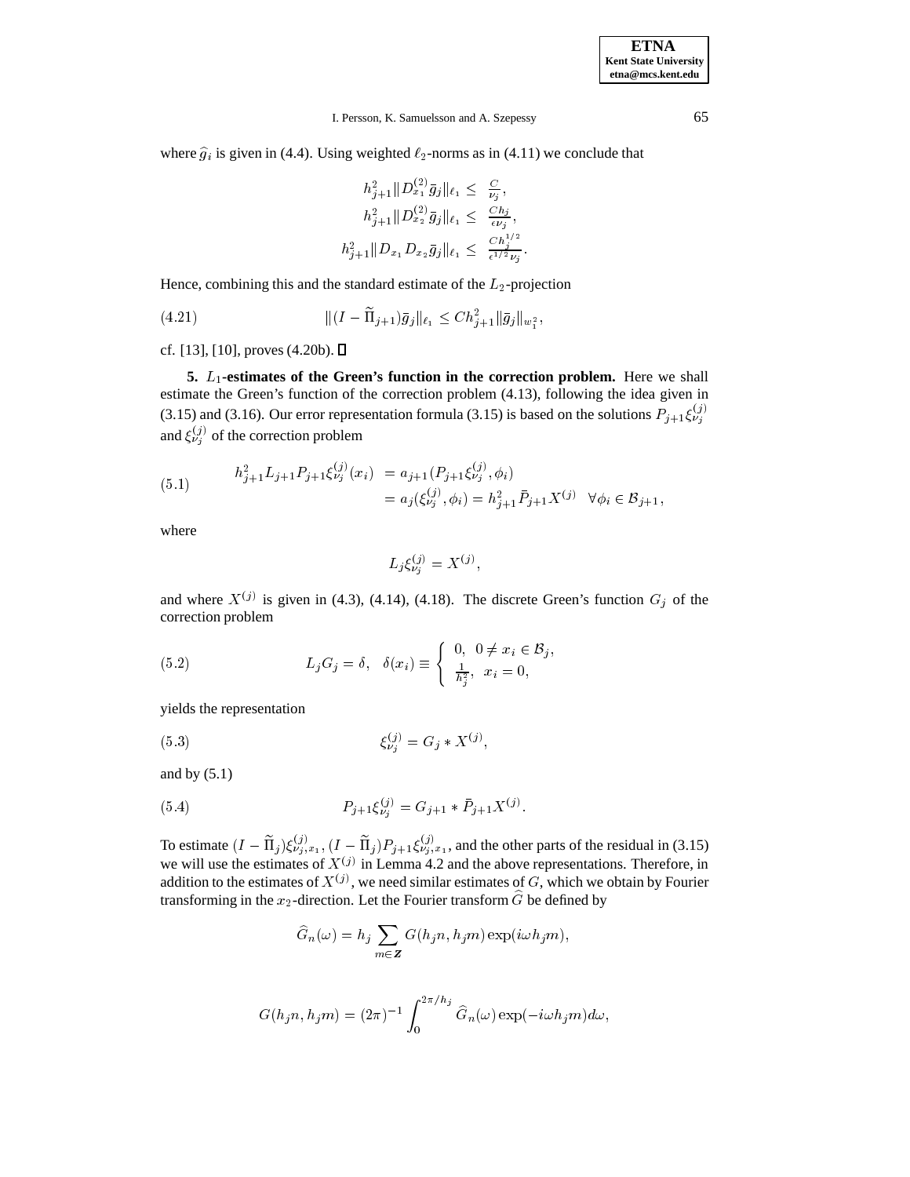where $\widehat{g}_i$ is given in (4.4). Using weighted $\ell_2$-norms as in (4.11) we conclude that

$$
\begin{aligned}
h_{j+1}^2 \| D_{x_1}^{(2)} \bar{g}_j \|_{\ell_1} &\le \frac{C}{\nu_j}, \\
h_{j+1}^2 \| D_{x_2}^{(2)} \bar{g}_j \|_{\ell_1} &\le \frac{C h_j}{\epsilon \nu_j}, \\
h_{j+1}^2 \| D_{x_1} D_{x_2} \bar{g}_j \|_{\ell_1} &\le \frac{C h_j^{1/2}}{\epsilon^{1/2} \nu_j}.
\end{aligned}
$$

Hence, combining this and the standard estimate of the $L_2$-projection

$$
\|(I - \widetilde{\Pi}_{j+1}) \bar{g}_j \|_{\ell_1} \le C h_{j+1}^2 \| \bar{g}_j \|_{w_1^2}, \tag{4.21}
$$

cf. [13], [10], proves (4.20b). ∎

**5. $L_1$-estimates of the Green's function in the correction problem.** Here we shall estimate the Green's function of the correction problem (4.13), following the idea given in (3.15) and (3.16). Our error representation formula (3.15) is based on the solutions $P_{j+1}\xi_{\nu_j}^{(j)}$ and $\xi_{\nu_j}^{(j)}$ of the correction problem

$$
\begin{aligned}
h_{j+1}^2 L_{j+1} P_{j+1} \xi_{\nu_j}^{(j)}(x_i) &= a_{j+1}(P_{j+1}\xi_{\nu_j}^{(j)}, \phi_i) \\
&= a_j(\xi_{\nu_j}^{(j)}, \phi_i) = h_{j+1}^2 \bar{P}_{j+1} X^{(j)} \quad \forall \phi_i \in \mathcal{B}_{j+1},
\end{aligned} \tag{5.1}
$$

where

$$
L_j \xi_{\nu_j}^{(j)} = X^{(j)},
$$

and where $X^{(j)}$ is given in (4.3), (4.14), (4.18). The discrete Green's function $G_j$ of the correction problem

$$
L_j G_j = \delta, \quad \delta(x_i) \equiv \begin{cases} 0, & 0 \ne x_i \in \mathcal{B}_j, \\ \frac{1}{h_j^2}, & x_i = 0, \end{cases} \tag{5.2}
$$

yields the representation

$$
\xi_{\nu_j}^{(j)} = G_j * X^{(j)}, \tag{5.3}
$$

and by (5.1)

$$
P_{j+1}\xi_{\nu_j}^{(j)} = G_{j+1} * \bar{P}_{j+1} X^{(j)}. \tag{5.4}
$$

To estimate $(I - \widetilde{\Pi}_j)\xi_{\nu_j, x_1}^{(j)}$, $(I - \widetilde{\Pi}_j)P_{j+1}\xi_{\nu_j, x_1}^{(j)}$, and the other parts of the residual in (3.15) we will use the estimates of $X^{(j)}$ in Lemma 4.2 and the above representations. Therefore, in addition to the estimates of $X^{(j)}$, we need similar estimates of $G$, which we obtain by Fourier transforming in the $x_2$-direction. Let the Fourier transform $\widehat{G}$ be defined by

$$
\widehat{G}_n(\omega) = h_j \sum_{m \in \boldsymbol{Z}} G(h_j n, h_j m) \exp(i \omega h_j m),
$$

$$
G(h_j n, h_j m) = (2\pi)^{-1} \int_0^{2\pi/h_j} \widehat{G}_n(\omega) \exp(-i \omega h_j m) d\omega,
$$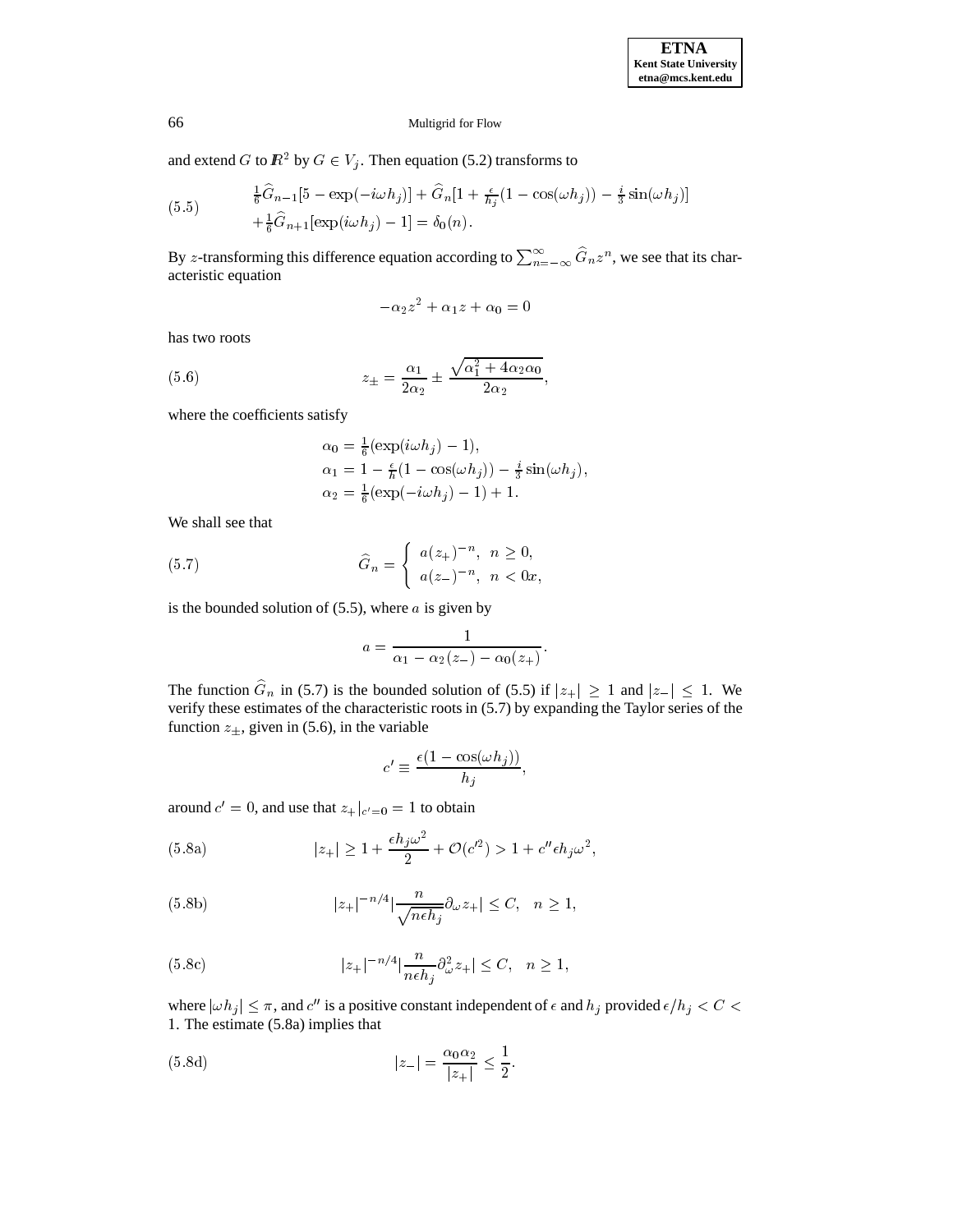and extend $G$ to $\mathbb{R}^2$ by $G \in V_j$. Then equation (5.2) transforms to

$$
\begin{aligned}
&\tfrac{1}{6}\widehat{G}_{n-1}[5-\exp(-i\omega h_j)] + \widehat{G}_n[1+\tfrac{\epsilon}{h_j}(1-\cos(\omega h_j)) - \tfrac{i}{3}\sin(\omega h_j)] \\
&+\tfrac{1}{6}\widehat{G}_{n+1}[\exp(i\omega h_j)-1] = \delta_0(n).
\end{aligned} \tag{5.5}
$$

By $z$-transforming this difference equation according to $\sum_{n=-\infty}^{\infty}\widehat{G}_n z^n$, we see that its characteristic equation

$$
-\alpha_2 z^2 + \alpha_1 z + \alpha_0 = 0
$$

has two roots

$$
z_{\pm} = \frac{\alpha_1}{2\alpha_2} \pm \frac{\sqrt{\alpha_1^2 + 4\alpha_2\alpha_0}}{2\alpha_2}, \tag{5.6}
$$

where the coefficients satisfy

$$
\begin{aligned}
\alpha_0 &= \tfrac{1}{6}(\exp(i\omega h_j)-1),\\
\alpha_1 &= 1-\tfrac{\epsilon}{h}(1-\cos(\omega h_j)) - \tfrac{i}{3}\sin(\omega h_j),\\
\alpha_2 &= \tfrac{1}{6}(\exp(-i\omega h_j)-1)+1.
\end{aligned}
$$

We shall see that

$$
\widehat{G}_n = \begin{cases} a(z_+)^{-n}, & n \geq 0,\\ a(z_-)^{-n}, & n < 0x, \end{cases} \tag{5.7}
$$

is the bounded solution of (5.5), where $a$ is given by

$$
a = \frac{1}{\alpha_1 - \alpha_2(z_-) - \alpha_0(z_+)}.
$$

The function $\widehat{G}_n$ in (5.7) is the bounded solution of (5.5) if $|z_+| \geq 1$ and $|z_-| \leq 1$. We verify these estimates of the characteristic roots in (5.7) by expanding the Taylor series of the function $z_{\pm}$, given in (5.6), in the variable

$$
c' \equiv \frac{\epsilon(1-\cos(\omega h_j))}{h_j},
$$

around $c' = 0$, and use that $z_+|_{c'=0} = 1$ to obtain

$$
|z_+| \geq 1 + \frac{\epsilon h_j \omega^2}{2} + \mathcal{O}(c'^2) > 1 + c''\epsilon h_j \omega^2, \tag{5.8a}
$$

$$
|z_+|^{-n/4}\left|\frac{n}{\sqrt{n\epsilon h_j}}\partial_\omega z_+\right| \leq C, \quad n \geq 1, \tag{5.8b}
$$

$$
|z_+|^{-n/4}\left|\frac{n}{n\epsilon h_j}\partial_\omega^2 z_+\right| \leq C, \quad n \geq 1, \tag{5.8c}
$$

where $|\omega h_j| \leq \pi$, and $c''$ is a positive constant independent of $\epsilon$ and $h_j$ provided $\epsilon/h_j < C < 1$. The estimate (5.8a) implies that

$$
|z_-| = \frac{\alpha_0\alpha_2}{|z_+|} \leq \frac{1}{2}. \tag{5.8d}
$$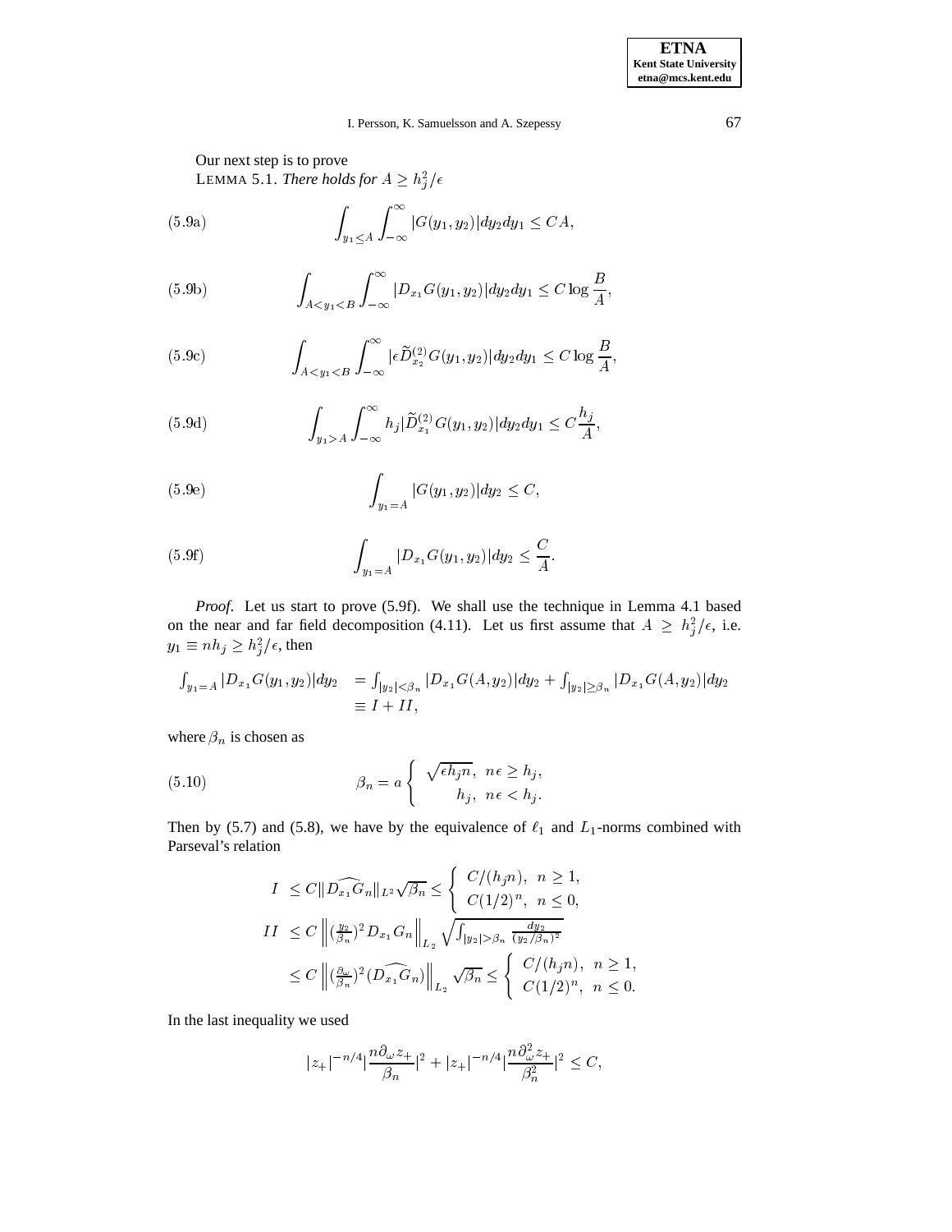Our next step is to prove

LEMMA 5.1. *There holds for $A \geq h_j^2/\epsilon$*

$$\int_{y_1 \leq A} \int_{-\infty}^{\infty} |G(y_1, y_2)| dy_2 dy_1 \leq CA, \tag{5.9a}$$

$$\int_{A < y_1 < B} \int_{-\infty}^{\infty} |D_{x_1} G(y_1, y_2)| dy_2 dy_1 \leq C \log \frac{B}{A}, \tag{5.9b}$$

$$\int_{A < y_1 < B} \int_{-\infty}^{\infty} |\epsilon \widetilde{D}_{x_2}^{(2)} G(y_1, y_2)| dy_2 dy_1 \leq C \log \frac{B}{A}, \tag{5.9c}$$

$$\int_{y_1 > A} \int_{-\infty}^{\infty} h_j |\widetilde{D}_{x_1}^{(2)} G(y_1, y_2)| dy_2 dy_1 \leq C \frac{h_j}{A}, \tag{5.9d}$$

$$\int_{y_1 = A} |G(y_1, y_2)| dy_2 \leq C, \tag{5.9e}$$

$$\int_{y_1 = A} |D_{x_1} G(y_1, y_2)| dy_2 \leq \frac{C}{A}. \tag{5.9f}$$

*Proof*. Let us start to prove (5.9f). We shall use the technique in Lemma 4.1 based on the near and far field decomposition (4.11). Let us first assume that $A \geq h_j^2/\epsilon$, i.e. $y_1 \equiv nh_j \geq h_j^2/\epsilon$, then

$$\begin{aligned} \int_{y_1 = A} |D_{x_1} G(y_1, y_2)| dy_2 &= \int_{|y_2| < \beta_n} |D_{x_1} G(A, y_2)| dy_2 + \int_{|y_2| \geq \beta_n} |D_{x_1} G(A, y_2)| dy_2 \\ &\equiv I + II, \end{aligned}$$

where $\beta_n$ is chosen as

$$\beta_n = a \begin{cases} \sqrt{\epsilon h_j n}, & n\epsilon \geq h_j, \\ h_j, & n\epsilon < h_j. \end{cases} \tag{5.10}$$

Then by (5.7) and (5.8), we have by the equivalence of $\ell_1$ and $L_1$-norms combined with Parseval's relation

$$\begin{aligned} I &\leq C \|\widehat{D_{x_1} G_n}\|_{L^2} \sqrt{\beta_n} \leq \begin{cases} C/(h_j n), & n \geq 1, \\ C(1/2)^n, & n \leq 0, \end{cases} \\ II &\leq C \left\| (\tfrac{y_2}{\beta_n})^2 D_{x_1} G_n \right\|_{L_2} \sqrt{\int_{|y_2| > \beta_n} \frac{dy_2}{(y_2/\beta_n)^2}} \\ &\leq C \left\| (\tfrac{\partial_\omega}{\beta_n})^2 (\widehat{D_{x_1} G_n}) \right\|_{L_2} \sqrt{\beta_n} \leq \begin{cases} C/(h_j n), & n \geq 1, \\ C(1/2)^n, & n \leq 0. \end{cases} \end{aligned}$$

In the last inequality we used

$$|z_+|^{-n/4} |\frac{n \partial_\omega z_+}{\beta_n}|^2 + |z_+|^{-n/4} |\frac{n \partial_\omega^2 z_+}{\beta_n^2}|^2 \leq C,$$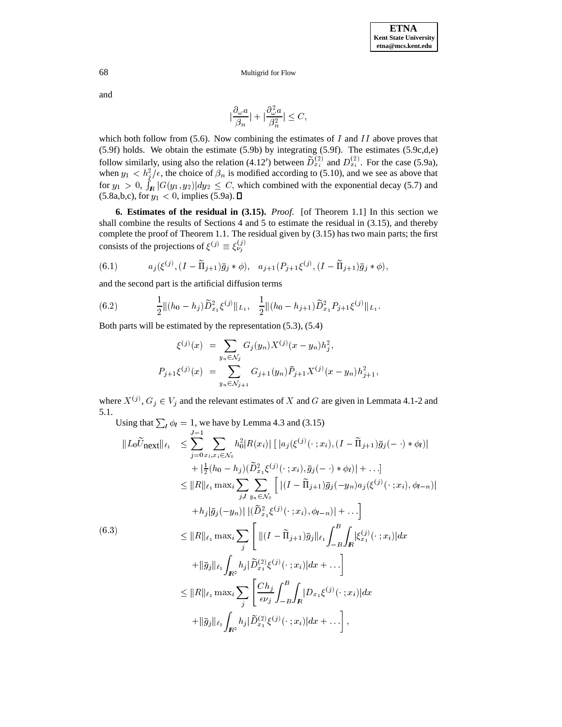and

$$|\frac{\partial_\omega a}{\beta_n}| + |\frac{\partial^2_\omega a}{\beta^2_n}| \le C,$$

which both follow from (5.6). Now combining the estimates of $I$ and $II$ above proves that (5.9f) holds. We obtain the estimate (5.9b) by integrating (5.9f). The estimates (5.9c,d,e) follow similarly, using also the relation (4.12′) between $\widetilde{D}^{(2)}_{x_i}$ and $D^{(2)}_{x_i}$. For the case (5.9a), when $y_1 < h_j^2/\epsilon$, the choice of $\beta_n$ is modified according to (5.10), and we see as above that for $y_1 > 0$, $\int_{\mathbb{R}} |G(y_1, y_2)| dy_2 \le C$, which combined with the exponential decay (5.7) and (5.8a,b,c), for $y_1 < 0$, implies (5.9a). $\square$

## 6. Estimates of the residual in (3.15).

*Proof.* [of Theorem 1.1] In this section we shall combine the results of Sections 4 and 5 to estimate the residual in (3.15), and thereby complete the proof of Theorem 1.1. The residual given by (3.15) has two main parts; the first consists of the projections of $\xi^{(j)} \equiv \xi^{(j)}_{\nu_j}$

$$a_j(\xi^{(j)}, (I - \widetilde{\Pi}_{j+1})\bar{g}_j * \phi), \quad a_{j+1}(P_{j+1}\xi^{(j)}, (I - \widetilde{\Pi}_{j+1})\bar{g}_j * \phi), \tag{6.1}$$

and the second part is the artificial diffusion terms

$$\frac{1}{2}\|(h_0 - h_j)\widetilde{D}^2_{x_1}\xi^{(j)}\|_{L_1}, \quad \frac{1}{2}\|(h_0 - h_{j+1})\widetilde{D}^2_{x_1}P_{j+1}\xi^{(j)}\|_{L_1}. \tag{6.2}$$

Both parts will be estimated by the representation (5.3), (5.4)

$$\begin{aligned}
\xi^{(j)}(x) &= \sum_{y_n \in \mathcal{N}_j} G_j(y_n) X^{(j)}(x - y_n) h_j^2, \\
P_{j+1}\xi^{(j)}(x) &= \sum_{y_n \in \mathcal{N}_{j+1}} G_{j+1}(y_n) \bar{P}_{j+1} X^{(j)}(x - y_n) h_{j+1}^2,
\end{aligned}$$

where $X^{(j)}, G_j \in V_j$ and the relevant estimates of $X$ and $G$ are given in Lemmata 4.1-2 and 5.1.

Using that $\sum_l \phi_l = 1$, we have by Lemma 4.3 and (3.15)

$$\begin{aligned}
\|L_0\widetilde{U}_{\text{next}}\|_{\ell_1} &\le \sum_{j=0}^{J-1} \sum_{x_l, x_i \in \mathcal{N}_0} h_0^2 |R(x_i)| \,[\, |a_j(\xi^{(j)}(\cdot\,; x_i), (I - \widetilde{\Pi}_{j+1})\bar{g}_j(-\,\cdot) * \phi_l)| \\
&\quad + |\tfrac{1}{2}(h_0 - h_j)(\widetilde{D}^2_{x_1}\xi^{(j)}(\cdot\,; x_i), \bar{g}_j(-\,\cdot) * \phi_l)| + \ldots] \\
&\le \|R\|_{\ell_1} \max_i \sum_{j,l} \sum_{y_n \in \mathcal{N}_0} \Big[\, |(I - \widetilde{\Pi}_{j+1})\bar{g}_j(-y_n) a_j(\xi^{(j)}(\cdot\,; x_i), \phi_{l-n})| \\
&\quad + h_j |\bar{g}_j(-y_n)|\, |(\widetilde{D}^2_{x_1}\xi^{(j)}(\cdot\,; x_i), \phi_{l-n})| + \ldots \Big] \\
&\le \|R\|_{\ell_1} \max_i \sum_j \Bigg[\, \|(I - \widetilde{\Pi}_{j+1})\bar{g}_j\|_{\ell_1} \int_{-B}^{B} \int_{\mathbb{R}} |\xi^{(j)}_{x_1}(\cdot\,; x_i)| dx \\
&\quad + \|\bar{g}_j\|_{\ell_1} \int_{\mathbb{R}^2} h_j |\widetilde{D}^{(2)}_{x_1}\xi^{(j)}(\cdot\,; x_i)| dx + \ldots \Bigg] \\
&\le \|R\|_{\ell_1} \max_i \sum_j \Bigg[ \frac{C h_j}{\epsilon \nu_j} \int_{-B}^{B} \int_{\mathbb{R}} |D_{x_1}\xi^{(j)}(\cdot\,; x_i)| dx \\
&\quad + \|\bar{g}_j\|_{\ell_1} \int_{\mathbb{R}^2} h_j |\widetilde{D}^{(2)}_{x_1}\xi^{(j)}(\cdot\,; x_i)| dx + \ldots \Bigg],
\end{aligned} \tag{6.3}$$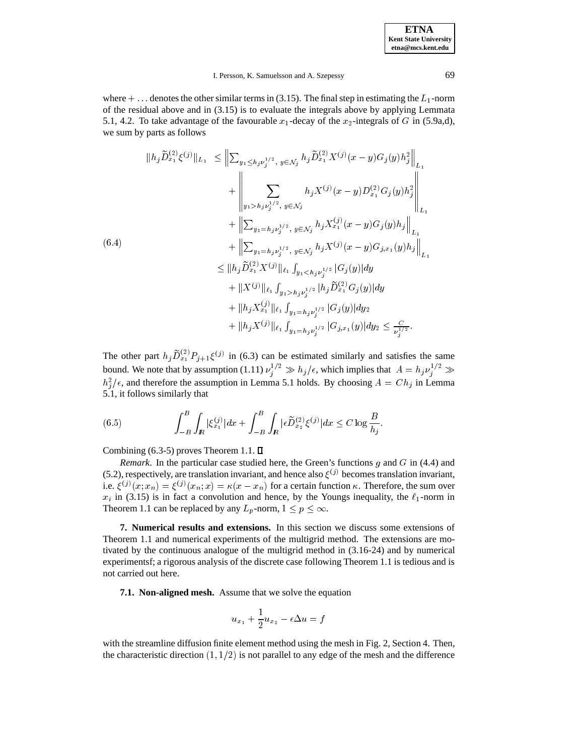where $+\dots$ denotes the other similar terms in (3.15). The final step in estimating the $L_1$-norm of the residual above and in (3.15) is to evaluate the integrals above by applying Lemmata 5.1, 4.2. To take advantage of the favourable $x_1$-decay of the $x_2$-integrals of $G$ in (5.9a,d), we sum by parts as follows

$$
\begin{aligned}
\|h_j \widetilde{D}^{(2)}_{x_1} \xi^{(j)}\|_{L_1} &\le \Big\| \textstyle\sum_{y_1 \le h_j \nu_j^{1/2},\, y\in\mathcal{N}_j} h_j \widetilde{D}^{(2)}_{x_1} X^{(j)}(x-y) G_j(y) h_j^2 \Big\|_{L_1} \\
&\quad + \Big\| \sum_{y_1 > h_j \nu_j^{1/2},\, y\in\mathcal{N}_j} h_j X^{(j)}(x-y) D^{(2)}_{x_1} G_j(y) h_j^2 \Big\|_{L_1} \\
&\quad + \Big\| \textstyle\sum_{y_1 = h_j \nu_j^{1/2},\, y\in\mathcal{N}_j} h_j X^{(j)}_{x_1}(x-y) G_j(y) h_j \Big\|_{L_1} \\
&\quad + \Big\| \textstyle\sum_{y_1 = h_j \nu_j^{1/2},\, y\in\mathcal{N}_j} h_j X^{(j)}(x-y) G_{j,x_1}(y) h_j \Big\|_{L_1} \\
&\le \|h_j \widetilde{D}^{(2)}_{x_1} X^{(j)}\|_{\ell_1} \textstyle\int_{y_1 < h_j \nu_j^{1/2}} |G_j(y)| dy \\
&\quad + \|X^{(j)}\|_{\ell_1} \textstyle\int_{y_1 > h_j \nu_j^{1/2}} |h_j \widetilde{D}^{(2)}_{x_1} G_j(y)| dy \\
&\quad + \|h_j X^{(j)}_{x_1}\|_{\ell_1} \textstyle\int_{y_1 = h_j \nu_j^{1/2}} |G_j(y)| dy_2 \\
&\quad + \|h_j X^{(j)}\|_{\ell_1} \textstyle\int_{y_1 = h_j \nu_j^{1/2}} |G_{j,x_1}(y)| dy_2 \le \frac{C}{\nu_j^{1/2}}.
\end{aligned} \tag{6.4}
$$

The other part $h_j \widetilde{D}^{(2)}_{x_1} P_{j+1} \xi^{(j)}$ in (6.3) can be estimated similarly and satisfies the same bound. We note that by assumption (1.11) $\nu_j^{1/2} \gg h_j/\epsilon$, which implies that $A = h_j \nu_j^{1/2} \gg h_j^2/\epsilon$, and therefore the assumption in Lemma 5.1 holds. By choosing $A = C h_j$ in Lemma 5.1, it follows similarly that

$$
\int_{-B}^{B} \int_{\mathbb{R}} |\xi^{(j)}_{x_1}| dx + \int_{-B}^{B} \int_{\mathbb{R}} |\epsilon \widetilde{D}^{(2)}_{x_2} \xi^{(j)}| dx \le C \log \frac{B}{h_j}. \tag{6.5}
$$

Combining (6.3-5) proves Theorem 1.1. ∎

*Remark*. In the particular case studied here, the Green's functions $g$ and $G$ in (4.4) and (5.2), respectively, are translation invariant, and hence also $\xi^{(j)}$ becomes translation invariant, i.e. $\xi^{(j)}(x;x_n) = \xi^{(j)}(x_n;x) = \kappa(x-x_n)$ for a certain function $\kappa$. Therefore, the sum over $x_i$ in (3.15) is in fact a convolution and hence, by the Youngs inequality, the $\ell_1$-norm in Theorem 1.1 can be replaced by any $L_p$-norm, $1 \le p \le \infty$.

## 7. Numerical results and extensions.

In this section we discuss some extensions of Theorem 1.1 and numerical experiments of the multigrid method. The extensions are motivated by the continuous analogue of the multigrid method in (3.16-24) and by numerical experimentsf; a rigorous analysis of the discrete case following Theorem 1.1 is tedious and is not carried out here.

### 7.1. Non-aligned mesh.

Assume that we solve the equation

$$
u_{x_1} + \frac{1}{2} u_{x_2} - \epsilon \Delta u = f
$$

with the streamline diffusion finite element method using the mesh in Fig. 2, Section 4. Then, the characteristic direction $(1, 1/2)$ is not parallel to any edge of the mesh and the difference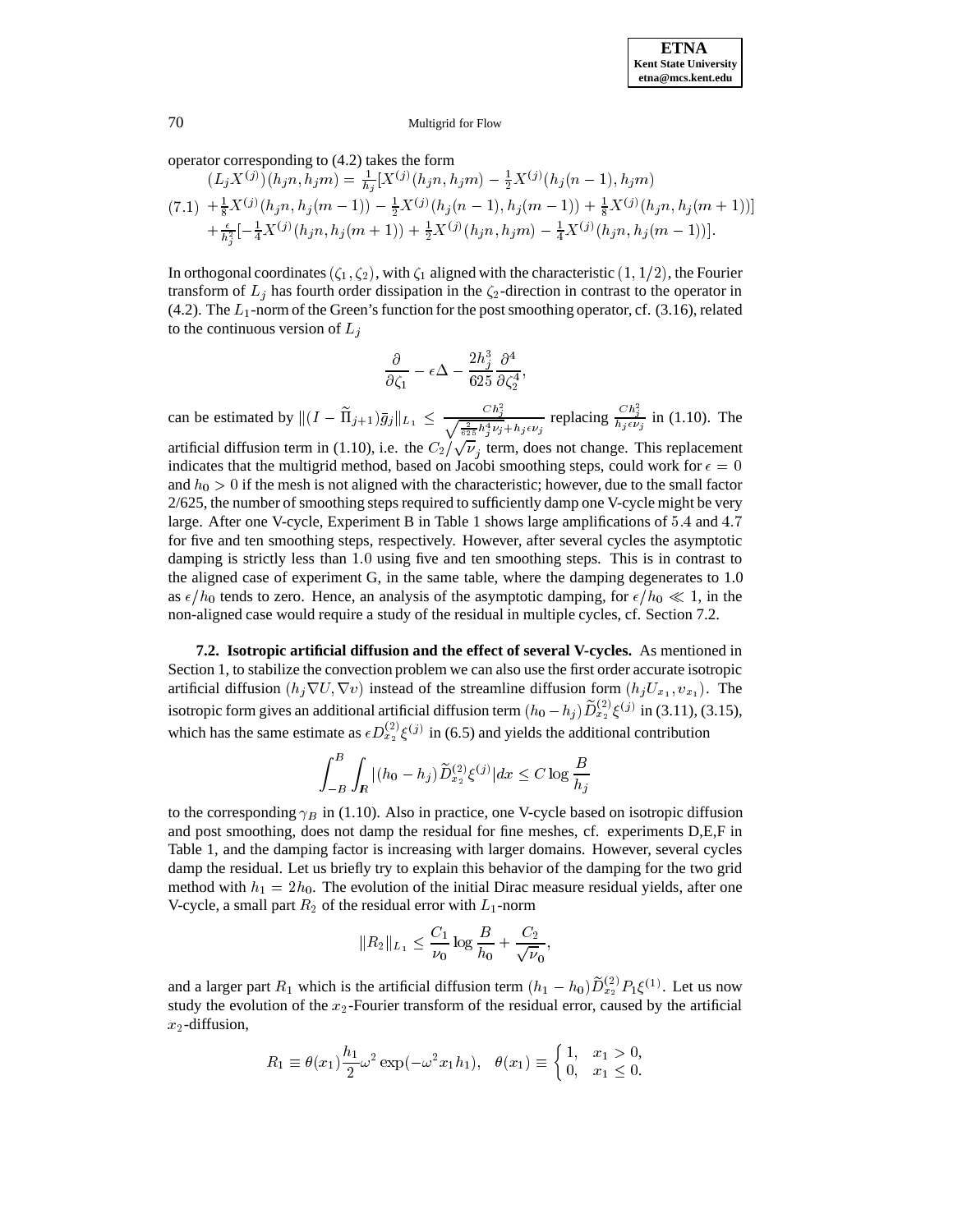operator corresponding to (4.2) takes the form

$$
\begin{aligned}
&(L_jX^{(j)})(h_jn, h_jm) = \tfrac{1}{h_j}[X^{(j)}(h_jn, h_jm) - \tfrac{1}{2}X^{(j)}(h_j(n-1), h_jm) \\
(7.1)\quad &+\tfrac{1}{8}X^{(j)}(h_jn, h_j(m-1)) - \tfrac{1}{2}X^{(j)}(h_j(n-1), h_j(m-1)) + \tfrac{1}{8}X^{(j)}(h_jn, h_j(m+1))] \\
&+\tfrac{\epsilon}{h_j^2}[-\tfrac{1}{4}X^{(j)}(h_jn, h_j(m+1)) + \tfrac{1}{2}X^{(j)}(h_jn, h_jm) - \tfrac{1}{4}X^{(j)}(h_jn, h_j(m-1))].
\end{aligned}
$$

In orthogonal coordinates $(\zeta_1, \zeta_2)$, with $\zeta_1$ aligned with the characteristic $(1, 1/2)$, the Fourier transform of $L_j$ has fourth order dissipation in the $\zeta_2$-direction in contrast to the operator in (4.2). The $L_1$-norm of the Green's function for the post smoothing operator, cf. (3.16), related to the continuous version of $L_j$

$$
\frac{\partial}{\partial \zeta_1} - \epsilon\Delta - \frac{2h_j^3}{625}\frac{\partial^4}{\partial \zeta_2^4},
$$

can be estimated by $\|(I - \widetilde{\Pi}_{j+1})\bar{g}_j\|_{L_1} \le \frac{Ch_j^2}{\sqrt{\frac{2}{625}h_j^4\nu_j + h_j\epsilon\nu_j}}$ replacing $\frac{Ch_j^2}{h_j\epsilon\nu_j}$ in (1.10). The artificial diffusion term in (1.10), i.e. the $C_2/\sqrt{\nu_j}$ term, does not change. This replacement indicates that the multigrid method, based on Jacobi smoothing steps, could work for $\epsilon = 0$ and $h_0 > 0$ if the mesh is not aligned with the characteristic; however, due to the small factor 2/625, the number of smoothing steps required to sufficiently damp one V-cycle might be very large. After one V-cycle, Experiment B in Table 1 shows large amplifications of 5.4 and 4.7 for five and ten smoothing steps, respectively. However, after several cycles the asymptotic damping is strictly less than 1.0 using five and ten smoothing steps. This is in contrast to the aligned case of experiment G, in the same table, where the damping degenerates to 1.0 as $\epsilon/h_0$ tends to zero. Hence, an analysis of the asymptotic damping, for $\epsilon/h_0 \ll 1$, in the non-aligned case would require a study of the residual in multiple cycles, cf. Section 7.2.

**7.2. Isotropic artificial diffusion and the effect of several V-cycles.** As mentioned in Section 1, to stabilize the convection problem we can also use the first order accurate isotropic artificial diffusion $(h_j\nabla U, \nabla v)$ instead of the streamline diffusion form $(h_jU_{x_1}, v_{x_1})$. The isotropic form gives an additional artificial diffusion term $(h_0 - h_j)\widetilde{D}^{(2)}_{x_2}\xi^{(j)}$ in (3.11), (3.15), which has the same estimate as $\epsilon D^{(2)}_{x_2}\xi^{(j)}$ in (6.5) and yields the additional contribution

$$
\int_{-B}^{B}\int_{\mathbf{R}} |(h_0 - h_j)\widetilde{D}^{(2)}_{x_2}\xi^{(j)}|dx \le C\log\frac{B}{h_j}
$$

to the corresponding $\gamma_B$ in (1.10). Also in practice, one V-cycle based on isotropic diffusion and post smoothing, does not damp the residual for fine meshes, cf. experiments D,E,F in Table 1, and the damping factor is increasing with larger domains. However, several cycles damp the residual. Let us briefly try to explain this behavior of the damping for the two grid method with $h_1 = 2h_0$. The evolution of the initial Dirac measure residual yields, after one V-cycle, a small part $R_2$ of the residual error with $L_1$-norm

$$
\|R_2\|_{L_1} \le \frac{C_1}{\nu_0}\log\frac{B}{h_0} + \frac{C_2}{\sqrt{\nu_0}},
$$

and a larger part $R_1$ which is the artificial diffusion term $(h_1 - h_0)\widetilde{D}^{(2)}_{x_2}P_1\xi^{(1)}$. Let us now study the evolution of the $x_2$-Fourier transform of the residual error, caused by the artificial $x_2$-diffusion,

$$
R_1 \equiv \theta(x_1)\frac{h_1}{2}\omega^2\exp(-\omega^2 x_1 h_1), \quad \theta(x_1) \equiv \begin{cases} 1, & x_1 > 0, \\ 0, & x_1 \le 0. \end{cases}
$$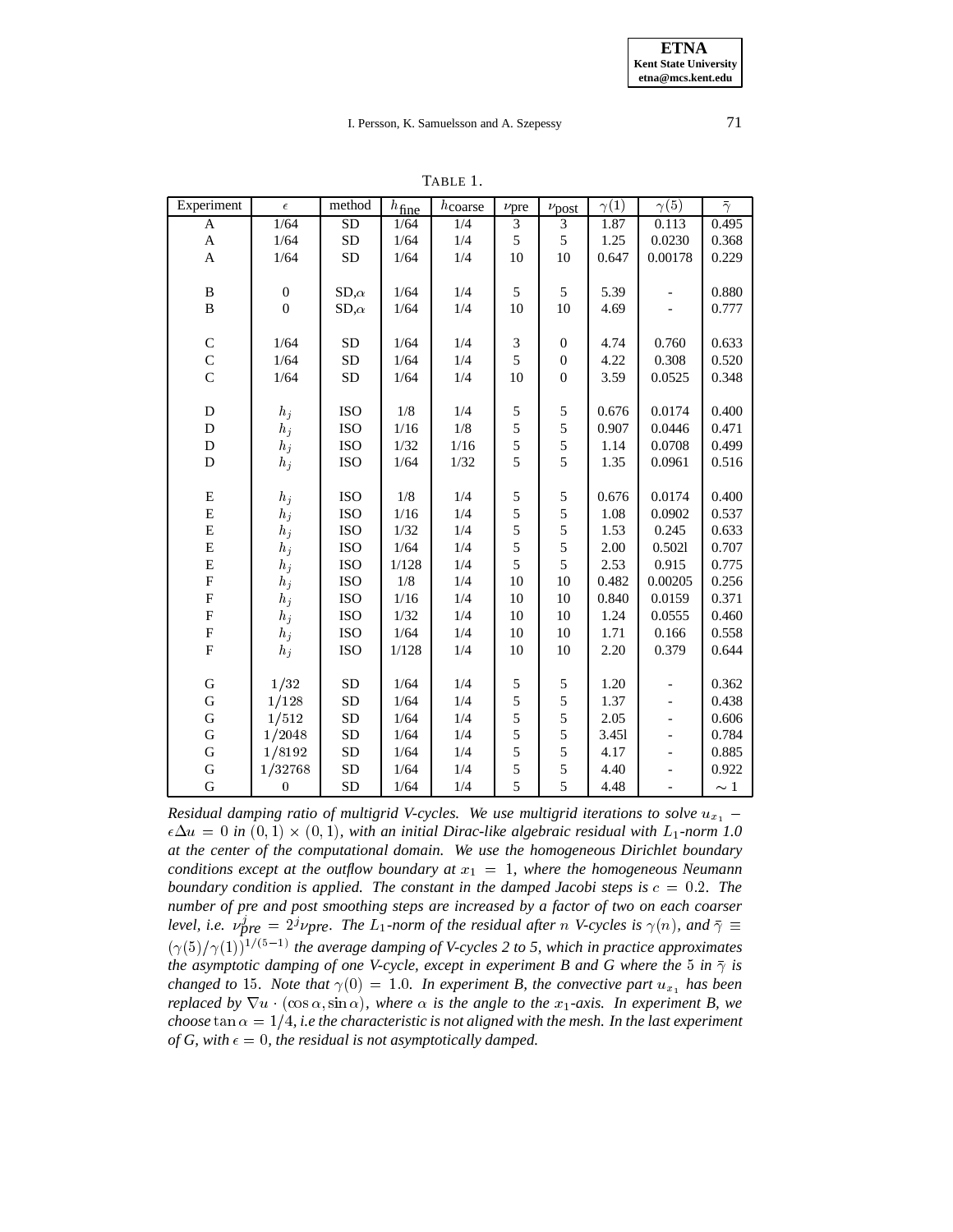TABLE 1.

| Experiment | $\epsilon$ | method | $h_{\text{fine}}$ | $h_{\text{coarse}}$ | $\nu_{\text{pre}}$ | $\nu_{\text{post}}$ | $\gamma(1)$ | $\gamma(5)$ | $\bar{\gamma}$ |
|---|---|---|---|---|---|---|---|---|---|
| A | 1/64 | SD | 1/64 | 1/4 | 3 | 3 | 1.87 | 0.113 | 0.495 |
| A | 1/64 | SD | 1/64 | 1/4 | 5 | 5 | 1.25 | 0.0230 | 0.368 |
| A | 1/64 | SD | 1/64 | 1/4 | 10 | 10 | 0.647 | 0.00178 | 0.229 |
| | | | | | | | | | |
| B | 0 | SD,$\alpha$ | 1/64 | 1/4 | 5 | 5 | 5.39 | - | 0.880 |
| B | 0 | SD,$\alpha$ | 1/64 | 1/4 | 10 | 10 | 4.69 | - | 0.777 |
| | | | | | | | | | |
| C | 1/64 | SD | 1/64 | 1/4 | 3 | 0 | 4.74 | 0.760 | 0.633 |
| C | 1/64 | SD | 1/64 | 1/4 | 5 | 0 | 4.22 | 0.308 | 0.520 |
| C | 1/64 | SD | 1/64 | 1/4 | 10 | 0 | 3.59 | 0.0525 | 0.348 |
| | | | | | | | | | |
| D | $h_j$ | ISO | 1/8 | 1/4 | 5 | 5 | 0.676 | 0.0174 | 0.400 |
| D | $h_j$ | ISO | 1/16 | 1/8 | 5 | 5 | 0.907 | 0.0446 | 0.471 |
| D | $h_j$ | ISO | 1/32 | 1/16 | 5 | 5 | 1.14 | 0.0708 | 0.499 |
| D | $h_j$ | ISO | 1/64 | 1/32 | 5 | 5 | 1.35 | 0.0961 | 0.516 |
| | | | | | | | | | |
| E | $h_j$ | ISO | 1/8 | 1/4 | 5 | 5 | 0.676 | 0.0174 | 0.400 |
| E | $h_j$ | ISO | 1/16 | 1/4 | 5 | 5 | 1.08 | 0.0902 | 0.537 |
| E | $h_j$ | ISO | 1/32 | 1/4 | 5 | 5 | 1.53 | 0.245 | 0.633 |
| E | $h_j$ | ISO | 1/64 | 1/4 | 5 | 5 | 2.00 | 0.502l | 0.707 |
| E | $h_j$ | ISO | 1/128 | 1/4 | 5 | 5 | 2.53 | 0.915 | 0.775 |
| F | $h_j$ | ISO | 1/8 | 1/4 | 10 | 10 | 0.482 | 0.00205 | 0.256 |
| F | $h_j$ | ISO | 1/16 | 1/4 | 10 | 10 | 0.840 | 0.0159 | 0.371 |
| F | $h_j$ | ISO | 1/32 | 1/4 | 10 | 10 | 1.24 | 0.0555 | 0.460 |
| F | $h_j$ | ISO | 1/64 | 1/4 | 10 | 10 | 1.71 | 0.166 | 0.558 |
| F | $h_j$ | ISO | 1/128 | 1/4 | 10 | 10 | 2.20 | 0.379 | 0.644 |
| | | | | | | | | | |
| G | $1/32$ | SD | 1/64 | 1/4 | 5 | 5 | 1.20 | - | 0.362 |
| G | $1/128$ | SD | 1/64 | 1/4 | 5 | 5 | 1.37 | - | 0.438 |
| G | $1/512$ | SD | 1/64 | 1/4 | 5 | 5 | 2.05 | - | 0.606 |
| G | $1/2048$ | SD | 1/64 | 1/4 | 5 | 5 | 3.45l | - | 0.784 |
| G | $1/8192$ | SD | 1/64 | 1/4 | 5 | 5 | 4.17 | - | 0.885 |
| G | $1/32768$ | SD | 1/64 | 1/4 | 5 | 5 | 4.40 | - | 0.922 |
| G | 0 | SD | 1/64 | 1/4 | 5 | 5 | 4.48 | - | $\sim 1$ |

*Residual damping ratio of multigrid V-cycles. We use multigrid iterations to solve $u_{x_1} - \epsilon\Delta u = 0$ in $(0,1) \times (0,1)$, with an initial Dirac-like algebraic residual with $L_1$-norm 1.0 at the center of the computational domain. We use the homogeneous Dirichlet boundary conditions except at the outflow boundary at $x_1 = 1$, where the homogeneous Neumann boundary condition is applied. The constant in the damped Jacobi steps is $c = 0.2$. The number of pre and post smoothing steps are increased by a factor of two on each coarser level, i.e. $\nu^j_{pre} = 2^j \nu_{pre}$. The $L_1$-norm of the residual after $n$ V-cycles is $\gamma(n)$, and $\bar{\gamma} \equiv (\gamma(5)/\gamma(1))^{1/(5-1)}$ the average damping of V-cycles 2 to 5, which in practice approximates the asymptotic damping of one V-cycle, except in experiment B and G where the 5 in $\bar{\gamma}$ is changed to 15. Note that $\gamma(0) = 1.0$. In experiment B, the convective part $u_{x_1}$ has been replaced by $\nabla u \cdot (\cos\alpha, \sin\alpha)$, where $\alpha$ is the angle to the $x_1$-axis. In experiment B, we choose $\tan\alpha = 1/4$, i.e the characteristic is not aligned with the mesh. In the last experiment of G, with $\epsilon = 0$, the residual is not asymptotically damped.*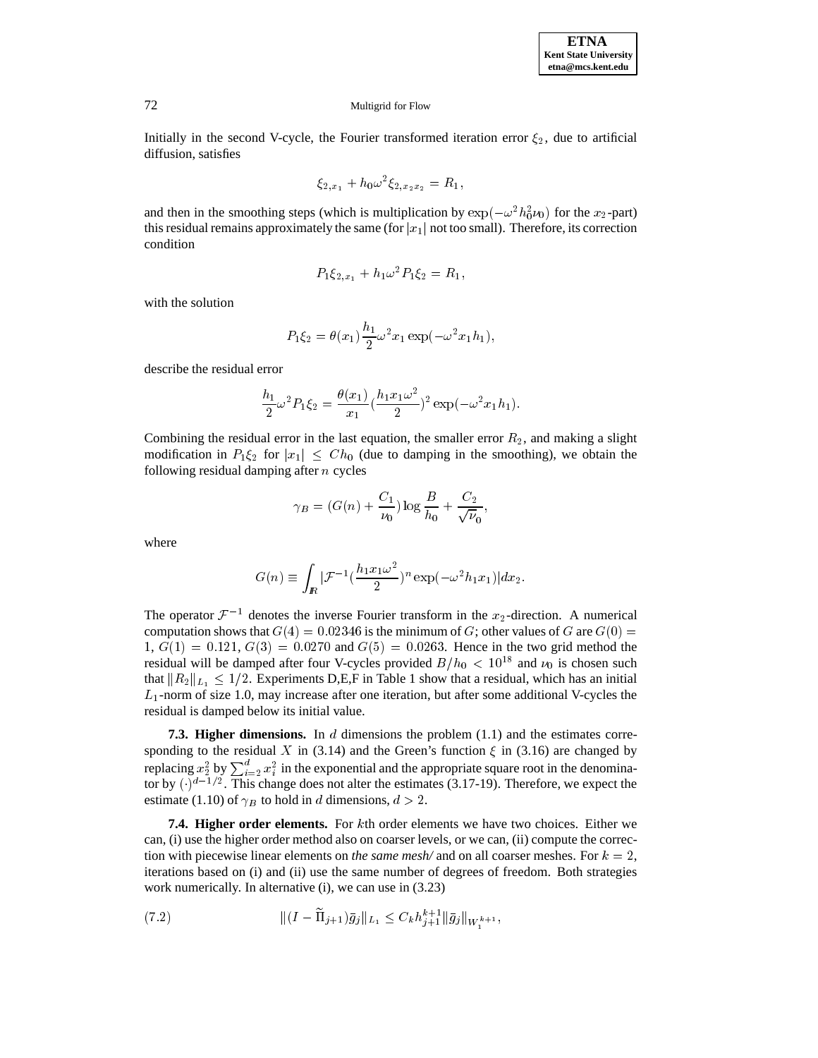Initially in the second V-cycle, the Fourier transformed iteration error $\xi_2$, due to artificial diffusion, satisfies

$$\xi_{2,x_1} + h_0\omega^2\xi_{2,x_2x_2} = R_1,$$

and then in the smoothing steps (which is multiplication by $\exp(-\omega^2 h_0^2\nu_0)$ for the $x_2$-part) this residual remains approximately the same (for $|x_1|$ not too small). Therefore, its correction condition

$$P_1\xi_{2,x_1} + h_1\omega^2 P_1\xi_2 = R_1,$$

with the solution

$$P_1\xi_2 = \theta(x_1)\frac{h_1}{2}\omega^2 x_1\exp(-\omega^2 x_1 h_1),$$

describe the residual error

$$\frac{h_1}{2}\omega^2 P_1\xi_2 = \frac{\theta(x_1)}{x_1}(\frac{h_1 x_1\omega^2}{2})^2\exp(-\omega^2 x_1 h_1).$$

Combining the residual error in the last equation, the smaller error $R_2$, and making a slight modification in $P_1\xi_2$ for $|x_1| \leq Ch_0$ (due to damping in the smoothing), we obtain the following residual damping after $n$ cycles

$$\gamma_B = (G(n) + \frac{C_1}{\nu_0})\log\frac{B}{h_0} + \frac{C_2}{\sqrt{\nu_0}},$$

where

$$G(n) \equiv \int_{I\!R} |\mathcal{F}^{-1}(\frac{h_1 x_1\omega^2}{2})^n \exp(-\omega^2 h_1 x_1)| dx_2.$$

The operator $\mathcal{F}^{-1}$ denotes the inverse Fourier transform in the $x_2$-direction. A numerical computation shows that $G(4) = 0.02346$ is the minimum of $G$; other values of $G$ are $G(0) = 1$, $G(1) = 0.121$, $G(3) = 0.0270$ and $G(5) = 0.0263$. Hence in the two grid method the residual will be damped after four V-cycles provided $B/h_0 < 10^{18}$ and $\nu_0$ is chosen such that $\|R_2\|_{L_1} \leq 1/2$. Experiments D,E,F in Table 1 show that a residual, which has an initial $L_1$-norm of size 1.0, may increase after one iteration, but after some additional V-cycles the residual is damped below its initial value.

**7.3. Higher dimensions.** In $d$ dimensions the problem (1.1) and the estimates corresponding to the residual $X$ in (3.14) and the Green's function $\xi$ in (3.16) are changed by replacing $x_2^2$ by $\sum_{i=2}^d x_i^2$ in the exponential and the appropriate square root in the denominator by $(\cdot)^{d-1/2}$. This change does not alter the estimates (3.17-19). Therefore, we expect the estimate (1.10) of $\gamma_B$ to hold in $d$ dimensions, $d > 2$.

**7.4. Higher order elements.** For $k$th order elements we have two choices. Either we can, (i) use the higher order method also on coarser levels, or we can, (ii) compute the correction with piecewise linear elements on *the same mesh/* and on all coarser meshes. For $k = 2$, iterations based on (i) and (ii) use the same number of degrees of freedom. Both strategies work numerically. In alternative (i), we can use in (3.23)

$$\|(I - \widetilde{\Pi}_{j+1})\bar{g}_j\|_{L_1} \leq C_k h_{j+1}^{k+1}\|\bar{g}_j\|_{W_1^{k+1}}, \tag{7.2}$$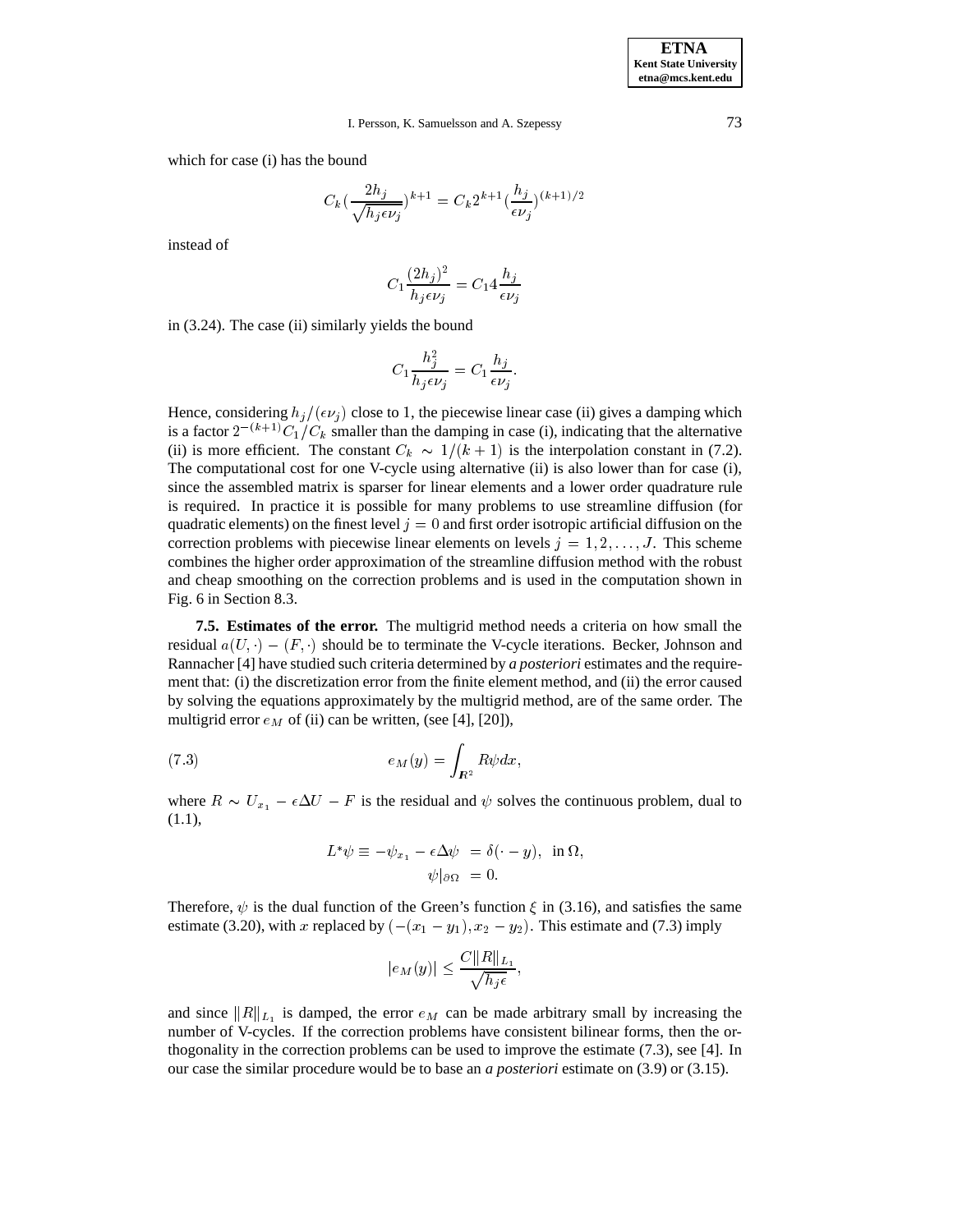which for case (i) has the bound

$$C_k(\frac{2h_j}{\sqrt{h_j\epsilon\nu_j}})^{k+1} = C_k 2^{k+1}(\frac{h_j}{\epsilon\nu_j})^{(k+1)/2}$$

instead of

$$C_1\frac{(2h_j)^2}{h_j\epsilon\nu_j} = C_1 4\frac{h_j}{\epsilon\nu_j}$$

in (3.24). The case (ii) similarly yields the bound

$$C_1\frac{h_j^2}{h_j\epsilon\nu_j} = C_1\frac{h_j}{\epsilon\nu_j}.$$

Hence, considering $h_j/(\epsilon\nu_j)$ close to 1, the piecewise linear case (ii) gives a damping which is a factor $2^{-(k+1)}C_1/C_k$ smaller than the damping in case (i), indicating that the alternative (ii) is more efficient. The constant $C_k \sim 1/(k+1)$ is the interpolation constant in (7.2). The computational cost for one V-cycle using alternative (ii) is also lower than for case (i), since the assembled matrix is sparser for linear elements and a lower order quadrature rule is required. In practice it is possible for many problems to use streamline diffusion (for quadratic elements) on the finest level $j = 0$ and first order isotropic artificial diffusion on the correction problems with piecewise linear elements on levels $j = 1, 2, \ldots, J$. This scheme combines the higher order approximation of the streamline diffusion method with the robust and cheap smoothing on the correction problems and is used in the computation shown in Fig. 6 in Section 8.3.

**7.5. Estimates of the error.** The multigrid method needs a criteria on how small the residual $a(U,\cdot) - (F,\cdot)$ should be to terminate the V-cycle iterations. Becker, Johnson and Rannacher [4] have studied such criteria determined by *a posteriori* estimates and the requirement that: (i) the discretization error from the finite element method, and (ii) the error caused by solving the equations approximately by the multigrid method, are of the same order. The multigrid error $e_M$ of (ii) can be written, (see [4], [20]),

$$e_M(y) = \int_{\mathbf{R}^2} R\psi dx, \tag{7.3}$$

where $R \sim U_{x_1} - \epsilon\Delta U - F$ is the residual and $\psi$ solves the continuous problem, dual to (1.1),

$$\begin{aligned} L^*\psi \equiv -\psi_{x_1} - \epsilon\Delta\psi &= \delta(\cdot - y), \;\; \text{in } \Omega, \\ \psi|_{\partial\Omega} &= 0. \end{aligned}$$

Therefore, $\psi$ is the dual function of the Green's function $\xi$ in (3.16), and satisfies the same estimate (3.20), with $x$ replaced by $(-(x_1 - y_1), x_2 - y_2)$. This estimate and (7.3) imply

$$|e_M(y)| \le \frac{C\|R\|_{L_1}}{\sqrt{h_j\epsilon}},$$

and since $\|R\|_{L_1}$ is damped, the error $e_M$ can be made arbitrary small by increasing the number of V-cycles. If the correction problems have consistent bilinear forms, then the orthogonality in the correction problems can be used to improve the estimate (7.3), see [4]. In our case the similar procedure would be to base an *a posteriori* estimate on (3.9) or (3.15).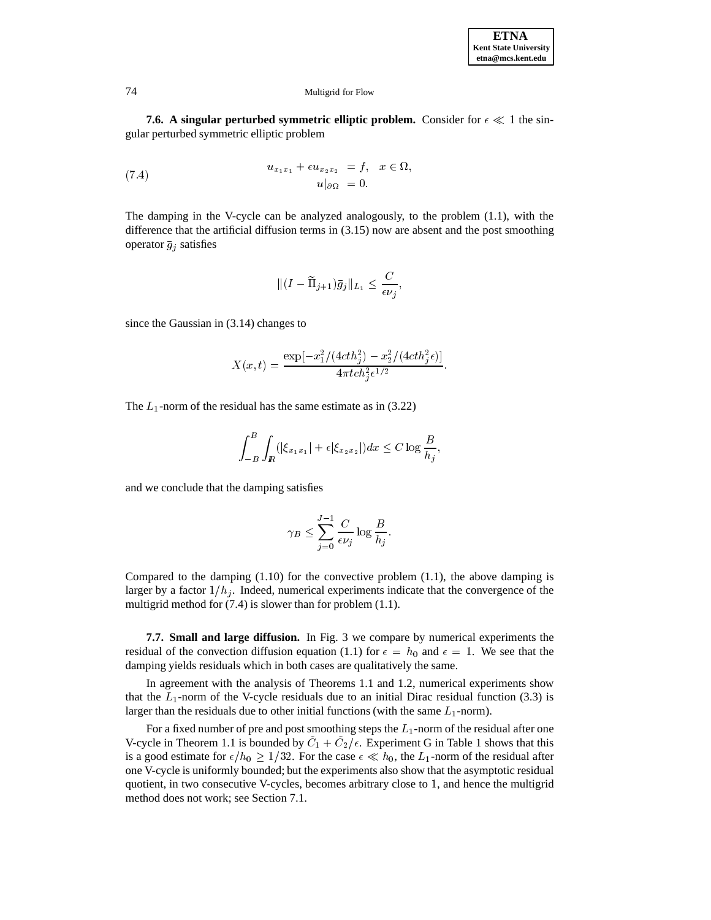**7.6. A singular perturbed symmetric elliptic problem.** Consider for $\epsilon \ll 1$ the singular perturbed symmetric elliptic problem

$$
\begin{aligned}
u_{x_1x_1} + \epsilon u_{x_2x_2} &= f, \quad x \in \Omega, \\
u|_{\partial\Omega} &= 0.
\end{aligned} \tag{7.4}
$$

The damping in the V-cycle can be analyzed analogously, to the problem (1.1), with the difference that the artificial diffusion terms in (3.15) now are absent and the post smoothing operator $\bar{g}_j$ satisfies

$$
\|(I - \widetilde{\Pi}_{j+1})\bar{g}_j\|_{L_1} \leq \frac{C}{\epsilon\nu_j},
$$

since the Gaussian in (3.14) changes to

$$
X(x,t) = \frac{\exp[-x_1^2/(4cth_j^2) - x_2^2/(4cth_j^2\epsilon)]}{4\pi tch_j^2\epsilon^{1/2}}.
$$

The $L_1$-norm of the residual has the same estimate as in (3.22)

$$
\int_{-B}^{B}\int_{\mathbb{R}} (|\xi_{x_1x_1}| + \epsilon|\xi_{x_2x_2}|)dx \leq C\log\frac{B}{h_j},
$$

and we conclude that the damping satisfies

$$
\gamma_B \leq \sum_{j=0}^{J-1} \frac{C}{\epsilon\nu_j}\log\frac{B}{h_j}.
$$

Compared to the damping (1.10) for the convective problem (1.1), the above damping is larger by a factor $1/h_j$. Indeed, numerical experiments indicate that the convergence of the multigrid method for (7.4) is slower than for problem (1.1).

**7.7. Small and large diffusion.** In Fig. 3 we compare by numerical experiments the residual of the convection diffusion equation (1.1) for $\epsilon = h_0$ and $\epsilon = 1$. We see that the damping yields residuals which in both cases are qualitatively the same.

In agreement with the analysis of Theorems 1.1 and 1.2, numerical experiments show that the $L_1$-norm of the V-cycle residuals due to an initial Dirac residual function (3.3) is larger than the residuals due to other initial functions (with the same $L_1$-norm).

For a fixed number of pre and post smoothing steps the $L_1$-norm of the residual after one V-cycle in Theorem 1.1 is bounded by $\bar{C}_1 + \bar{C}_2/\epsilon$. Experiment G in Table 1 shows that this is a good estimate for $\epsilon/h_0 \geq 1/32$. For the case $\epsilon \ll h_0$, the $L_1$-norm of the residual after one V-cycle is uniformly bounded; but the experiments also show that the asymptotic residual quotient, in two consecutive V-cycles, becomes arbitrary close to 1, and hence the multigrid method does not work; see Section 7.1.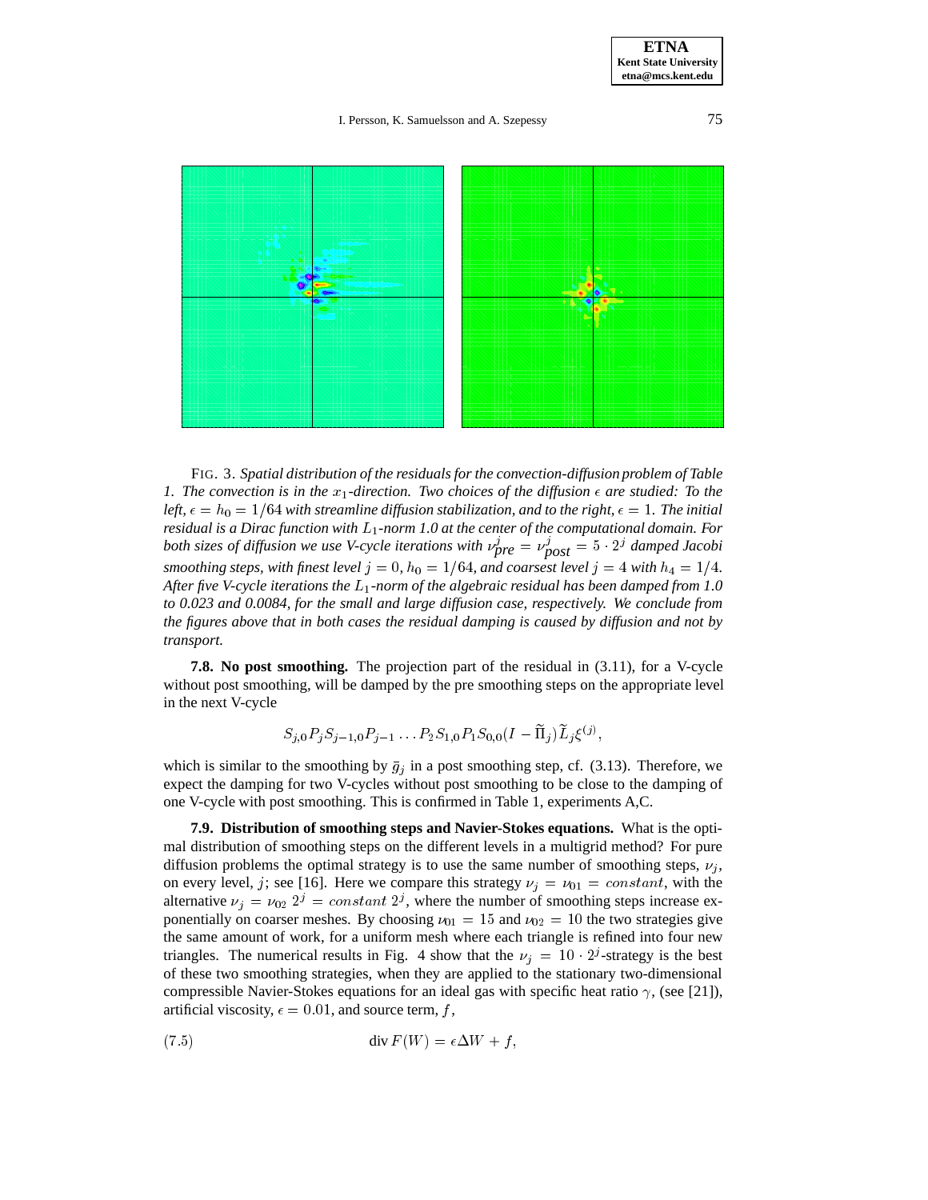FIG. 3. *Spatial distribution of the residuals for the convection-diffusion problem of Table 1. The convection is in the $x_1$-direction. Two choices of the diffusion $\epsilon$ are studied: To the left, $\epsilon = h_0 = 1/64$ with streamline diffusion stabilization, and to the right, $\epsilon = 1$. The initial residual is a Dirac function with $L_1$-norm 1.0 at the center of the computational domain. For both sizes of diffusion we use V-cycle iterations with $\nu^j_{pre} = \nu^j_{post} = 5 \cdot 2^j$ damped Jacobi smoothing steps, with finest level $j = 0$, $h_0 = 1/64$, and coarsest level $j = 4$ with $h_4 = 1/4$. After five V-cycle iterations the $L_1$-norm of the algebraic residual has been damped from 1.0 to 0.023 and 0.0084, for the small and large diffusion case, respectively. We conclude from the figures above that in both cases the residual damping is caused by diffusion and not by transport.*

**7.8. No post smoothing.** The projection part of the residual in (3.11), for a V-cycle without post smoothing, will be damped by the pre smoothing steps on the appropriate level in the next V-cycle

$$S_{j,0}P_jS_{j-1,0}P_{j-1}\dots P_2S_{1,0}P_1S_{0,0}(I - \widetilde{\Pi}_j)\widetilde{L}_j\xi^{(j)},$$

which is similar to the smoothing by $\bar{g}_j$ in a post smoothing step, cf. (3.13). Therefore, we expect the damping for two V-cycles without post smoothing to be close to the damping of one V-cycle with post smoothing. This is confirmed in Table 1, experiments A,C.

**7.9. Distribution of smoothing steps and Navier-Stokes equations.** What is the optimal distribution of smoothing steps on the different levels in a multigrid method? For pure diffusion problems the optimal strategy is to use the same number of smoothing steps, $\nu_j$, on every level, $j$; see [16]. Here we compare this strategy $\nu_j = \nu_{01} = constant$, with the alternative $\nu_j = \nu_{02}\ 2^j = constant\ 2^j$, where the number of smoothing steps increase exponentially on coarser meshes. By choosing $\nu_{01} = 15$ and $\nu_{02} = 10$ the two strategies give the same amount of work, for a uniform mesh where each triangle is refined into four new triangles. The numerical results in Fig. 4 show that the $\nu_j = 10 \cdot 2^j$-strategy is the best of these two smoothing strategies, when they are applied to the stationary two-dimensional compressible Navier-Stokes equations for an ideal gas with specific heat ratio $\gamma$, (see [21]), artificial viscosity, $\epsilon = 0.01$, and source term, $f$,

$$\operatorname{div} F(W) = \epsilon \Delta W + f, \tag{7.5}$$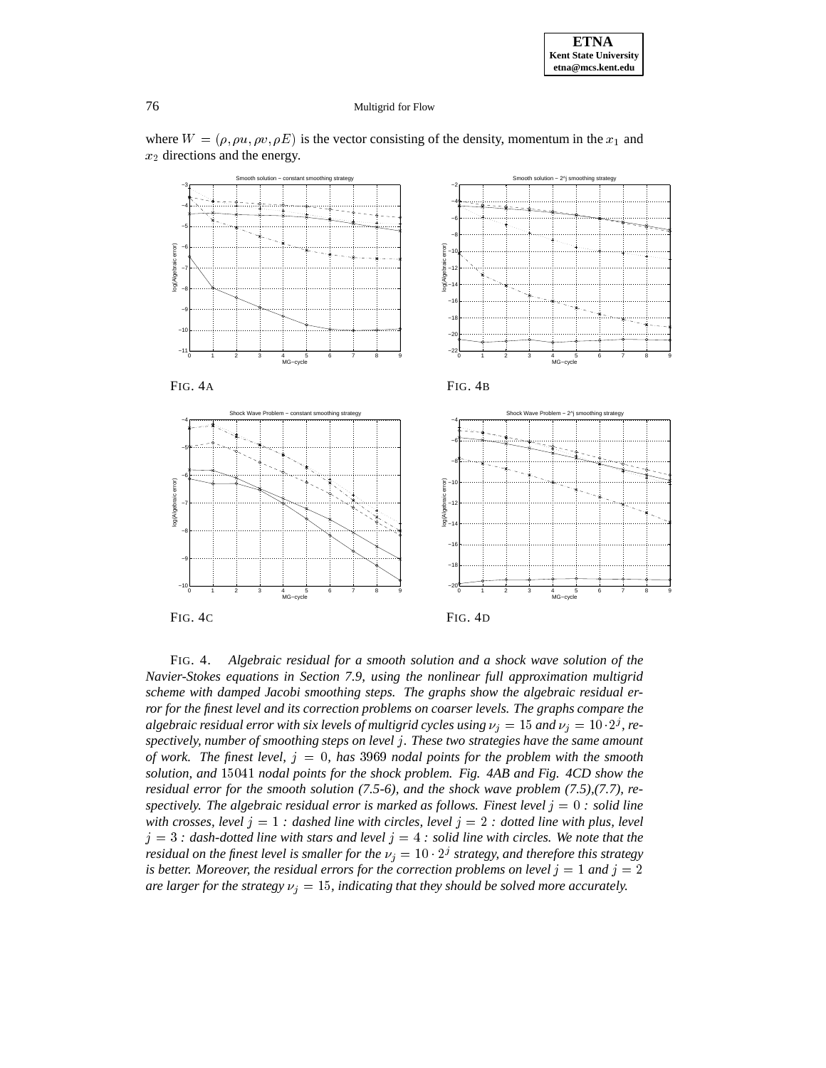where $W = (\rho, \rho u, \rho v, \rho E)$ is the vector consisting of the density, momentum in the $x_1$ and $x_2$ directions and the energy.

FIG. 4A

FIG. 4B

FIG. 4C

FIG. 4D

FIG. 4. *Algebraic residual for a smooth solution and a shock wave solution of the Navier-Stokes equations in Section 7.9, using the nonlinear full approximation multigrid scheme with damped Jacobi smoothing steps. The graphs show the algebraic residual error for the finest level and its correction problems on coarser levels. The graphs compare the algebraic residual error with six levels of multigrid cycles using $\nu_j = 15$ and $\nu_j = 10 \cdot 2^j$, respectively, number of smoothing steps on level $j$. These two strategies have the same amount of work. The finest level, $j = 0$, has 3969 nodal points for the problem with the smooth solution, and 15041 nodal points for the shock problem. Fig. 4AB and Fig. 4CD show the residual error for the smooth solution (7.5-6), and the shock wave problem (7.5),(7.7), respectively. The algebraic residual error is marked as follows. Finest level $j = 0$ : solid line with crosses, level $j = 1$ : dashed line with circles, level $j = 2$ : dotted line with plus, level $j = 3$ : dash-dotted line with stars and level $j = 4$ : solid line with circles. We note that the residual on the finest level is smaller for the $\nu_j = 10 \cdot 2^j$ strategy, and therefore this strategy is better. Moreover, the residual errors for the correction problems on level $j = 1$ and $j = 2$ are larger for the strategy $\nu_j = 15$, indicating that they should be solved more accurately.*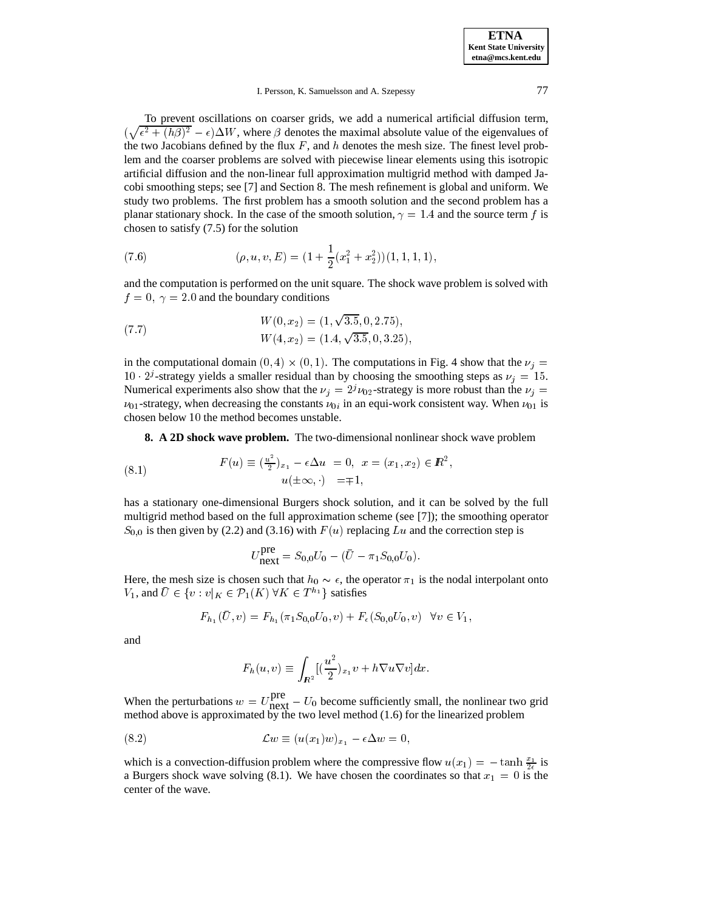To prevent oscillations on coarser grids, we add a numerical artificial diffusion term, $(\sqrt{\epsilon^2 + (h\beta)^2} - \epsilon)\Delta W$, where $\beta$ denotes the maximal absolute value of the eigenvalues of the two Jacobians defined by the flux $F$, and $h$ denotes the mesh size. The finest level problem and the coarser problems are solved with piecewise linear elements using this isotropic artificial diffusion and the non-linear full approximation multigrid method with damped Jacobi smoothing steps; see [7] and Section 8. The mesh refinement is global and uniform. We study two problems. The first problem has a smooth solution and the second problem has a planar stationary shock. In the case of the smooth solution, $\gamma = 1.4$ and the source term $f$ is chosen to satisfy (7.5) for the solution

$$(\rho, u, v, E) = (1 + \frac{1}{2}(x_1^2 + x_2^2))(1, 1, 1, 1), \tag{7.6}$$

and the computation is performed on the unit square. The shock wave problem is solved with $f = 0,\ \gamma = 2.0$ and the boundary conditions

$$\begin{aligned} W(0, x_2) &= (1, \sqrt{3.5}, 0, 2.75), \\ W(4, x_2) &= (1.4, \sqrt{3.5}, 0, 3.25), \end{aligned} \tag{7.7}$$

in the computational domain $(0, 4) \times (0, 1)$. The computations in Fig. 4 show that the $\nu_j = 10 \cdot 2^j$-strategy yields a smaller residual than by choosing the smoothing steps as $\nu_j = 15$. Numerical experiments also show that the $\nu_j = 2^j \nu_{02}$-strategy is more robust than the $\nu_j = \nu_{01}$-strategy, when decreasing the constants $\nu_{0i}$ in an equi-work consistent way. When $\nu_{01}$ is chosen below $10$ the method becomes unstable.

## 8. A 2D shock wave problem.

The two-dimensional nonlinear shock wave problem

$$\begin{aligned} F(u) \equiv (\tfrac{u^2}{2})_{x_1} - \epsilon \Delta u &= 0, \ \ x = (x_1, x_2) \in \mathbb{R}^2, \\ u(\pm\infty, \cdot) &= \mp 1, \end{aligned} \tag{8.1}$$

has a stationary one-dimensional Burgers shock solution, and it can be solved by the full multigrid method based on the full approximation scheme (see [7]); the smoothing operator $S_{0,0}$ is then given by (2.2) and (3.16) with $F(u)$ replacing $Lu$ and the correction step is

$$U_{\text{next}}^{\text{pre}} = S_{0,0}U_0 - (\bar{U} - \pi_1 S_{0,0} U_0).$$

Here, the mesh size is chosen such that $h_0 \sim \epsilon$, the operator $\pi_1$ is the nodal interpolant onto $V_1$, and $\bar{U} \in \{v : v|_K \in \mathcal{P}_1(K)\ \forall K \in T^{h_1}\}$ satisfies

$$F_{h_1}(\bar{U}, v) = F_{h_1}(\pi_1 S_{0,0} U_0, v) + F_\epsilon(S_{0,0}U_0, v) \quad \forall v \in V_1,$$

and

$$F_h(u, v) \equiv \int_{\mathbb{R}^2} [(\frac{u^2}{2})_{x_1} v + h \nabla u \nabla v] dx.$$

When the perturbations $w = U_{\text{next}}^{\text{pre}} - U_0$ become sufficiently small, the nonlinear two grid method above is approximated by the two level method (1.6) for the linearized problem

$$\mathcal{L}w \equiv (u(x_1)w)_{x_1} - \epsilon \Delta w = 0, \tag{8.2}$$

which is a convection-diffusion problem where the compressive flow $u(x_1) = -\tanh \frac{x_1}{2\epsilon}$ is a Burgers shock wave solving (8.1). We have chosen the coordinates so that $x_1 = 0$ is the center of the wave.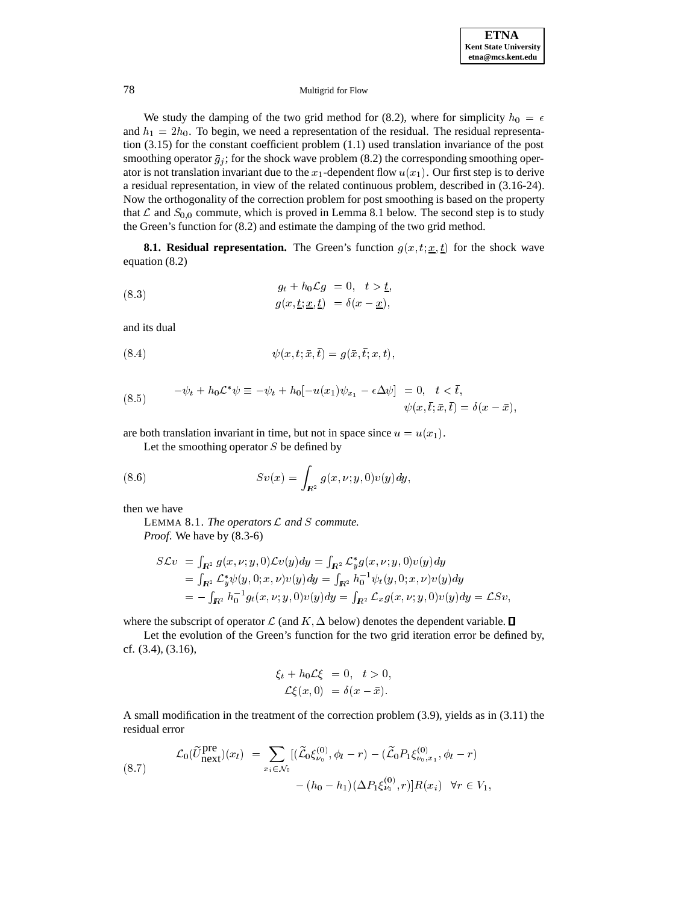We study the damping of the two grid method for (8.2), where for simplicity $h_0 = \epsilon$ and $h_1 = 2h_0$. To begin, we need a representation of the residual. The residual representation (3.15) for the constant coefficient problem (1.1) used translation invariance of the post smoothing operator $\bar{g}_j$; for the shock wave problem (8.2) the corresponding smoothing operator is not translation invariant due to the $x_1$-dependent flow $u(x_1)$. Our first step is to derive a residual representation, in view of the related continuous problem, described in (3.16-24). Now the orthogonality of the correction problem for post smoothing is based on the property that $\mathcal{L}$ and $S_{0,0}$ commute, which is proved in Lemma 8.1 below. The second step is to study the Green's function for (8.2) and estimate the damping of the two grid method.

**8.1. Residual representation.** The Green's function $g(x, t; \underline{x}, \underline{t})$ for the shock wave equation (8.2)

$$
\begin{aligned}
g_t + h_0 \mathcal{L} g &= 0, \quad t > \underline{t}, \\
g(x, \underline{t}; \underline{x}, \underline{t}) &= \delta(x - \underline{x}),
\end{aligned}
\tag{8.3}
$$

and its dual

$$
\psi(x, t; \bar{x}, \bar{t}) = g(\bar{x}, \bar{t}; x, t),
\tag{8.4}
$$

$$
\begin{aligned}
-\psi_t + h_0 \mathcal{L}^* \psi \equiv -\psi_t + h_0[-u(x_1)\psi_{x_1} - \epsilon \Delta \psi] &= 0, \quad t < \bar{t}, \\
\psi(x, \bar{t}; \bar{x}, \bar{t}) &= \delta(x - \bar{x}),
\end{aligned}
\tag{8.5}
$$

are both translation invariant in time, but not in space since $u = u(x_1)$.

Let the smoothing operator $S$ be defined by

$$
Sv(x) = \int_{\mathbb{R}^2} g(x, \nu; y, 0) v(y) dy,
\tag{8.6}
$$

then we have

LEMMA 8.1. *The operators $\mathcal{L}$ and $S$ commute.*

*Proof.* We have by (8.3-6)

$$
\begin{aligned}
S\mathcal{L}v &= \int_{\mathbb{R}^2} g(x, \nu; y, 0) \mathcal{L} v(y) dy = \int_{\mathbb{R}^2} \mathcal{L}_y^* g(x, \nu; y, 0) v(y) dy \\
&= \int_{\mathbb{R}^2} \mathcal{L}_y^* \psi(y, 0; x, \nu) v(y) dy = \int_{\mathbb{R}^2} h_0^{-1} \psi_t(y, 0; x, \nu) v(y) dy \\
&= -\int_{\mathbb{R}^2} h_0^{-1} g_t(x, \nu; y, 0) v(y) dy = \int_{\mathbb{R}^2} \mathcal{L}_x g(x, \nu; y, 0) v(y) dy = \mathcal{L} S v,
\end{aligned}
$$

where the subscript of operator $\mathcal{L}$ (and $K, \Delta$ below) denotes the dependent variable. ∎

Let the evolution of the Green's function for the two grid iteration error be defined by, cf. (3.4), (3.16),

$$
\begin{aligned}
\xi_t + h_0 \mathcal{L} \xi &= 0, \quad t > 0, \\
\mathcal{L} \xi(x, 0) &= \delta(x - \bar{x}).
\end{aligned}
$$

A small modification in the treatment of the correction problem (3.9), yields as in (3.11) the residual error

$$
\begin{aligned}
\mathcal{L}_0(\widetilde{U}_{\text{next}}^{\text{pre}})(x_l) = \sum_{x_i \in \mathcal{N}_0} [(\widetilde{\mathcal{L}}_0 \xi_{\nu_0}^{(0)}, \phi_l - r) &- (\widetilde{\mathcal{L}}_0 P_1 \xi_{\nu_0, x_1}^{(0)}, \phi_l - r) \\
&- (h_0 - h_1)(\Delta P_1 \xi_{\nu_0}^{(0)}, r)] R(x_i) \quad \forall r \in V_1,
\end{aligned}
\tag{8.7}
$$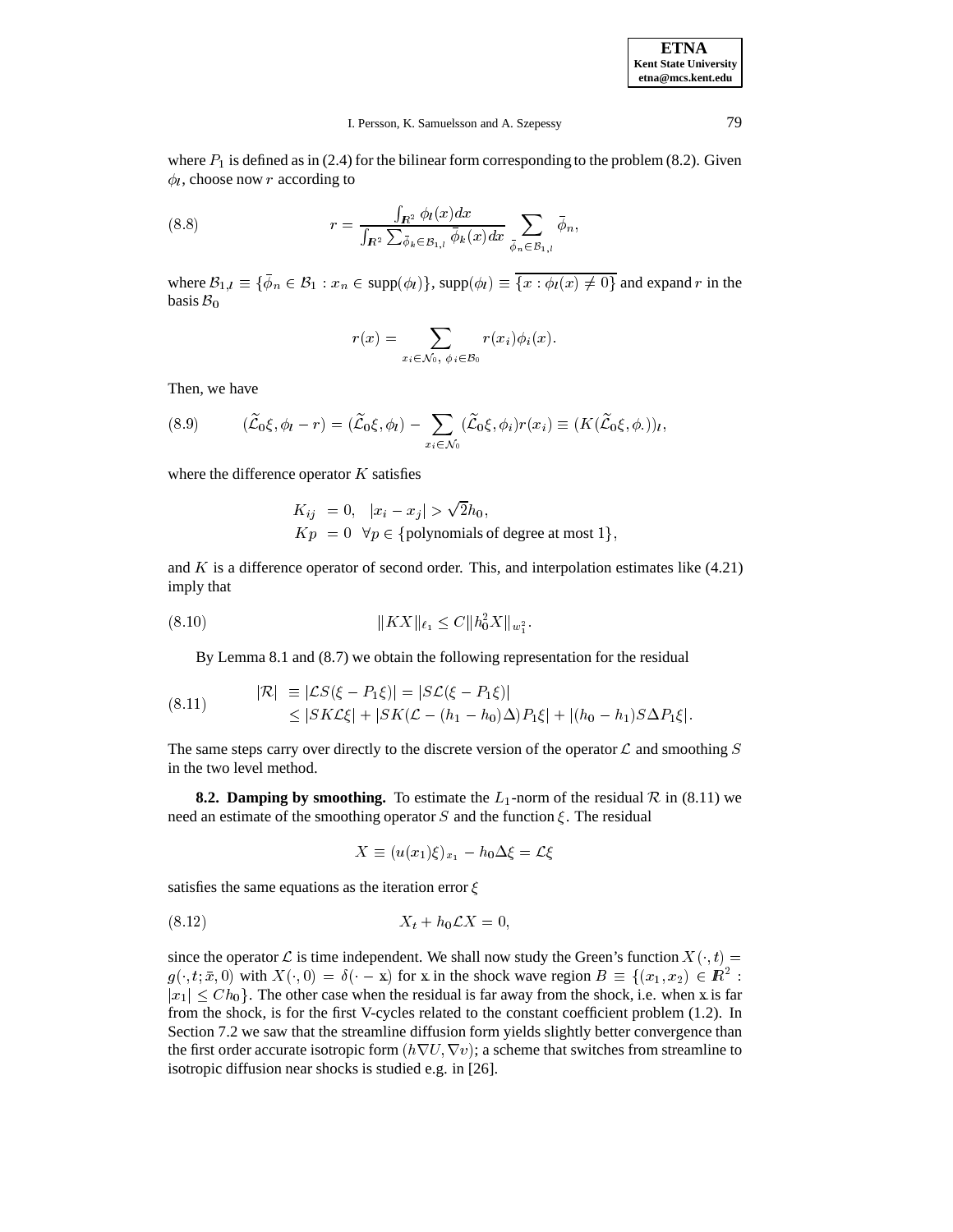where $P_1$ is defined as in (2.4) for the bilinear form corresponding to the problem (8.2). Given $\phi_l$, choose now $r$ according to

$$
r = \frac{\int_{\mathbb{R}^2} \phi_l(x)dx}{\int_{\mathbb{R}^2} \sum_{\bar{\phi}_k \in \mathcal{B}_{1,l}} \bar{\phi}_k(x)dx} \sum_{\bar{\phi}_n \in \mathcal{B}_{1,l}} \bar{\phi}_n, \tag{8.8}
$$

where $\mathcal{B}_{1,l} \equiv \{\bar{\phi}_n \in \mathcal{B}_1 : x_n \in \operatorname{supp}(\phi_l)\}$, $\operatorname{supp}(\phi_l) \equiv \overline{\{x : \phi_l(x) \neq 0\}}$ and expand $r$ in the basis $\mathcal{B}_0$

$$
r(x) = \sum_{x_i \in \mathcal{N}_0,\ \phi_i \in \mathcal{B}_0} r(x_i)\phi_i(x).
$$

Then, we have

$$
(\widetilde{\mathcal{L}}_0\xi, \phi_l - r) = (\widetilde{\mathcal{L}}_0\xi, \phi_l) - \sum_{x_i \in \mathcal{N}_0} (\widetilde{\mathcal{L}}_0\xi, \phi_i) r(x_i) \equiv (K(\widetilde{\mathcal{L}}_0\xi, \phi_.))_l, \tag{8.9}
$$

where the difference operator $K$ satisfies

$$
\begin{aligned}
K_{ij} &= 0, \quad |x_i - x_j| > \sqrt{2}h_0,\\
Kp &= 0 \quad \forall p \in \{\text{polynomials of degree at most } 1\},
\end{aligned}
$$

and $K$ is a difference operator of second order. This, and interpolation estimates like (4.21) imply that

$$
\|KX\|_{\ell_1} \leq C\|h_0^2 X\|_{w_1^2}. \tag{8.10}
$$

By Lemma 8.1 and (8.7) we obtain the following representation for the residual

$$
\begin{aligned}
|\mathcal{R}| &\equiv |\mathcal{L}S(\xi - P_1\xi)| = |S\mathcal{L}(\xi - P_1\xi)|\\
&\leq |SK\mathcal{L}\xi| + |SK(\mathcal{L} - (h_1 - h_0)\Delta)P_1\xi| + |(h_0 - h_1)S\Delta P_1\xi|.
\end{aligned} \tag{8.11}
$$

The same steps carry over directly to the discrete version of the operator $\mathcal{L}$ and smoothing $S$ in the two level method.

**8.2. Damping by smoothing.** To estimate the $L_1$-norm of the residual $\mathcal{R}$ in (8.11) we need an estimate of the smoothing operator $S$ and the function $\xi$. The residual

$$
X \equiv (u(x_1)\xi)_{x_1} - h_0\Delta\xi = \mathcal{L}\xi
$$

satisfies the same equations as the iteration error $\xi$

$$
X_t + h_0\mathcal{L}X = 0, \tag{8.12}
$$

since the operator $\mathcal{L}$ is time independent. We shall now study the Green's function $X(\cdot, t) = g(\cdot, t; \bar{x}, 0)$ with $X(\cdot, 0) = \delta(\cdot - \mathrm{x})$ for $\mathrm{x}$ in the shock wave region $B \equiv \{(x_1, x_2) \in \mathbb{R}^2 : |x_1| \leq Ch_0\}$. The other case when the residual is far away from the shock, i.e. when $\mathrm{x}$ is far from the shock, is for the first V-cycles related to the constant coefficient problem (1.2). In Section 7.2 we saw that the streamline diffusion form yields slightly better convergence than the first order accurate isotropic form $(h\nabla U, \nabla v)$; a scheme that switches from streamline to isotropic diffusion near shocks is studied e.g. in [26].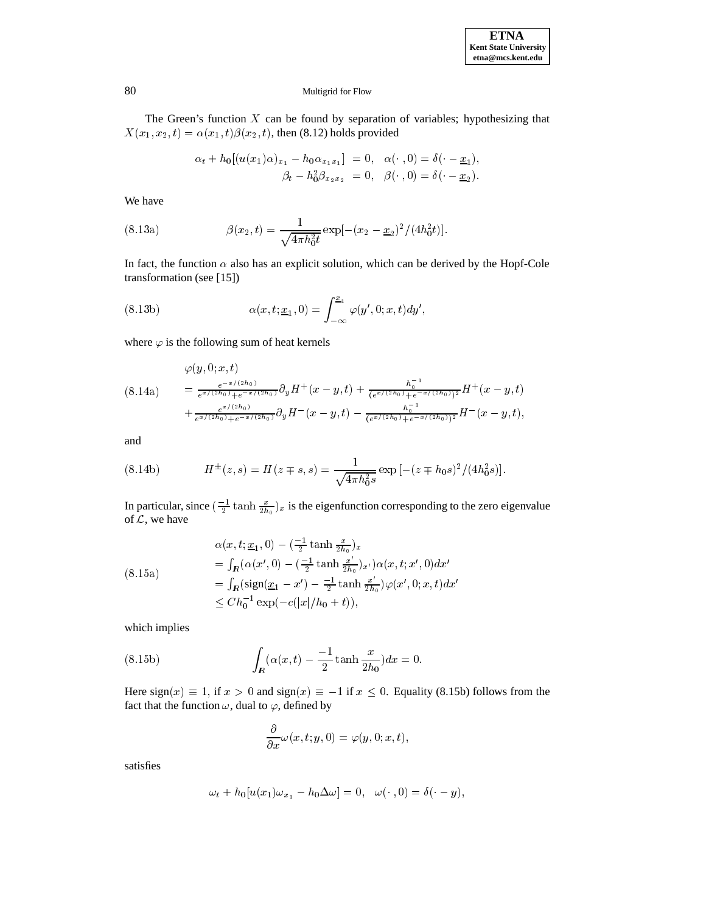The Green's function $X$ can be found by separation of variables; hypothesizing that $X(x_1, x_2, t) = \alpha(x_1, t)\beta(x_2, t)$, then (8.12) holds provided

$$
\begin{aligned}
\alpha_t + h_0[(u(x_1)\alpha)_{x_1} - h_0\alpha_{x_1x_1}] &= 0, \quad \alpha(\cdot\,,0) = \delta(\cdot - \underline{x}_1), \\
\beta_t - h_0^2\beta_{x_2x_2} &= 0, \quad \beta(\cdot\,,0) = \delta(\cdot - \underline{x}_2).
\end{aligned}
$$

We have

$$
\beta(x_2, t) = \frac{1}{\sqrt{4\pi h_0^2 t}} \exp[-(x_2 - \underline{x}_2)^2/(4h_0^2 t)]. \tag{8.13a}
$$

In fact, the function $\alpha$ also has an explicit solution, which can be derived by the Hopf-Cole transformation (see [15])

$$
\alpha(x, t; \underline{x}_1, 0) = \int_{-\infty}^{\underline{x}_1} \varphi(y', 0; x, t) dy', \tag{8.13b}
$$

where $\varphi$ is the following sum of heat kernels

$$
\begin{aligned}
&\varphi(y, 0; x, t) \\
&= \tfrac{e^{-x/(2h_0)}}{e^{x/(2h_0)} + e^{-x/(2h_0)}} \partial_y H^+(x - y, t) + \tfrac{h_0^{-1}}{(e^{x/(2h_0)} + e^{-x/(2h_0)})^2} H^+(x - y, t) \\
&+ \tfrac{e^{x/(2h_0)}}{e^{x/(2h_0)} + e^{-x/(2h_0)}} \partial_y H^-(x - y, t) - \tfrac{h_0^{-1}}{(e^{x/(2h_0)} + e^{-x/(2h_0)})^2} H^-(x - y, t),
\end{aligned} \tag{8.14a}
$$

and

$$
H^{\pm}(z, s) = H(z \mp s, s) = \frac{1}{\sqrt{4\pi h_0^2 s}} \exp\left[-(z \mp h_0 s)^2/(4h_0^2 s)\right]. \tag{8.14b}
$$

In particular, since $(\frac{-1}{2}\tanh\frac{x}{2h_0})_x$ is the eigenfunction corresponding to the zero eigenvalue of $\mathcal{L}$, we have

$$
\begin{aligned}
&\alpha(x, t; \underline{x}_1, 0) - (\tfrac{-1}{2}\tanh\tfrac{x}{2h_0})_x \\
&= \int_{\boldsymbol{R}} (\alpha(x', 0) - (\tfrac{-1}{2}\tanh\tfrac{x'}{2h_0})_{x'})\alpha(x, t; x', 0) dx' \\
&= \int_{\boldsymbol{R}} (\mathrm{sign}(\underline{x}_1 - x') - \tfrac{-1}{2}\tanh\tfrac{x'}{2h_0})\varphi(x', 0; x, t) dx' \\
&\leq C h_0^{-1} \exp(-c(|x|/h_0 + t)),
\end{aligned} \tag{8.15a}
$$

which implies

$$
\int_{\boldsymbol{R}} (\alpha(x, t) - \frac{-1}{2}\tanh\frac{x}{2h_0}) dx = 0. \tag{8.15b}
$$

Here $\mathrm{sign}(x) \equiv 1$, if $x > 0$ and $\mathrm{sign}(x) \equiv -1$ if $x \leq 0$. Equality (8.15b) follows from the fact that the function $\omega$, dual to $\varphi$, defined by

$$
\frac{\partial}{\partial x}\omega(x, t; y, 0) = \varphi(y, 0; x, t),
$$

satisfies

$$
\omega_t + h_0[u(x_1)\omega_{x_1} - h_0\Delta\omega] = 0, \quad \omega(\cdot\,,0) = \delta(\cdot - y),
$$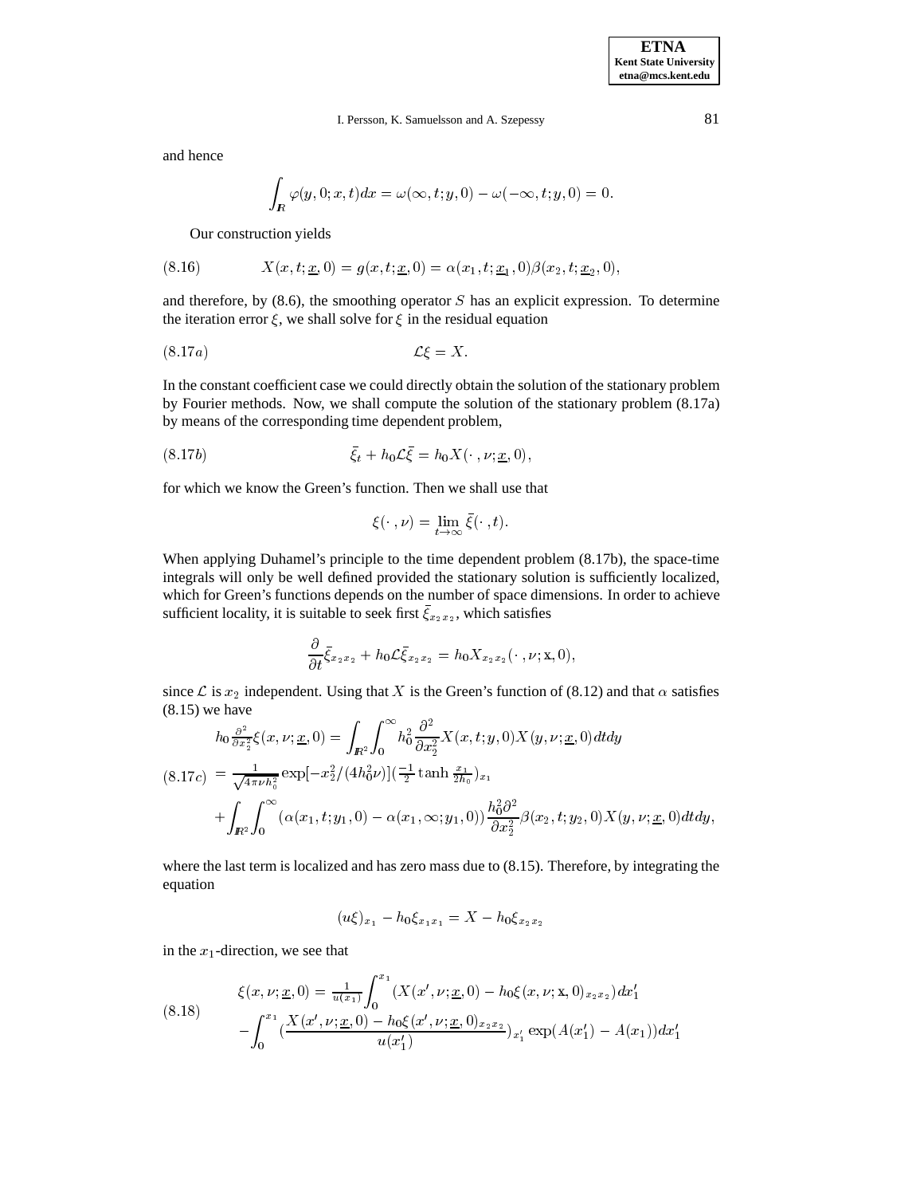and hence

$$\int_{\mathbb{R}} \varphi(y,0;x,t)dx = \omega(\infty,t;y,0) - \omega(-\infty,t;y,0) = 0.$$

Our construction yields

$$X(x,t;\underline{x},0) = g(x,t;\underline{x},0) = \alpha(x_1,t;\underline{x}_1,0)\beta(x_2,t;\underline{x}_2,0), \tag{8.16}$$

and therefore, by (8.6), the smoothing operator $S$ has an explicit expression. To determine the iteration error $\xi$, we shall solve for $\xi$ in the residual equation

$$\mathcal{L}\xi = X. \tag{8.17a}$$

In the constant coefficient case we could directly obtain the solution of the stationary problem by Fourier methods. Now, we shall compute the solution of the stationary problem (8.17a) by means of the corresponding time dependent problem,

$$\bar{\xi}_t + h_0\mathcal{L}\bar{\xi} = h_0 X(\,\cdot\,,\nu;\underline{x},0), \tag{8.17b}$$

for which we know the Green's function. Then we shall use that

$$\xi(\,\cdot\,,\nu) = \lim_{t\to\infty}\bar{\xi}(\,\cdot\,,t).$$

When applying Duhamel's principle to the time dependent problem (8.17b), the space-time integrals will only be well defined provided the stationary solution is sufficiently localized, which for Green's functions depends on the number of space dimensions. In order to achieve sufficient locality, it is suitable to seek first $\bar{\xi}_{x_2x_2}$, which satisfies

$$\frac{\partial}{\partial t}\bar{\xi}_{x_2x_2} + h_0\mathcal{L}\bar{\xi}_{x_2x_2} = h_0 X_{x_2x_2}(\,\cdot\,,\nu;\mathrm{x},0),$$

since $\mathcal{L}$ is $x_2$ independent. Using that $X$ is the Green's function of (8.12) and that $\alpha$ satisfies (8.15) we have

$$\begin{aligned}
h_0\tfrac{\partial^2}{\partial x_2^2}\xi(x,\nu;\underline{x},0) &= \int_{\mathbb{R}^2}\int_0^\infty h_0^2\frac{\partial^2}{\partial x_2^2}X(x,t;y,0)X(y,\nu;\underline{x},0)\,dtdy \\
&= \tfrac{1}{\sqrt{4\pi\nu h_0^2}}\exp[-x_2^2/(4h_0^2\nu)](\tfrac{-1}{2}\tanh\tfrac{x_1}{2h_0})_{x_1} \\
&\quad + \int_{\mathbb{R}^2}\int_0^\infty(\alpha(x_1,t;y_1,0)-\alpha(x_1,\infty;y_1,0))\frac{h_0^2\partial^2}{\partial x_2^2}\beta(x_2,t;y_2,0)X(y,\nu;\underline{x},0)\,dtdy,
\end{aligned} \tag{8.17c}$$

where the last term is localized and has zero mass due to (8.15). Therefore, by integrating the equation

$$(u\xi)_{x_1} - h_0\xi_{x_1x_1} = X - h_0\xi_{x_2x_2}$$

in the $x_1$-direction, we see that

$$\begin{aligned}
\xi(x,\nu;\underline{x},0) &= \tfrac{1}{u(x_1)}\int_0^{x_1}(X(x',\nu;\underline{x},0) - h_0\xi(x,\nu;\mathrm{x},0)_{x_2x_2})dx_1' \\
&\quad -\int_0^{x_1}\Big(\frac{X(x',\nu;\underline{x},0) - h_0\xi(x',\nu;\underline{x},0)_{x_2x_2}}{u(x_1')}\Big)_{x_1'}\exp(A(x_1')-A(x_1))dx_1'
\end{aligned} \tag{8.18}$$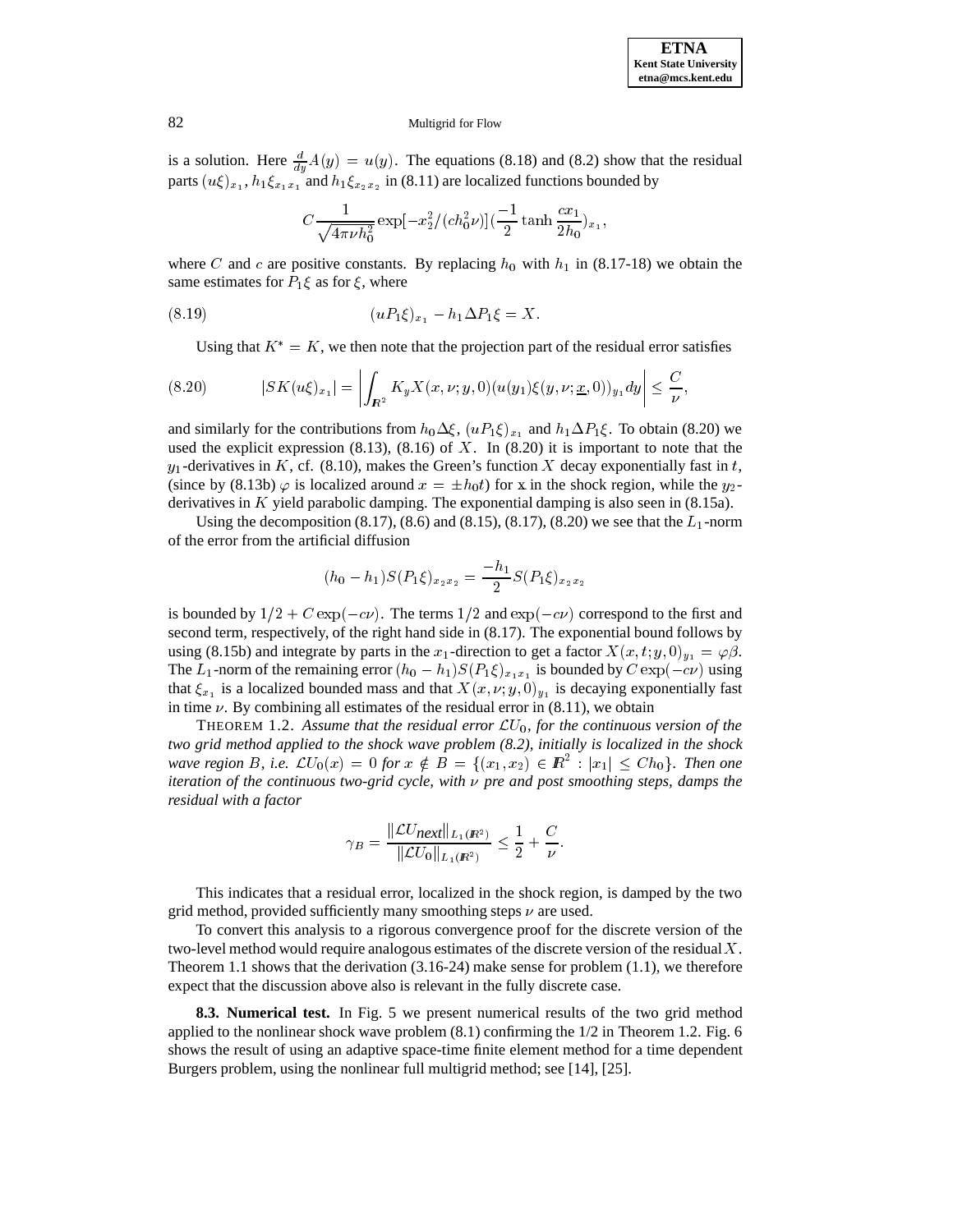is a solution. Here $\frac{d}{dy}A(y) = u(y)$. The equations (8.18) and (8.2) show that the residual parts $(u\xi)_{x_1}$, $h_1\xi_{x_1x_1}$ and $h_1\xi_{x_2x_2}$ in (8.11) are localized functions bounded by

$$C\frac{1}{\sqrt{4\pi\nu h_0^2}}\exp[-x_2^2/(ch_0^2\nu)](\frac{-1}{2}\tanh\frac{cx_1}{2h_0})_{x_1},$$

where $C$ and $c$ are positive constants. By replacing $h_0$ with $h_1$ in (8.17-18) we obtain the same estimates for $P_1\xi$ as for $\xi$, where

$$(uP_1\xi)_{x_1} - h_1\Delta P_1\xi = X. \tag{8.19}$$

Using that $K^* = K$, we then note that the projection part of the residual error satisfies

$$|SK(u\xi)_{x_1}| = \left|\int_{\mathbb{R}^2} K_y X(x,\nu;y,0)(u(y_1)\xi(y,\nu;\underline{x},0))_{y_1}dy\right| \leq \frac{C}{\nu}, \tag{8.20}$$

and similarly for the contributions from $h_0\Delta\xi$, $(uP_1\xi)_{x_1}$ and $h_1\Delta P_1\xi$. To obtain (8.20) we used the explicit expression (8.13), (8.16) of $X$. In (8.20) it is important to note that the $y_1$-derivatives in $K$, cf. (8.10), makes the Green's function $X$ decay exponentially fast in $t$, (since by (8.13b) $\varphi$ is localized around $x = \pm h_0 t$) for x in the shock region, while the $y_2$-derivatives in $K$ yield parabolic damping. The exponential damping is also seen in (8.15a).

Using the decomposition (8.17), (8.6) and (8.15), (8.17), (8.20) we see that the $L_1$-norm of the error from the artificial diffusion

$$(h_0 - h_1)S(P_1\xi)_{x_2x_2} = \frac{-h_1}{2}S(P_1\xi)_{x_2x_2}$$

is bounded by $1/2 + C\exp(-c\nu)$. The terms $1/2$ and $\exp(-c\nu)$ correspond to the first and second term, respectively, of the right hand side in (8.17). The exponential bound follows by using (8.15b) and integrate by parts in the $x_1$-direction to get a factor $X(x,t;y,0)_{y_1} = \varphi\beta$. The $L_1$-norm of the remaining error $(h_0 - h_1)S(P_1\xi)_{x_1x_1}$ is bounded by $C\exp(-c\nu)$ using that $\xi_{x_1}$ is a localized bounded mass and that $X(x,\nu;y,0)_{y_1}$ is decaying exponentially fast in time $\nu$. By combining all estimates of the residual error in (8.11), we obtain

THEOREM 1.2. *Assume that the residual error $\mathcal{L}U_0$, for the continuous version of the two grid method applied to the shock wave problem (8.2), initially is localized in the shock wave region $B$, i.e. $\mathcal{L}U_0(x) = 0$ for $x \notin B = \{(x_1,x_2) \in \mathbb{R}^2 : |x_1| \leq Ch_0\}$. Then one iteration of the continuous two-grid cycle, with $\nu$ pre and post smoothing steps, damps the residual with a factor*

$$\gamma_B = \frac{\|\mathcal{L}U_{next}\|_{L_1(\mathbb{R}^2)}}{\|\mathcal{L}U_0\|_{L_1(\mathbb{R}^2)}} \leq \frac{1}{2} + \frac{C}{\nu}.$$

This indicates that a residual error, localized in the shock region, is damped by the two grid method, provided sufficiently many smoothing steps $\nu$ are used.

To convert this analysis to a rigorous convergence proof for the discrete version of the two-level method would require analogous estimates of the discrete version of the residual $X$. Theorem 1.1 shows that the derivation (3.16-24) make sense for problem (1.1), we therefore expect that the discussion above also is relevant in the fully discrete case.

**8.3. Numerical test.** In Fig. 5 we present numerical results of the two grid method applied to the nonlinear shock wave problem (8.1) confirming the 1/2 in Theorem 1.2. Fig. 6 shows the result of using an adaptive space-time finite element method for a time dependent Burgers problem, using the nonlinear full multigrid method; see [14], [25].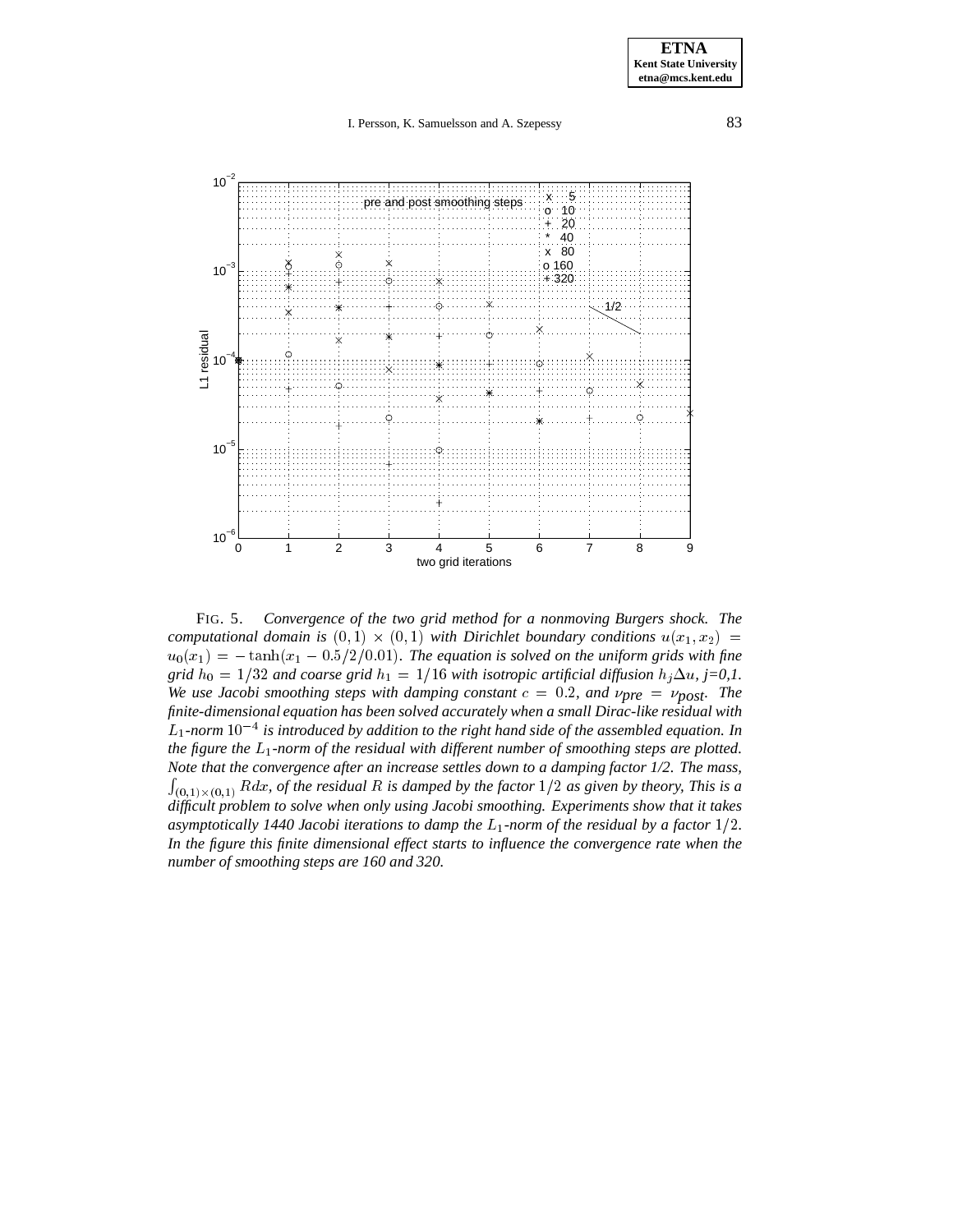FIG. 5. *Convergence of the two grid method for a nonmoving Burgers shock. The computational domain is $(0,1) \times (0,1)$ with Dirichlet boundary conditions $u(x_1, x_2) = u_0(x_1) = -\tanh(x_1 - 0.5/2/0.01)$. The equation is solved on the uniform grids with fine grid $h_0 = 1/32$ and coarse grid $h_1 = 1/16$ with isotropic artificial diffusion $h_j \Delta u$, j=0,1. We use Jacobi smoothing steps with damping constant $c = 0.2$, and $\nu_{pre} = \nu_{post}$. The finite-dimensional equation has been solved accurately when a small Dirac-like residual with $L_1$-norm $10^{-4}$ is introduced by addition to the right hand side of the assembled equation. In the figure the $L_1$-norm of the residual with different number of smoothing steps are plotted. Note that the convergence after an increase settles down to a damping factor 1/2. The mass, $\int_{(0,1)\times(0,1)} R dx$, of the residual $R$ is damped by the factor $1/2$ as given by theory, This is a difficult problem to solve when only using Jacobi smoothing. Experiments show that it takes asymptotically 1440 Jacobi iterations to damp the $L_1$-norm of the residual by a factor $1/2$. In the figure this finite dimensional effect starts to influence the convergence rate when the number of smoothing steps are 160 and 320.*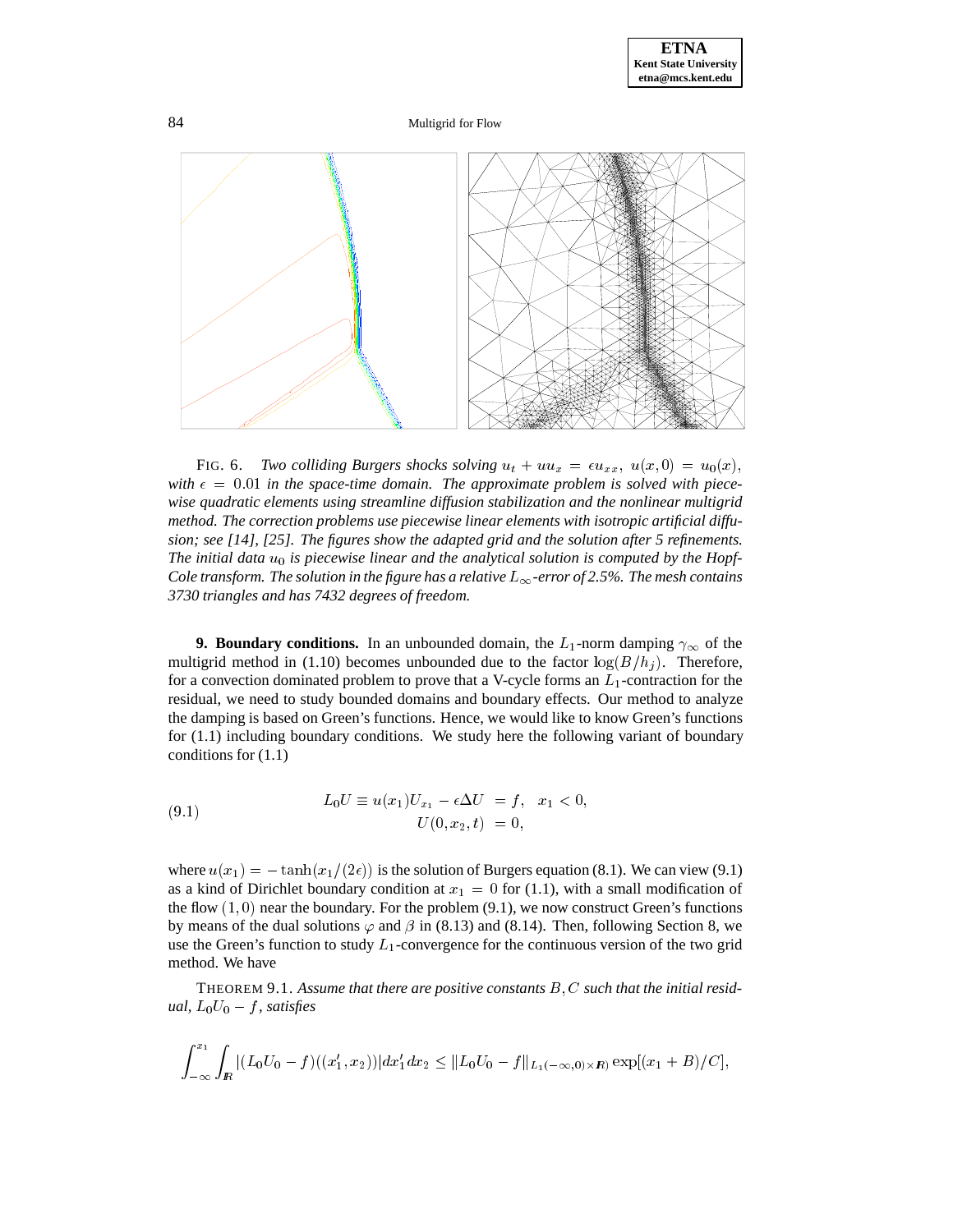FIG. 6. *Two colliding Burgers shocks solving $u_t + uu_x = \epsilon u_{xx}$, $u(x,0) = u_0(x)$, with $\epsilon = 0.01$ in the space-time domain. The approximate problem is solved with piecewise quadratic elements using streamline diffusion stabilization and the nonlinear multigrid method. The correction problems use piecewise linear elements with isotropic artificial diffusion; see [14], [25]. The figures show the adapted grid and the solution after 5 refinements. The initial data $u_0$ is piecewise linear and the analytical solution is computed by the Hopf-Cole transform. The solution in the figure has a relative $L_\infty$-error of 2.5%. The mesh contains 3730 triangles and has 7432 degrees of freedom.*

**9. Boundary conditions.** In an unbounded domain, the $L_1$-norm damping $\gamma_\infty$ of the multigrid method in (1.10) becomes unbounded due to the factor $\log(B/h_j)$. Therefore, for a convection dominated problem to prove that a V-cycle forms an $L_1$-contraction for the residual, we need to study bounded domains and boundary effects. Our method to analyze the damping is based on Green's functions. Hence, we would like to know Green's functions for (1.1) including boundary conditions. We study here the following variant of boundary conditions for (1.1)

$$
\begin{aligned}
L_0 U \equiv u(x_1)U_{x_1} - \epsilon \Delta U &= f, \quad x_1 < 0, \\
U(0, x_2, t) &= 0,
\end{aligned}
\tag{9.1}
$$

where $u(x_1) = -\tanh(x_1/(2\epsilon))$ is the solution of Burgers equation (8.1). We can view (9.1) as a kind of Dirichlet boundary condition at $x_1 = 0$ for (1.1), with a small modification of the flow $(1,0)$ near the boundary. For the problem (9.1), we now construct Green's functions by means of the dual solutions $\varphi$ and $\beta$ in (8.13) and (8.14). Then, following Section 8, we use the Green's function to study $L_1$-convergence for the continuous version of the two grid method. We have

THEOREM 9.1. *Assume that there are positive constants $B, C$ such that the initial residual, $L_0U_0 - f$, satisfies*

$$
\int_{-\infty}^{x_1} \int_{\mathbb{R}} |(L_0U_0 - f)((x_1', x_2))| dx_1' dx_2 \le \|L_0U_0 - f\|_{L_1(-\infty,0)\times\mathbb{R})} \exp[(x_1 + B)/C],
$$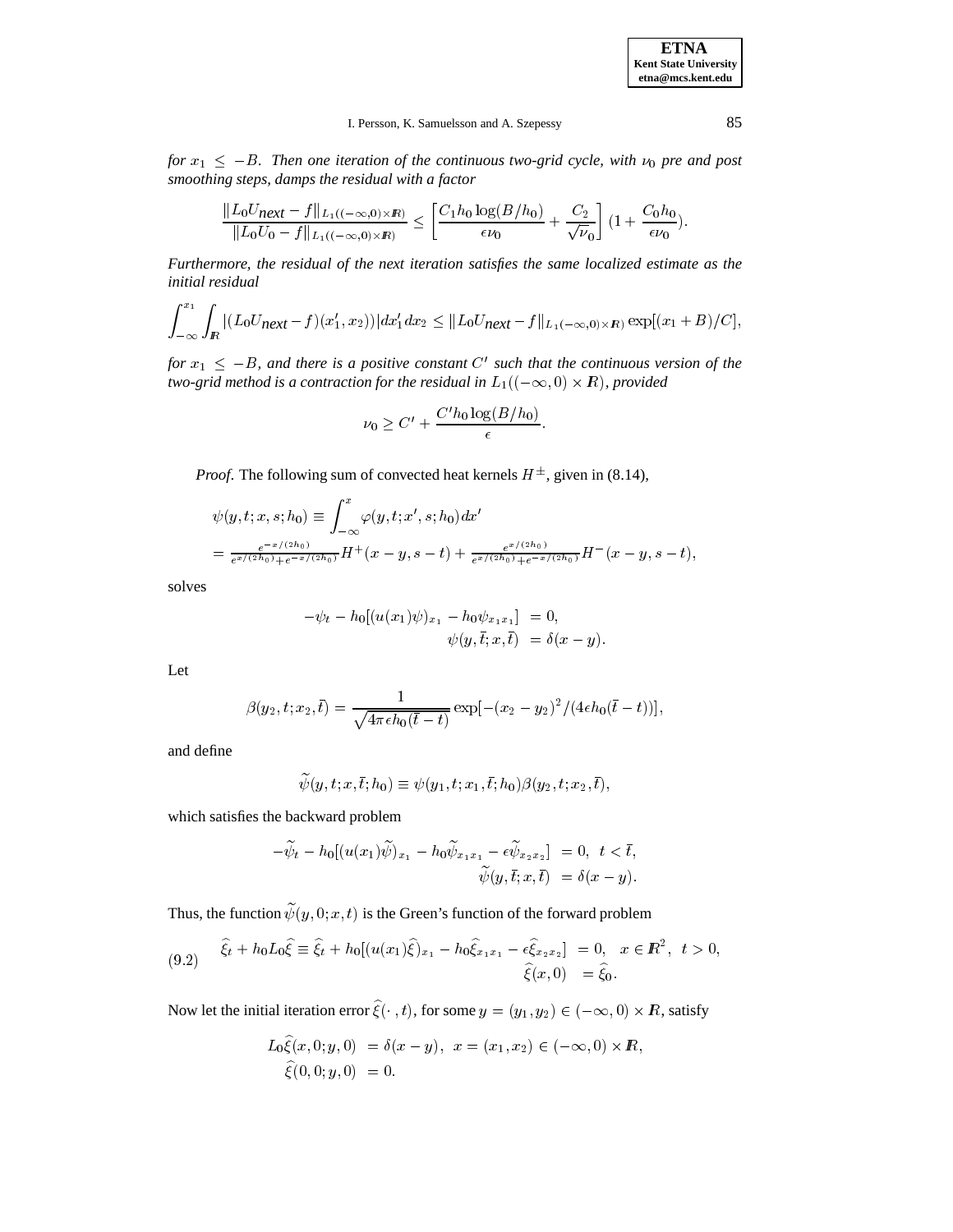*for $x_1 \leq -B$. Then one iteration of the continuous two-grid cycle, with $\nu_0$ pre and post smoothing steps, damps the residual with a factor*

$$\frac{\|L_0 U_{\textit{next}} - f\|_{L_1((-\infty,0)\times \mathbb{R})}}{\|L_0 U_0 - f\|_{L_1((-\infty,0)\times \mathbb{R})}} \leq \left[\frac{C_1 h_0 \log(B/h_0)}{\epsilon \nu_0} + \frac{C_2}{\sqrt{\nu_0}}\right] (1 + \frac{C_0 h_0}{\epsilon \nu_0}).$$

*Furthermore, the residual of the next iteration satisfies the same localized estimate as the initial residual*

$$\int_{-\infty}^{x_1} \int_{\mathbb{R}} |(L_0 U_{\textit{next}} - f)(x_1', x_2))| dx_1' dx_2 \leq \|L_0 U_{\textit{next}} - f\|_{L_1(-\infty,0)\times \mathbb{R})} \exp[(x_1 + B)/C],$$

*for $x_1 \leq -B$, and there is a positive constant $C'$ such that the continuous version of the two-grid method is a contraction for the residual in $L_1((-\infty, 0) \times \mathbb{R})$, provided*

$$\nu_0 \geq C' + \frac{C' h_0 \log(B/h_0)}{\epsilon}.$$

*Proof.* The following sum of convected heat kernels $H^{\pm}$, given in (8.14),

$$\begin{aligned}
\psi(y, t; x, s; h_0) &\equiv \int_{-\infty}^{x} \varphi(y, t; x', s; h_0)\, dx' \\
&= \tfrac{e^{-x/(2h_0)}}{e^{x/(2h_0)} + e^{-x/(2h_0)}} H^{+}(x - y, s - t) + \tfrac{e^{x/(2h_0)}}{e^{x/(2h_0)} + e^{-x/(2h_0)}} H^{-}(x - y, s - t),
\end{aligned}$$

solves

$$\begin{aligned}
-\psi_t - h_0[(u(x_1)\psi)_{x_1} - h_0 \psi_{x_1 x_1}] &= 0, \\
\psi(y, \bar{t}; x, \bar{t}) &= \delta(x - y).
\end{aligned}$$

Let

$$\beta(y_2, t; x_2, \bar{t}) = \frac{1}{\sqrt{4\pi \epsilon h_0 (\bar{t} - t)}} \exp[-(x_2 - y_2)^2/(4\epsilon h_0(\bar{t} - t))],$$

and define

$$\widetilde{\psi}(y, t; x, \bar{t}; h_0) \equiv \psi(y_1, t; x_1, \bar{t}; h_0)\beta(y_2, t; x_2, \bar{t}),$$

which satisfies the backward problem

$$\begin{aligned}
-\widetilde{\psi}_t - h_0[(u(x_1)\widetilde{\psi})_{x_1} - h_0 \widetilde{\psi}_{x_1 x_1} - \epsilon \widetilde{\psi}_{x_2 x_2}] &= 0, \;\; t < \bar{t}, \\
\widetilde{\psi}(y, \bar{t}; x, \bar{t}) &= \delta(x - y).
\end{aligned}$$

Thus, the function $\widetilde{\psi}(y, 0; x, t)$ is the Green's function of the forward problem

$$\begin{aligned}
\widehat{\xi}_t + h_0 L_0 \widehat{\xi} \equiv \widehat{\xi}_t + h_0[(u(x_1)\widehat{\xi})_{x_1} - h_0 \widehat{\xi}_{x_1 x_1} - \epsilon \widehat{\xi}_{x_2 x_2}] &= 0, \;\; x \in \mathbb{R}^2, \;\; t > 0, \\
\widehat{\xi}(x, 0) &= \widehat{\xi}_0.
\end{aligned} \tag{9.2}$$

Now let the initial iteration error $\widehat{\xi}(\cdot, t)$, for some $y = (y_1, y_2) \in (-\infty, 0) \times \mathbb{R}$, satisfy

$$\begin{aligned}
L_0 \widehat{\xi}(x, 0; y, 0) &= \delta(x - y), \;\; x = (x_1, x_2) \in (-\infty, 0) \times \mathbb{R}, \\
\widehat{\xi}(0, 0; y, 0) &= 0.
\end{aligned}$$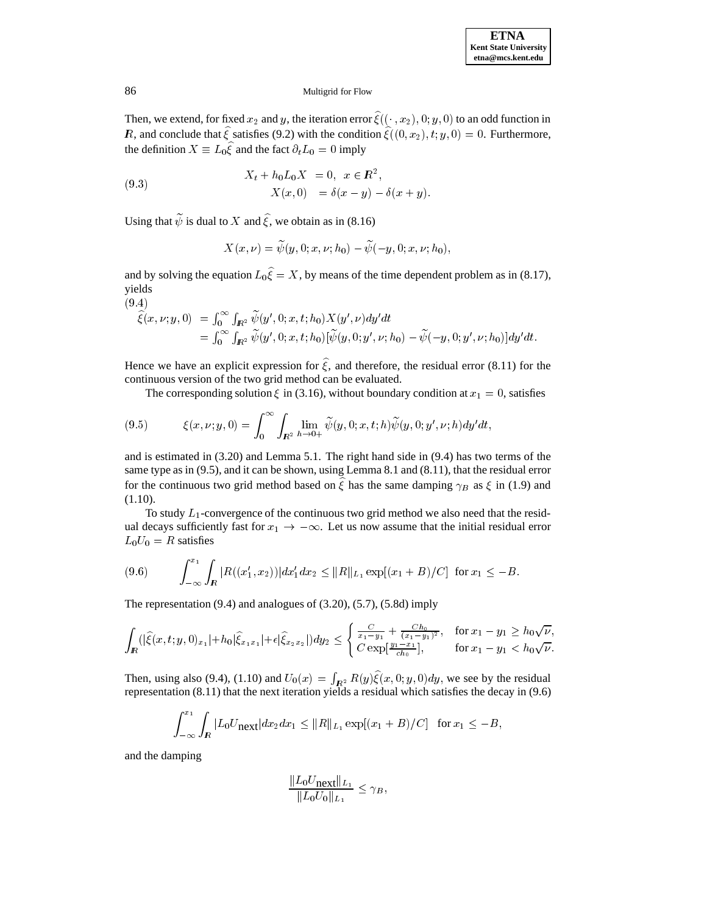Then, we extend, for fixed $x_2$ and $y$, the iteration error $\widehat{\xi}((\cdot, x_2), 0; y, 0)$ to an odd function in $\boldsymbol{R}$, and conclude that $\widehat{\xi}$ satisfies (9.2) with the condition $\widehat{\xi}((0, x_2), t; y, 0) = 0$. Furthermore, the definition $X \equiv L_0 \widehat{\xi}$ and the fact $\partial_t L_0 = 0$ imply

$$
\begin{aligned}
X_t + h_0 L_0 X &= 0, \;\; x \in \boldsymbol{R}^2, \\
X(x, 0) &= \delta(x - y) - \delta(x + y).
\end{aligned}
\tag{9.3}
$$

Using that $\widetilde{\psi}$ is dual to $X$ and $\widehat{\xi}$, we obtain as in (8.16)

$$
X(x, \nu) = \widetilde{\psi}(y, 0; x, \nu; h_0) - \widetilde{\psi}(-y, 0; x, \nu; h_0),
$$

and by solving the equation $L_0 \widehat{\xi} = X$, by means of the time dependent problem as in (8.17), yields

$$
\begin{aligned}
\widehat{\xi}(x, \nu; y, 0) &= \int_0^\infty \int_{\boldsymbol{R}^2} \widetilde{\psi}(y', 0; x, t; h_0) X(y', \nu) dy' dt \\
&= \int_0^\infty \int_{\boldsymbol{R}^2} \widetilde{\psi}(y', 0; x, t; h_0) [\widetilde{\psi}(y, 0; y', \nu; h_0) - \widetilde{\psi}(-y, 0; y', \nu; h_0)] dy' dt.
\end{aligned}
\tag{9.4}
$$

Hence we have an explicit expression for $\widehat{\xi}$, and therefore, the residual error (8.11) for the continuous version of the two grid method can be evaluated.

The corresponding solution $\xi$ in (3.16), without boundary condition at $x_1 = 0$, satisfies

$$
\xi(x, \nu; y, 0) = \int_0^\infty \int_{\boldsymbol{R}^2} \lim_{h \to 0+} \widetilde{\psi}(y, 0; x, t; h) \widetilde{\psi}(y, 0; y', \nu; h) dy' dt,
\tag{9.5}
$$

and is estimated in (3.20) and Lemma 5.1. The right hand side in (9.4) has two terms of the same type as in (9.5), and it can be shown, using Lemma 8.1 and (8.11), that the residual error for the continuous two grid method based on $\widehat{\xi}$ has the same damping $\gamma_B$ as $\xi$ in (1.9) and (1.10).

To study $L_1$-convergence of the continuous two grid method we also need that the residual decays sufficiently fast for $x_1 \to -\infty$. Let us now assume that the initial residual error $L_0 U_0 = R$ satisfies

$$
\int_{-\infty}^{x_1} \int_{\boldsymbol{R}} |R((x_1', x_2))| dx_1' dx_2 \le \|R\|_{L_1} \exp[(x_1 + B)/C] \;\; \text{for } x_1 \le -B.
\tag{9.6}
$$

The representation (9.4) and analogues of (3.20), (5.7), (5.8d) imply

$$
\int_{\boldsymbol{R}} (|\widehat{\xi}(x, t; y, 0)_{x_1}| + h_0 |\widehat{\xi}_{x_1 x_1}| + \epsilon |\widehat{\xi}_{x_2 x_2}|) dy_2 \le \begin{cases} \frac{C}{x_1 - y_1} + \frac{C h_0}{(x_1 - y_1)^2}, & \text{for } x_1 - y_1 \ge h_0 \sqrt{\nu}, \\ C \exp[\frac{y_1 - x_1}{c h_0}], & \text{for } x_1 - y_1 < h_0 \sqrt{\nu}. \end{cases}
$$

Then, using also (9.4), (1.10) and $U_0(x) = \int_{\boldsymbol{R}^2} R(y) \widehat{\xi}(x, 0; y, 0) dy$, we see by the residual representation (8.11) that the next iteration yields a residual which satisfies the decay in (9.6)

$$
\int_{-\infty}^{x_1} \int_{\boldsymbol{R}} |L_0 U_{\text{next}}| dx_2 dx_1 \le \|R\|_{L_1} \exp[(x_1 + B)/C] \;\;\; \text{for } x_1 \le -B,
$$

and the damping

$$
\frac{\|L_0 U_{\text{next}}\|_{L_1}}{\|L_0 U_0\|_{L_1}} \le \gamma_B,
$$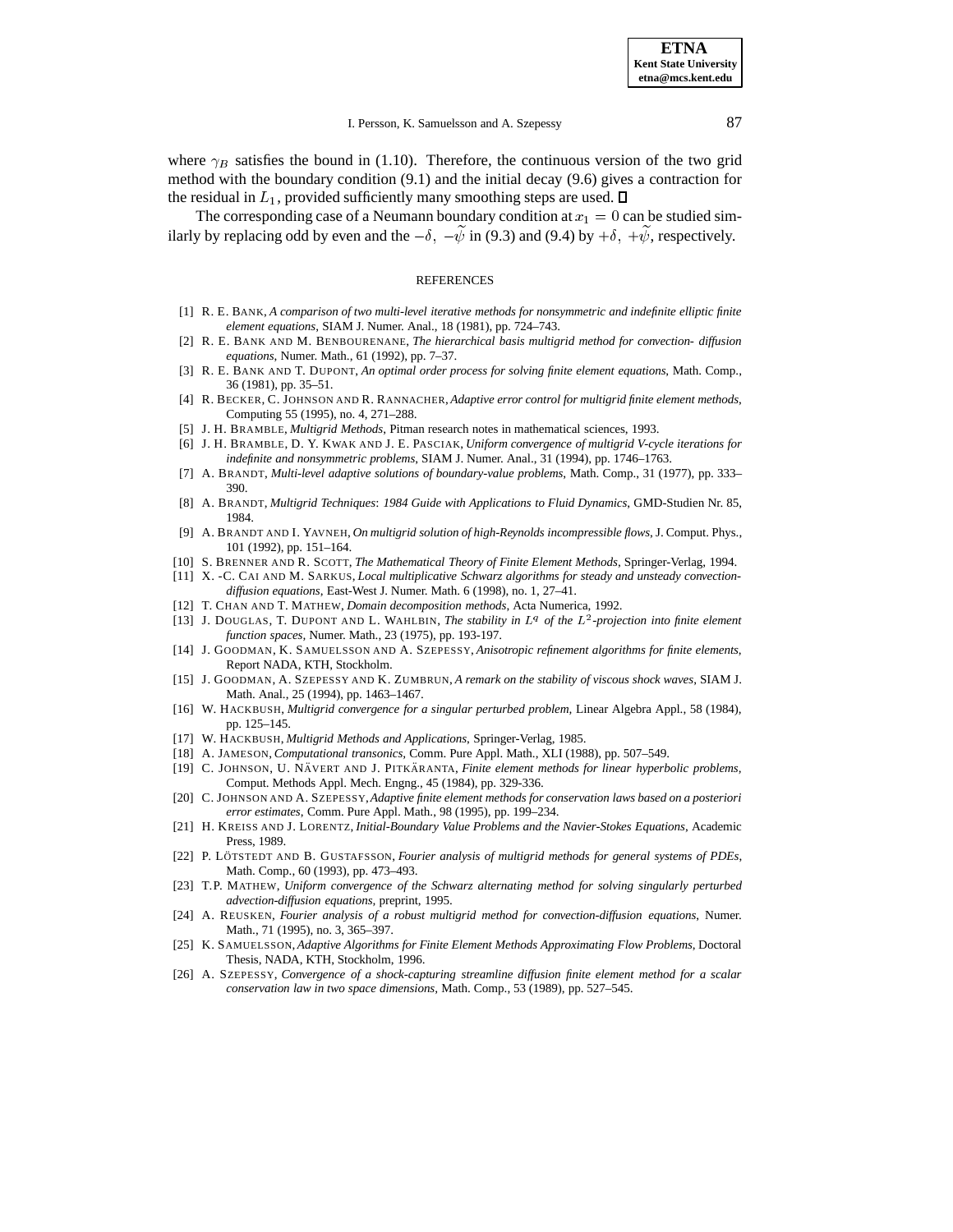where $\gamma_B$ satisfies the bound in (1.10). Therefore, the continuous version of the two grid method with the boundary condition (9.1) and the initial decay (9.6) gives a contraction for the residual in $L_1$, provided sufficiently many smoothing steps are used. $\square$

The corresponding case of a Neumann boundary condition at $x_1 = 0$ can be studied similarly by replacing odd by even and the $-\delta,\ -\tilde{\psi}$ in (9.3) and (9.4) by $+\delta,\ +\tilde{\psi}$, respectively.

## REFERENCES

[1] R. E. Bank, *A comparison of two multi-level iterative methods for nonsymmetric and indefinite elliptic finite element equations*, SIAM J. Numer. Anal., 18 (1981), pp. 724–743.

[2] R. E. Bank and M. Benbourenane, *The hierarchical basis multigrid method for convection- diffusion equations*, Numer. Math., 61 (1992), pp. 7–37.

[3] R. E. Bank and T. Dupont, *An optimal order process for solving finite element equations*, Math. Comp., 36 (1981), pp. 35–51.

[4] R. Becker, C. Johnson and R. Rannacher, *Adaptive error control for multigrid finite element methods*, Computing 55 (1995), no. 4, 271–288.

[5] J. H. Bramble, *Multigrid Methods*, Pitman research notes in mathematical sciences, 1993.

[6] J. H. Bramble, D. Y. Kwak and J. E. Pasciak, *Uniform convergence of multigrid V-cycle iterations for indefinite and nonsymmetric problems*, SIAM J. Numer. Anal., 31 (1994), pp. 1746–1763.

[7] A. Brandt, *Multi-level adaptive solutions of boundary-value problems*, Math. Comp., 31 (1977), pp. 333–390.

[8] A. Brandt, *Multigrid Techniques*: *1984 Guide with Applications to Fluid Dynamics*, GMD-Studien Nr. 85, 1984.

[9] A. Brandt and I. Yavneh, *On multigrid solution of high-Reynolds incompressible flows*, J. Comput. Phys., 101 (1992), pp. 151–164.

[10] S. Brenner and R. Scott, *The Mathematical Theory of Finite Element Methods*, Springer-Verlag, 1994.

[11] X. -C. Cai and M. Sarkus, *Local multiplicative Schwarz algorithms for steady and unsteady convection-diffusion equations*, East-West J. Numer. Math. 6 (1998), no. 1, 27–41.

[12] T. Chan and T. Mathew, *Domain decomposition methods*, Acta Numerica, 1992.

[13] J. Douglas, T. Dupont and L. Wahlbin, *The stability in $L^q$ of the $L^2$-projection into finite element function spaces*, Numer. Math., 23 (1975), pp. 193-197.

[14] J. Goodman, K. Samuelsson and A. Szepessy, *Anisotropic refinement algorithms for finite elements*, Report NADA, KTH, Stockholm.

[15] J. Goodman, A. Szepessy and K. Zumbrun, *A remark on the stability of viscous shock waves*, SIAM J. Math. Anal., 25 (1994), pp. 1463–1467.

[16] W. Hackbush, *Multigrid convergence for a singular perturbed problem*, Linear Algebra Appl., 58 (1984), pp. 125–145.

[17] W. Hackbush, *Multigrid Methods and Applications*, Springer-Verlag, 1985.

[18] A. Jameson, *Computational transonics*, Comm. Pure Appl. Math., XLI (1988), pp. 507–549.

[19] C. Johnson, U. Nävert and J. Pitkäranta, *Finite element methods for linear hyperbolic problems*, Comput. Methods Appl. Mech. Engng., 45 (1984), pp. 329-336.

[20] C. Johnson and A. Szepessy, *Adaptive finite element methods for conservation laws based on a posteriori error estimates*, Comm. Pure Appl. Math., 98 (1995), pp. 199–234.

[21] H. Kreiss and J. Lorentz, *Initial-Boundary Value Problems and the Navier-Stokes Equations*, Academic Press, 1989.

[22] P. Lötstedt and B. Gustafsson, *Fourier analysis of multigrid methods for general systems of PDEs*, Math. Comp., 60 (1993), pp. 473–493.

[23] T.P. Mathew, *Uniform convergence of the Schwarz alternating method for solving singularly perturbed advection-diffusion equations*, preprint, 1995.

[24] A. Reusken, *Fourier analysis of a robust multigrid method for convection-diffusion equations*, Numer. Math., 71 (1995), no. 3, 365–397.

[25] K. Samuelsson, *Adaptive Algorithms for Finite Element Methods Approximating Flow Problems*, Doctoral Thesis, NADA, KTH, Stockholm, 1996.

[26] A. Szepessy, *Convergence of a shock-capturing streamline diffusion finite element method for a scalar conservation law in two space dimensions*, Math. Comp., 53 (1989), pp. 527–545.